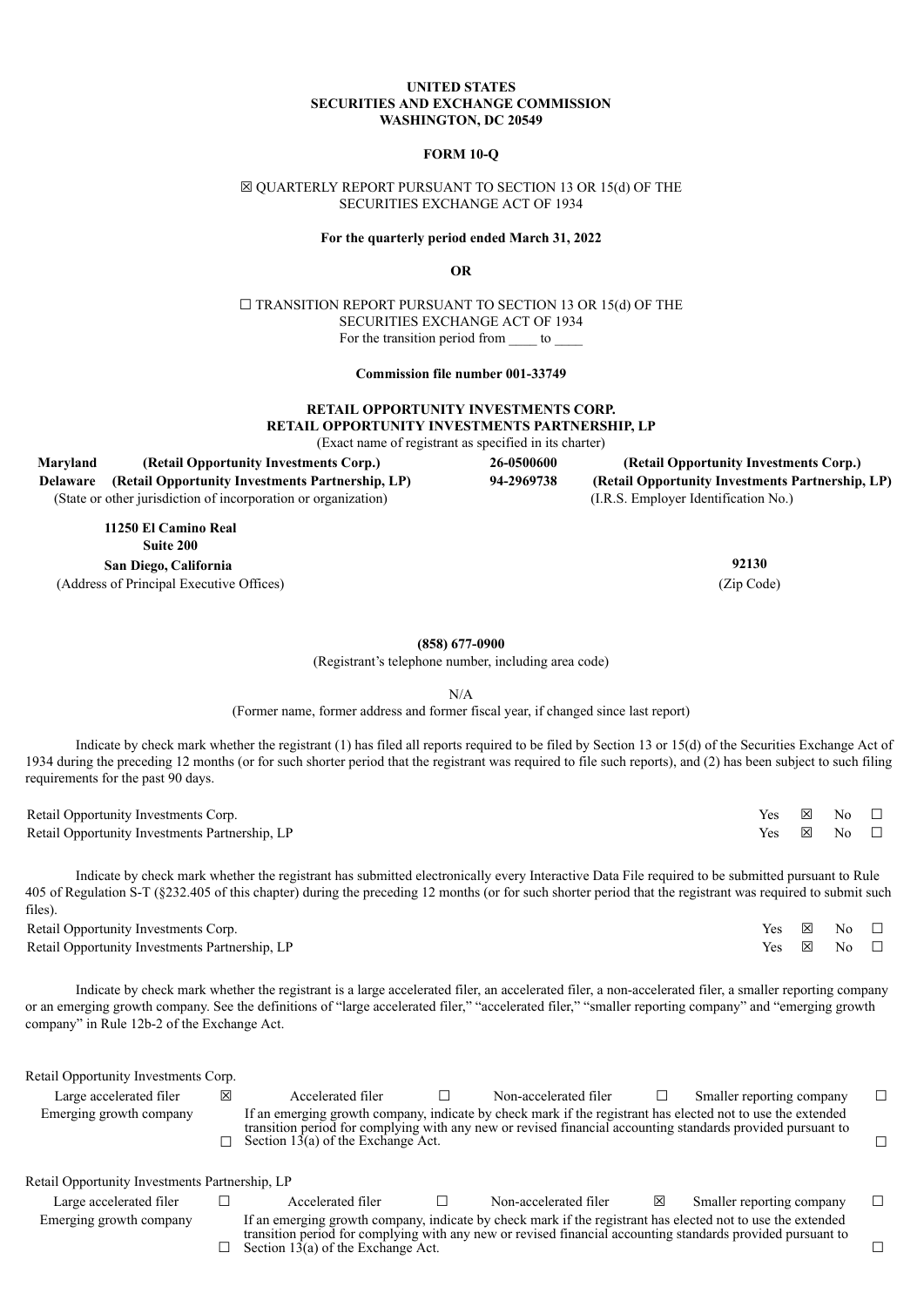**UNITED STATES**
**SECURITIES AND EXCHANGE COMMISSION**
**WASHINGTON, DC 20549**

**FORM 10-Q**

☒ QUARTERLY REPORT PURSUANT TO SECTION 13 OR 15(d) OF THE SECURITIES EXCHANGE ACT OF 1934

**For the quarterly period ended March 31, 2022**

**OR**

☐ TRANSITION REPORT PURSUANT TO SECTION 13 OR 15(d) OF THE SECURITIES EXCHANGE ACT OF 1934
For the transition period from ____ to ____

**Commission file number 001-33749**

**RETAIL OPPORTUNITY INVESTMENTS CORP.**
**RETAIL OPPORTUNITY INVESTMENTS PARTNERSHIP, LP**
(Exact name of registrant as specified in its charter)

| | | | |
|---|---|---|---|
| **Maryland** | **(Retail Opportunity Investments Corp.)** | **26-0500600** | **(Retail Opportunity Investments Corp.)** |
| **Delaware** | **(Retail Opportunity Investments Partnership, LP)** | **94-2969738** | **(Retail Opportunity Investments Partnership, LP)** |
| (State or other jurisdiction of incorporation or organization) | | (I.R.S. Employer Identification No.) | |

**11250 El Camino Real**
**Suite 200**
**San Diego, California** — **92130**
(Address of Principal Executive Offices) — (Zip Code)

**(858) 677-0900**
(Registrant's telephone number, including area code)

N/A
(Former name, former address and former fiscal year, if changed since last report)

Indicate by check mark whether the registrant (1) has filed all reports required to be filed by Section 13 or 15(d) of the Securities Exchange Act of 1934 during the preceding 12 months (or for such shorter period that the registrant was required to file such reports), and (2) has been subject to such filing requirements for the past 90 days.

| | | | | |
|---|---|---|---|---|
| Retail Opportunity Investments Corp. | Yes | ☒ | No | ☐ |
| Retail Opportunity Investments Partnership, LP | Yes | ☒ | No | ☐ |

Indicate by check mark whether the registrant has submitted electronically every Interactive Data File required to be submitted pursuant to Rule 405 of Regulation S-T (§232.405 of this chapter) during the preceding 12 months (or for such shorter period that the registrant was required to submit such files).

| | | | | |
|---|---|---|---|---|
| Retail Opportunity Investments Corp. | Yes | ☒ | No | ☐ |
| Retail Opportunity Investments Partnership, LP | Yes | ☒ | No | ☐ |

Indicate by check mark whether the registrant is a large accelerated filer, an accelerated filer, a non-accelerated filer, a smaller reporting company or an emerging growth company. See the definitions of "large accelerated filer," "accelerated filer," "smaller reporting company" and "emerging growth company" in Rule 12b-2 of the Exchange Act.

Retail Opportunity Investments Corp.

| | | | | | | | |
|---|---|---|---|---|---|---|---|
| Large accelerated filer | ☒ | Accelerated filer | ☐ | Non-accelerated filer | ☐ | Smaller reporting company | ☐ |
| Emerging growth company | ☐ | If an emerging growth company, indicate by check mark if the registrant has elected not to use the extended transition period for complying with any new or revised financial accounting standards provided pursuant to Section 13(a) of the Exchange Act. | | | | | ☐ |

Retail Opportunity Investments Partnership, LP

| | | | | | | | |
|---|---|---|---|---|---|---|---|
| Large accelerated filer | ☐ | Accelerated filer | ☐ | Non-accelerated filer | ☒ | Smaller reporting company | ☐ |
| Emerging growth company | ☐ | If an emerging growth company, indicate by check mark if the registrant has elected not to use the extended transition period for complying with any new or revised financial accounting standards provided pursuant to Section 13(a) of the Exchange Act. | | | | | ☐ |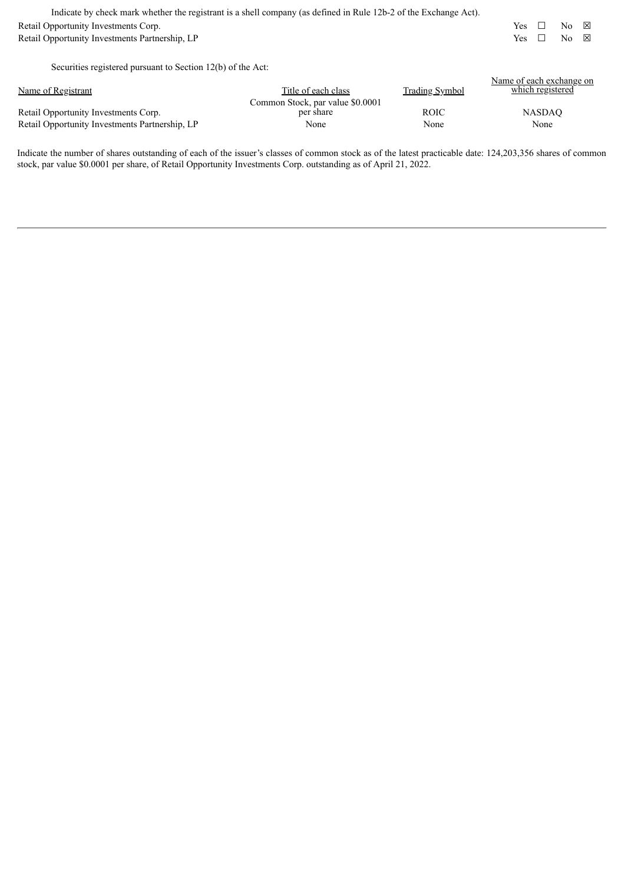Indicate by check mark whether the registrant is a shell company (as defined in Rule 12b-2 of the Exchange Act).

| | |
|---|---|
| Retail Opportunity Investments Corp. | Yes ☐ No ☒ |
| Retail Opportunity Investments Partnership, LP | Yes ☐ No ☒ |

Securities registered pursuant to Section 12(b) of the Act:

| Name of Registrant | Title of each class | Trading Symbol | Name of each exchange on which registered |
|---|---|---|---|
| Retail Opportunity Investments Corp. | Common Stock, par value $0.0001 per share | ROIC | NASDAQ |
| Retail Opportunity Investments Partnership, LP | None | None | None |

Indicate the number of shares outstanding of each of the issuer's classes of common stock as of the latest practicable date: 124,203,356 shares of common stock, par value $0.0001 per share, of Retail Opportunity Investments Corp. outstanding as of April 21, 2022.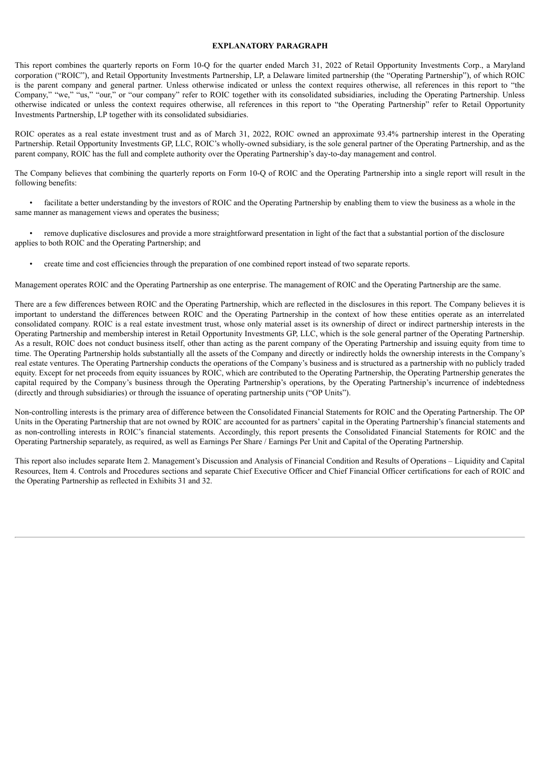## EXPLANATORY PARAGRAPH

This report combines the quarterly reports on Form 10-Q for the quarter ended March 31, 2022 of Retail Opportunity Investments Corp., a Maryland corporation ("ROIC"), and Retail Opportunity Investments Partnership, LP, a Delaware limited partnership (the "Operating Partnership"), of which ROIC is the parent company and general partner. Unless otherwise indicated or unless the context requires otherwise, all references in this report to "the Company," "we," "us," "our," or "our company" refer to ROIC together with its consolidated subsidiaries, including the Operating Partnership. Unless otherwise indicated or unless the context requires otherwise, all references in this report to "the Operating Partnership" refer to Retail Opportunity Investments Partnership, LP together with its consolidated subsidiaries.

ROIC operates as a real estate investment trust and as of March 31, 2022, ROIC owned an approximate 93.4% partnership interest in the Operating Partnership. Retail Opportunity Investments GP, LLC, ROIC's wholly-owned subsidiary, is the sole general partner of the Operating Partnership, and as the parent company, ROIC has the full and complete authority over the Operating Partnership's day-to-day management and control.

The Company believes that combining the quarterly reports on Form 10-Q of ROIC and the Operating Partnership into a single report will result in the following benefits:

- facilitate a better understanding by the investors of ROIC and the Operating Partnership by enabling them to view the business as a whole in the same manner as management views and operates the business;
- remove duplicative disclosures and provide a more straightforward presentation in light of the fact that a substantial portion of the disclosure applies to both ROIC and the Operating Partnership; and
- create time and cost efficiencies through the preparation of one combined report instead of two separate reports.

Management operates ROIC and the Operating Partnership as one enterprise. The management of ROIC and the Operating Partnership are the same.

There are a few differences between ROIC and the Operating Partnership, which are reflected in the disclosures in this report. The Company believes it is important to understand the differences between ROIC and the Operating Partnership in the context of how these entities operate as an interrelated consolidated company. ROIC is a real estate investment trust, whose only material asset is its ownership of direct or indirect partnership interests in the Operating Partnership and membership interest in Retail Opportunity Investments GP, LLC, which is the sole general partner of the Operating Partnership. As a result, ROIC does not conduct business itself, other than acting as the parent company of the Operating Partnership and issuing equity from time to time. The Operating Partnership holds substantially all the assets of the Company and directly or indirectly holds the ownership interests in the Company's real estate ventures. The Operating Partnership conducts the operations of the Company's business and is structured as a partnership with no publicly traded equity. Except for net proceeds from equity issuances by ROIC, which are contributed to the Operating Partnership, the Operating Partnership generates the capital required by the Company's business through the Operating Partnership's operations, by the Operating Partnership's incurrence of indebtedness (directly and through subsidiaries) or through the issuance of operating partnership units ("OP Units").

Non-controlling interests is the primary area of difference between the Consolidated Financial Statements for ROIC and the Operating Partnership. The OP Units in the Operating Partnership that are not owned by ROIC are accounted for as partners' capital in the Operating Partnership's financial statements and as non-controlling interests in ROIC's financial statements. Accordingly, this report presents the Consolidated Financial Statements for ROIC and the Operating Partnership separately, as required, as well as Earnings Per Share / Earnings Per Unit and Capital of the Operating Partnership.

This report also includes separate Item 2. Management's Discussion and Analysis of Financial Condition and Results of Operations – Liquidity and Capital Resources, Item 4. Controls and Procedures sections and separate Chief Executive Officer and Chief Financial Officer certifications for each of ROIC and the Operating Partnership as reflected in Exhibits 31 and 32.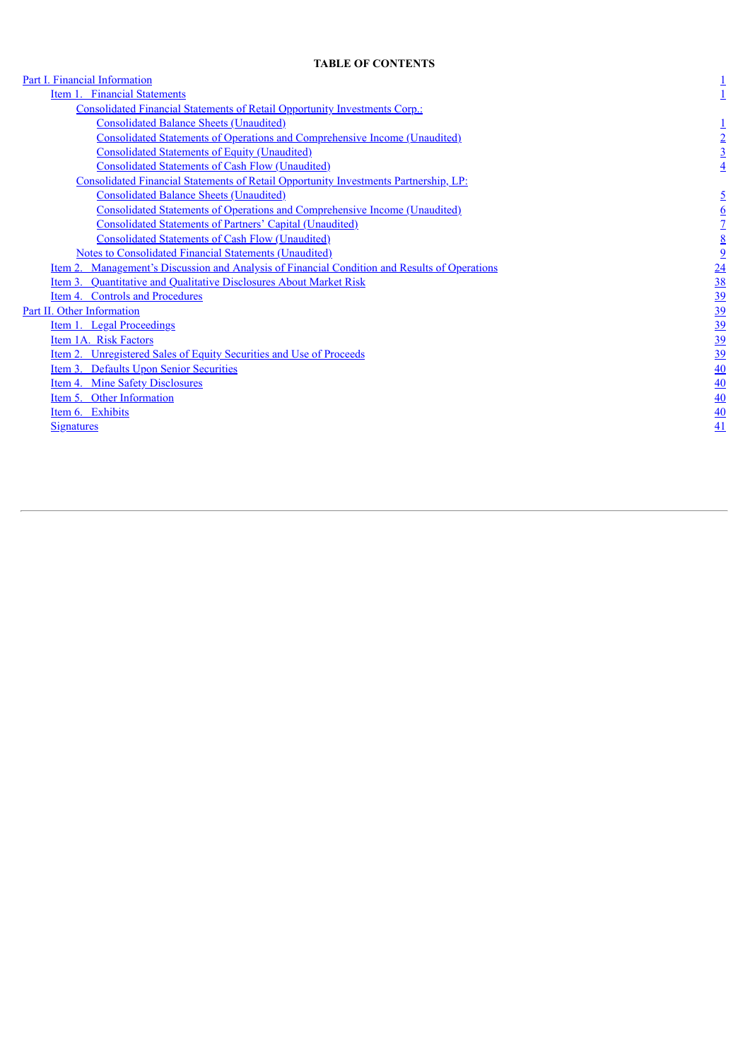**TABLE OF CONTENTS**

| | |
|---|---|
| Part I. Financial Information | 1 |
| Item 1. Financial Statements | 1 |
| Consolidated Financial Statements of Retail Opportunity Investments Corp.: | |
| Consolidated Balance Sheets (Unaudited) | 1 |
| Consolidated Statements of Operations and Comprehensive Income (Unaudited) | 2 |
| Consolidated Statements of Equity (Unaudited) | 3 |
| Consolidated Statements of Cash Flow (Unaudited) | 4 |
| Consolidated Financial Statements of Retail Opportunity Investments Partnership, LP: | |
| Consolidated Balance Sheets (Unaudited) | 5 |
| Consolidated Statements of Operations and Comprehensive Income (Unaudited) | 6 |
| Consolidated Statements of Partners' Capital (Unaudited) | 7 |
| Consolidated Statements of Cash Flow (Unaudited) | 8 |
| Notes to Consolidated Financial Statements (Unaudited) | 9 |
| Item 2. Management's Discussion and Analysis of Financial Condition and Results of Operations | 24 |
| Item 3. Quantitative and Qualitative Disclosures About Market Risk | 38 |
| Item 4. Controls and Procedures | 39 |
| Part II. Other Information | 39 |
| Item 1. Legal Proceedings | 39 |
| Item 1A. Risk Factors | 39 |
| Item 2. Unregistered Sales of Equity Securities and Use of Proceeds | 39 |
| Item 3. Defaults Upon Senior Securities | 40 |
| Item 4. Mine Safety Disclosures | 40 |
| Item 5. Other Information | 40 |
| Item 6. Exhibits | 40 |
| Signatures | 41 |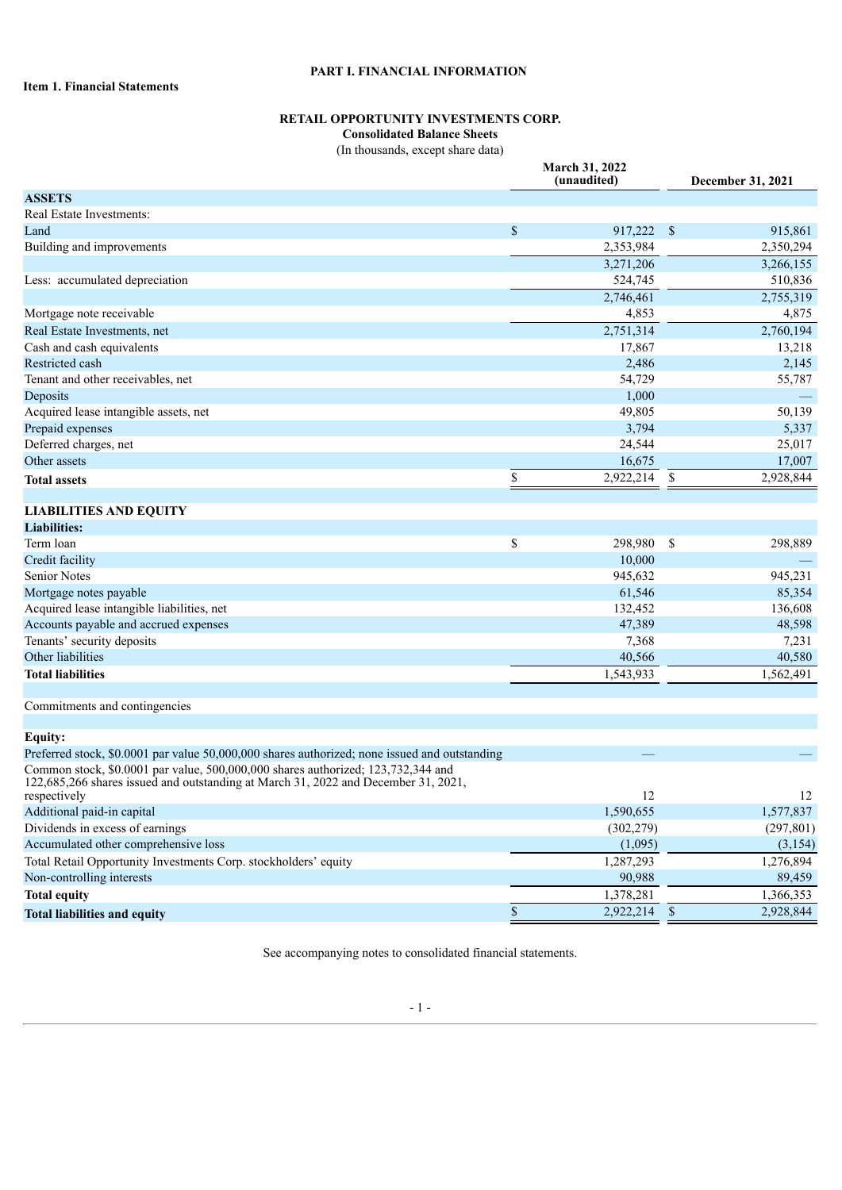# PART I. FINANCIAL INFORMATION

## Item 1. Financial Statements

### RETAIL OPPORTUNITY INVESTMENTS CORP.

**Consolidated Balance Sheets**

(In thousands, except share data)

| | March 31, 2022 (unaudited) | December 31, 2021 |
|---|---|---|
| **ASSETS** | | |
| Real Estate Investments: | | |
| Land | $ 917,222 | $ 915,861 |
| Building and improvements | 2,353,984 | 2,350,294 |
| | 3,271,206 | 3,266,155 |
| Less: accumulated depreciation | 524,745 | 510,836 |
| | 2,746,461 | 2,755,319 |
| Mortgage note receivable | 4,853 | 4,875 |
| Real Estate Investments, net | 2,751,314 | 2,760,194 |
| Cash and cash equivalents | 17,867 | 13,218 |
| Restricted cash | 2,486 | 2,145 |
| Tenant and other receivables, net | 54,729 | 55,787 |
| Deposits | 1,000 | — |
| Acquired lease intangible assets, net | 49,805 | 50,139 |
| Prepaid expenses | 3,794 | 5,337 |
| Deferred charges, net | 24,544 | 25,017 |
| Other assets | 16,675 | 17,007 |
| **Total assets** | $ 2,922,214 | $ 2,928,844 |
| | | |
| **LIABILITIES AND EQUITY** | | |
| **Liabilities:** | | |
| Term loan | $ 298,980 | $ 298,889 |
| Credit facility | 10,000 | — |
| Senior Notes | 945,632 | 945,231 |
| Mortgage notes payable | 61,546 | 85,354 |
| Acquired lease intangible liabilities, net | 132,452 | 136,608 |
| Accounts payable and accrued expenses | 47,389 | 48,598 |
| Tenants' security deposits | 7,368 | 7,231 |
| Other liabilities | 40,566 | 40,580 |
| **Total liabilities** | 1,543,933 | 1,562,491 |
| | | |
| Commitments and contingencies | | |
| | | |
| **Equity:** | | |
| Preferred stock, $0.0001 par value 50,000,000 shares authorized; none issued and outstanding | — | — |
| Common stock, $0.0001 par value, 500,000,000 shares authorized; 123,732,344 and 122,685,266 shares issued and outstanding at March 31, 2022 and December 31, 2021, respectively | 12 | 12 |
| Additional paid-in capital | 1,590,655 | 1,577,837 |
| Dividends in excess of earnings | (302,279) | (297,801) |
| Accumulated other comprehensive loss | (1,095) | (3,154) |
| Total Retail Opportunity Investments Corp. stockholders' equity | 1,287,293 | 1,276,894 |
| Non-controlling interests | 90,988 | 89,459 |
| **Total equity** | 1,378,281 | 1,366,353 |
| **Total liabilities and equity** | $ 2,922,214 | $ 2,928,844 |

See accompanying notes to consolidated financial statements.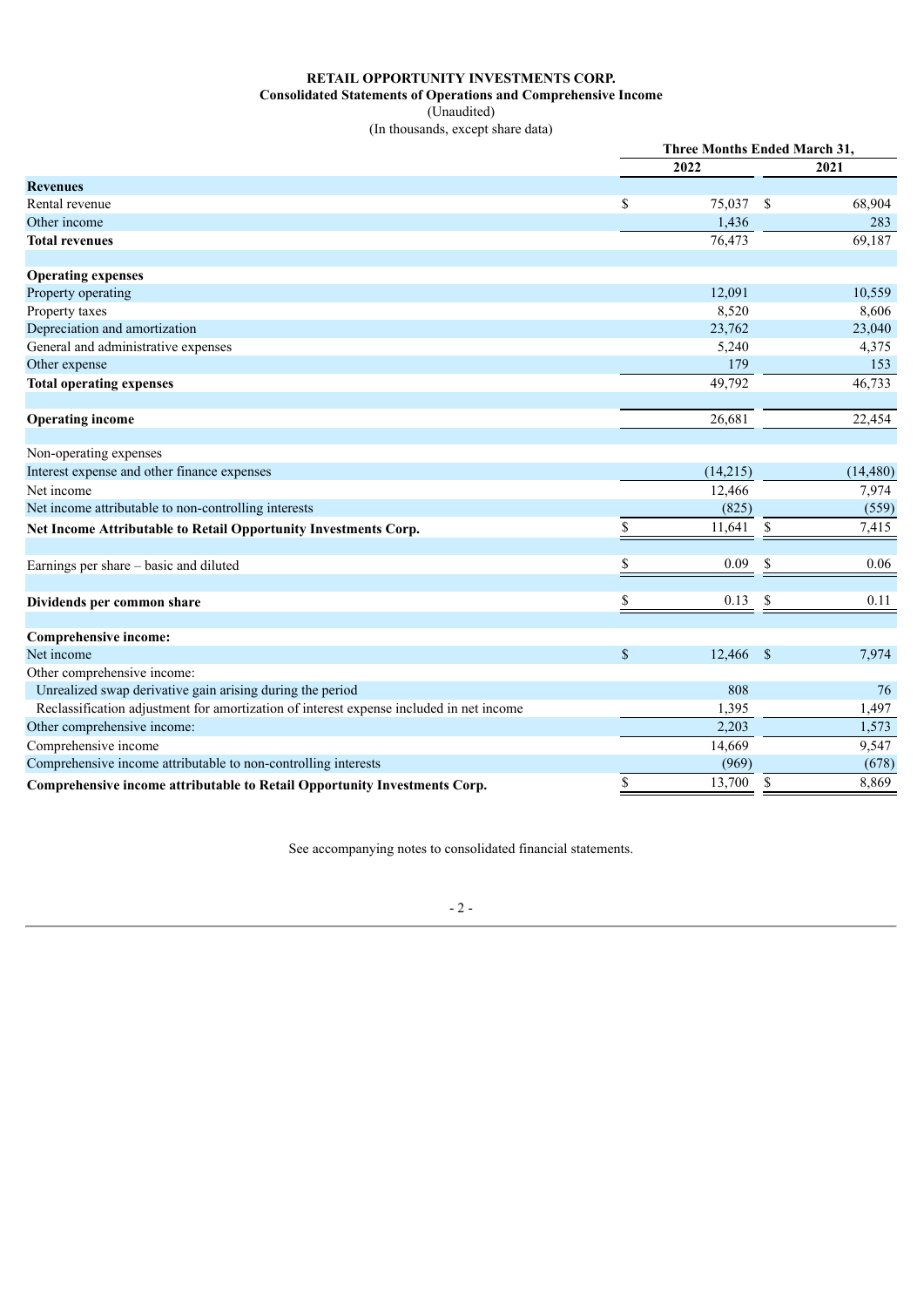**RETAIL OPPORTUNITY INVESTMENTS CORP.**
**Consolidated Statements of Operations and Comprehensive Income**
(Unaudited)
(In thousands, except share data)

| | Three Months Ended March 31, | |
|---|---|---|
| | **2022** | **2021** |
| **Revenues** | | |
| Rental revenue | $ 75,037 | $ 68,904 |
| Other income | 1,436 | 283 |
| **Total revenues** | 76,473 | 69,187 |
| | | |
| **Operating expenses** | | |
| Property operating | 12,091 | 10,559 |
| Property taxes | 8,520 | 8,606 |
| Depreciation and amortization | 23,762 | 23,040 |
| General and administrative expenses | 5,240 | 4,375 |
| Other expense | 179 | 153 |
| **Total operating expenses** | 49,792 | 46,733 |
| | | |
| **Operating income** | 26,681 | 22,454 |
| | | |
| Non-operating expenses | | |
| Interest expense and other finance expenses | (14,215) | (14,480) |
| Net income | 12,466 | 7,974 |
| Net income attributable to non-controlling interests | (825) | (559) |
| **Net Income Attributable to Retail Opportunity Investments Corp.** | $ 11,641 | $ 7,415 |
| | | |
| Earnings per share – basic and diluted | $ 0.09 | $ 0.06 |
| | | |
| **Dividends per common share** | $ 0.13 | $ 0.11 |
| | | |
| **Comprehensive income:** | | |
| Net income | $ 12,466 | $ 7,974 |
| Other comprehensive income: | | |
| Unrealized swap derivative gain arising during the period | 808 | 76 |
| Reclassification adjustment for amortization of interest expense included in net income | 1,395 | 1,497 |
| Other comprehensive income: | 2,203 | 1,573 |
| Comprehensive income | 14,669 | 9,547 |
| Comprehensive income attributable to non-controlling interests | (969) | (678) |
| **Comprehensive income attributable to Retail Opportunity Investments Corp.** | $ 13,700 | $ 8,869 |

See accompanying notes to consolidated financial statements.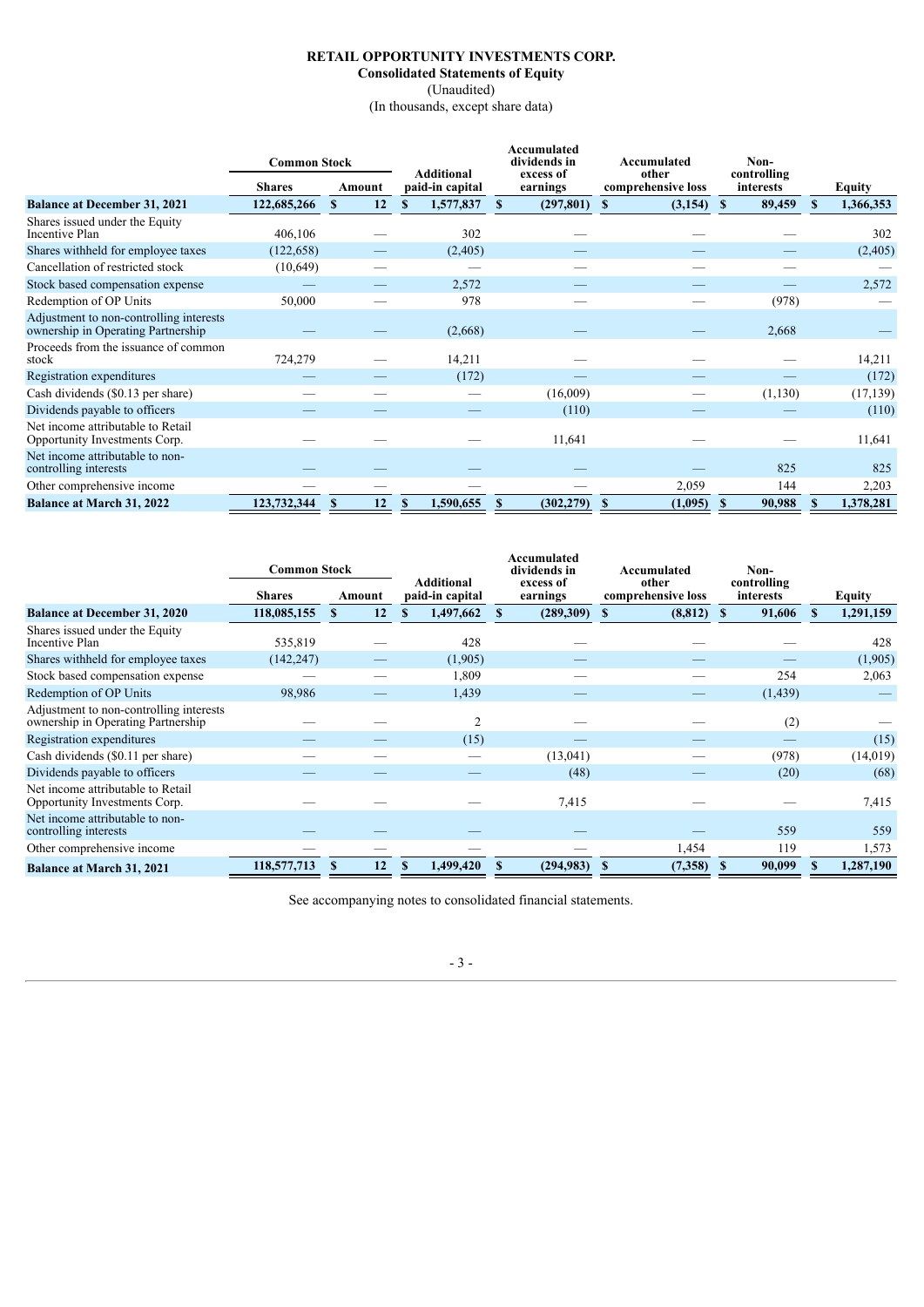# RETAIL OPPORTUNITY INVESTMENTS CORP.

## Consolidated Statements of Equity

(Unaudited)

(In thousands, except share data)

| | Common Stock | | Additional paid-in capital | Accumulated dividends in excess of earnings | Accumulated other comprehensive loss | Non-controlling interests | Equity |
|---|---|---|---|---|---|---|---|
| | Shares | Amount | | | | | |
| **Balance at December 31, 2021** | **122,685,266** | **$ 12** | **$ 1,577,837** | **$ (297,801)** | **$ (3,154)** | **$ 89,459** | **$ 1,366,353** |
| Shares issued under the Equity Incentive Plan | 406,106 | — | 302 | — | — | — | 302 |
| Shares withheld for employee taxes | (122,658) | — | (2,405) | — | — | — | (2,405) |
| Cancellation of restricted stock | (10,649) | — | — | — | — | — | — |
| Stock based compensation expense | — | — | 2,572 | — | — | — | 2,572 |
| Redemption of OP Units | 50,000 | — | 978 | — | — | (978) | — |
| Adjustment to non-controlling interests ownership in Operating Partnership | — | — | (2,668) | — | — | 2,668 | — |
| Proceeds from the issuance of common stock | 724,279 | — | 14,211 | — | — | — | 14,211 |
| Registration expenditures | — | — | (172) | — | — | — | (172) |
| Cash dividends ($0.13 per share) | — | — | — | (16,009) | — | (1,130) | (17,139) |
| Dividends payable to officers | — | — | — | (110) | — | — | (110) |
| Net income attributable to Retail Opportunity Investments Corp. | — | — | — | 11,641 | — | — | 11,641 |
| Net income attributable to non-controlling interests | — | — | — | — | — | 825 | 825 |
| Other comprehensive income | — | — | — | — | 2,059 | 144 | 2,203 |
| **Balance at March 31, 2022** | **123,732,344** | **$ 12** | **$ 1,590,655** | **$ (302,279)** | **$ (1,095)** | **$ 90,988** | **$ 1,378,281** |

| | Common Stock | | Additional paid-in capital | Accumulated dividends in excess of earnings | Accumulated other comprehensive loss | Non-controlling interests | Equity |
|---|---|---|---|---|---|---|---|
| | Shares | Amount | | | | | |
| **Balance at December 31, 2020** | **118,085,155** | **$ 12** | **$ 1,497,662** | **$ (289,309)** | **$ (8,812)** | **$ 91,606** | **$ 1,291,159** |
| Shares issued under the Equity Incentive Plan | 535,819 | — | 428 | — | — | — | 428 |
| Shares withheld for employee taxes | (142,247) | — | (1,905) | — | — | — | (1,905) |
| Stock based compensation expense | — | — | 1,809 | — | — | 254 | 2,063 |
| Redemption of OP Units | 98,986 | — | 1,439 | — | — | (1,439) | — |
| Adjustment to non-controlling interests ownership in Operating Partnership | — | — | 2 | — | — | (2) | — |
| Registration expenditures | — | — | (15) | — | — | — | (15) |
| Cash dividends ($0.11 per share) | — | — | — | (13,041) | — | (978) | (14,019) |
| Dividends payable to officers | — | — | — | (48) | — | (20) | (68) |
| Net income attributable to Retail Opportunity Investments Corp. | — | — | — | 7,415 | — | — | 7,415 |
| Net income attributable to non-controlling interests | — | — | — | — | — | 559 | 559 |
| Other comprehensive income | — | — | — | — | 1,454 | 119 | 1,573 |
| **Balance at March 31, 2021** | **118,577,713** | **$ 12** | **$ 1,499,420** | **$ (294,983)** | **$ (7,358)** | **$ 90,099** | **$ 1,287,190** |

See accompanying notes to consolidated financial statements.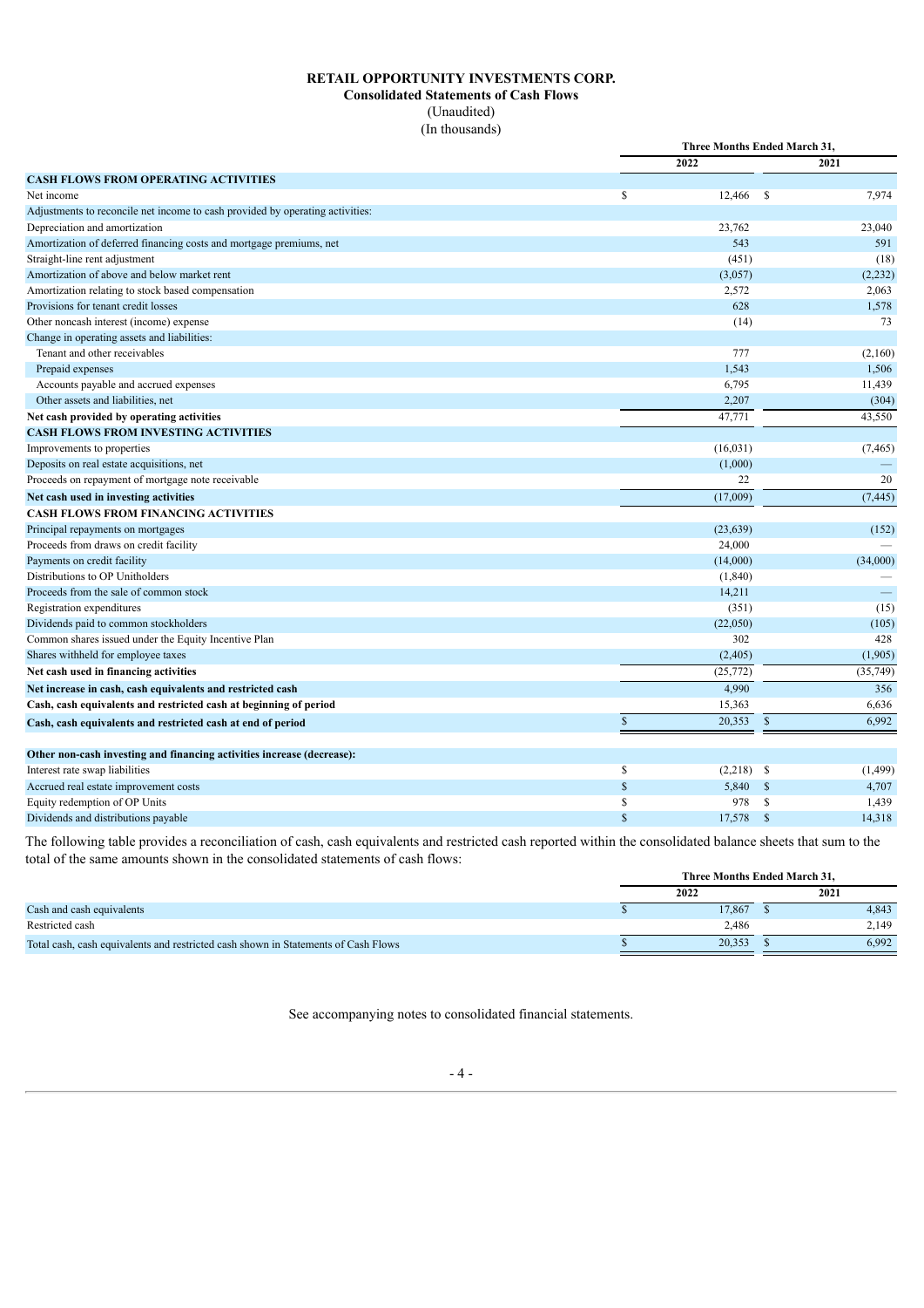# RETAIL OPPORTUNITY INVESTMENTS CORP.

## Consolidated Statements of Cash Flows

(Unaudited)

(In thousands)

| | Three Months Ended March 31, | |
|---|---|---|
| | 2022 | 2021 |
| **CASH FLOWS FROM OPERATING ACTIVITIES** | | |
| Net income | $ 12,466 | $ 7,974 |
| Adjustments to reconcile net income to cash provided by operating activities: | | |
| Depreciation and amortization | 23,762 | 23,040 |
| Amortization of deferred financing costs and mortgage premiums, net | 543 | 591 |
| Straight-line rent adjustment | (451) | (18) |
| Amortization of above and below market rent | (3,057) | (2,232) |
| Amortization relating to stock based compensation | 2,572 | 2,063 |
| Provisions for tenant credit losses | 628 | 1,578 |
| Other noncash interest (income) expense | (14) | 73 |
| Change in operating assets and liabilities: | | |
| Tenant and other receivables | 777 | (2,160) |
| Prepaid expenses | 1,543 | 1,506 |
| Accounts payable and accrued expenses | 6,795 | 11,439 |
| Other assets and liabilities, net | 2,207 | (304) |
| **Net cash provided by operating activities** | 47,771 | 43,550 |
| **CASH FLOWS FROM INVESTING ACTIVITIES** | | |
| Improvements to properties | (16,031) | (7,465) |
| Deposits on real estate acquisitions, net | (1,000) | — |
| Proceeds on repayment of mortgage note receivable | 22 | 20 |
| **Net cash used in investing activities** | (17,009) | (7,445) |
| **CASH FLOWS FROM FINANCING ACTIVITIES** | | |
| Principal repayments on mortgages | (23,639) | (152) |
| Proceeds from draws on credit facility | 24,000 | — |
| Payments on credit facility | (14,000) | (34,000) |
| Distributions to OP Unitholders | (1,840) | — |
| Proceeds from the sale of common stock | 14,211 | — |
| Registration expenditures | (351) | (15) |
| Dividends paid to common stockholders | (22,050) | (105) |
| Common shares issued under the Equity Incentive Plan | 302 | 428 |
| Shares withheld for employee taxes | (2,405) | (1,905) |
| **Net cash used in financing activities** | (25,772) | (35,749) |
| **Net increase in cash, cash equivalents and restricted cash** | 4,990 | 356 |
| **Cash, cash equivalents and restricted cash at beginning of period** | 15,363 | 6,636 |
| **Cash, cash equivalents and restricted cash at end of period** | $ 20,353 | $ 6,992 |
| | | |
| **Other non-cash investing and financing activities increase (decrease):** | | |
| Interest rate swap liabilities | $ (2,218) | $ (1,499) |
| Accrued real estate improvement costs | $ 5,840 | $ 4,707 |
| Equity redemption of OP Units | $ 978 | $ 1,439 |
| Dividends and distributions payable | $ 17,578 | $ 14,318 |

The following table provides a reconciliation of cash, cash equivalents and restricted cash reported within the consolidated balance sheets that sum to the total of the same amounts shown in the consolidated statements of cash flows:

| | Three Months Ended March 31, | |
|---|---|---|
| | 2022 | 2021 |
| Cash and cash equivalents | $ 17,867 | $ 4,843 |
| Restricted cash | 2,486 | 2,149 |
| Total cash, cash equivalents and restricted cash shown in Statements of Cash Flows | $ 20,353 | $ 6,992 |

See accompanying notes to consolidated financial statements.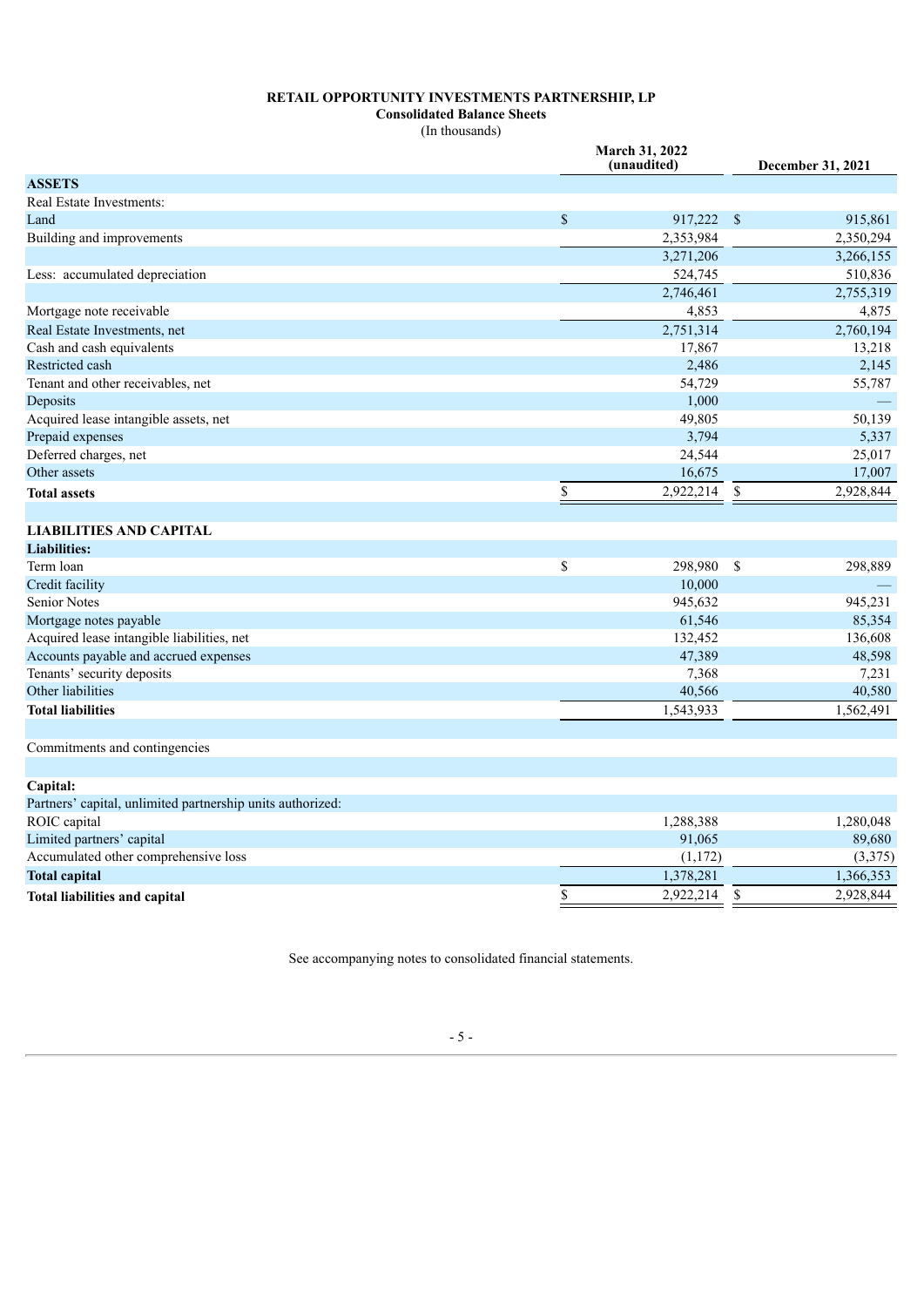# RETAIL OPPORTUNITY INVESTMENTS PARTNERSHIP, LP

## Consolidated Balance Sheets

(In thousands)

| | March 31, 2022 (unaudited) | December 31, 2021 |
|---|---|---|
| **ASSETS** | | |
| Real Estate Investments: | | |
| Land | $ 917,222 | $ 915,861 |
| Building and improvements | 2,353,984 | 2,350,294 |
| | 3,271,206 | 3,266,155 |
| Less: accumulated depreciation | 524,745 | 510,836 |
| | 2,746,461 | 2,755,319 |
| Mortgage note receivable | 4,853 | 4,875 |
| Real Estate Investments, net | 2,751,314 | 2,760,194 |
| Cash and cash equivalents | 17,867 | 13,218 |
| Restricted cash | 2,486 | 2,145 |
| Tenant and other receivables, net | 54,729 | 55,787 |
| Deposits | 1,000 | — |
| Acquired lease intangible assets, net | 49,805 | 50,139 |
| Prepaid expenses | 3,794 | 5,337 |
| Deferred charges, net | 24,544 | 25,017 |
| Other assets | 16,675 | 17,007 |
| **Total assets** | $ 2,922,214 | $ 2,928,844 |
| | | |
| **LIABILITIES AND CAPITAL** | | |
| **Liabilities:** | | |
| Term loan | $ 298,980 | $ 298,889 |
| Credit facility | 10,000 | — |
| Senior Notes | 945,632 | 945,231 |
| Mortgage notes payable | 61,546 | 85,354 |
| Acquired lease intangible liabilities, net | 132,452 | 136,608 |
| Accounts payable and accrued expenses | 47,389 | 48,598 |
| Tenants' security deposits | 7,368 | 7,231 |
| Other liabilities | 40,566 | 40,580 |
| **Total liabilities** | 1,543,933 | 1,562,491 |
| | | |
| Commitments and contingencies | | |
| | | |
| **Capital:** | | |
| Partners' capital, unlimited partnership units authorized: | | |
| ROIC capital | 1,288,388 | 1,280,048 |
| Limited partners' capital | 91,065 | 89,680 |
| Accumulated other comprehensive loss | (1,172) | (3,375) |
| **Total capital** | 1,378,281 | 1,366,353 |
| **Total liabilities and capital** | $ 2,922,214 | $ 2,928,844 |

See accompanying notes to consolidated financial statements.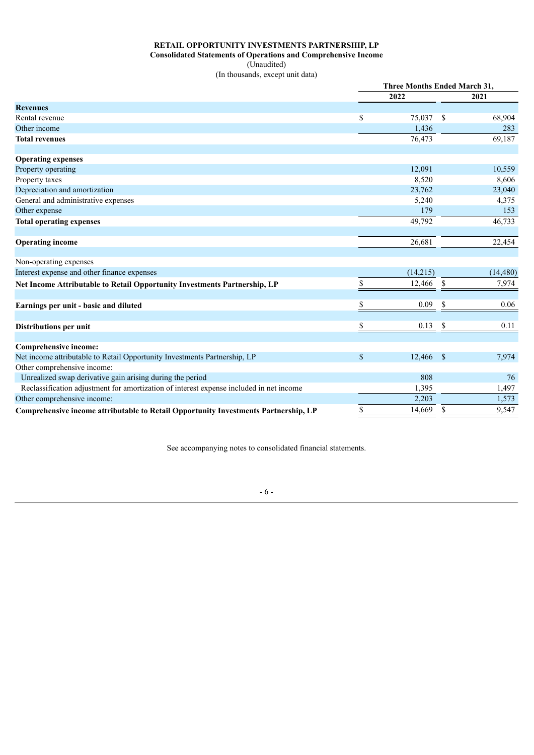**RETAIL OPPORTUNITY INVESTMENTS PARTNERSHIP, LP**
**Consolidated Statements of Operations and Comprehensive Income**
(Unaudited)
(In thousands, except unit data)

| | Three Months Ended March 31, | |
|---|---|---|
| | 2022 | 2021 |
| **Revenues** | | |
| Rental revenue | $ 75,037 | $ 68,904 |
| Other income | 1,436 | 283 |
| **Total revenues** | 76,473 | 69,187 |
| | | |
| **Operating expenses** | | |
| Property operating | 12,091 | 10,559 |
| Property taxes | 8,520 | 8,606 |
| Depreciation and amortization | 23,762 | 23,040 |
| General and administrative expenses | 5,240 | 4,375 |
| Other expense | 179 | 153 |
| **Total operating expenses** | 49,792 | 46,733 |
| | | |
| **Operating income** | 26,681 | 22,454 |
| | | |
| Non-operating expenses | | |
| Interest expense and other finance expenses | (14,215) | (14,480) |
| **Net Income Attributable to Retail Opportunity Investments Partnership, LP** | $ 12,466 | $ 7,974 |
| | | |
| **Earnings per unit - basic and diluted** | $ 0.09 | $ 0.06 |
| | | |
| **Distributions per unit** | $ 0.13 | $ 0.11 |
| | | |
| **Comprehensive income:** | | |
| Net income attributable to Retail Opportunity Investments Partnership, LP | $ 12,466 | $ 7,974 |
| Other comprehensive income: | | |
| Unrealized swap derivative gain arising during the period | 808 | 76 |
| Reclassification adjustment for amortization of interest expense included in net income | 1,395 | 1,497 |
| Other comprehensive income: | 2,203 | 1,573 |
| **Comprehensive income attributable to Retail Opportunity Investments Partnership, LP** | $ 14,669 | $ 9,547 |

See accompanying notes to consolidated financial statements.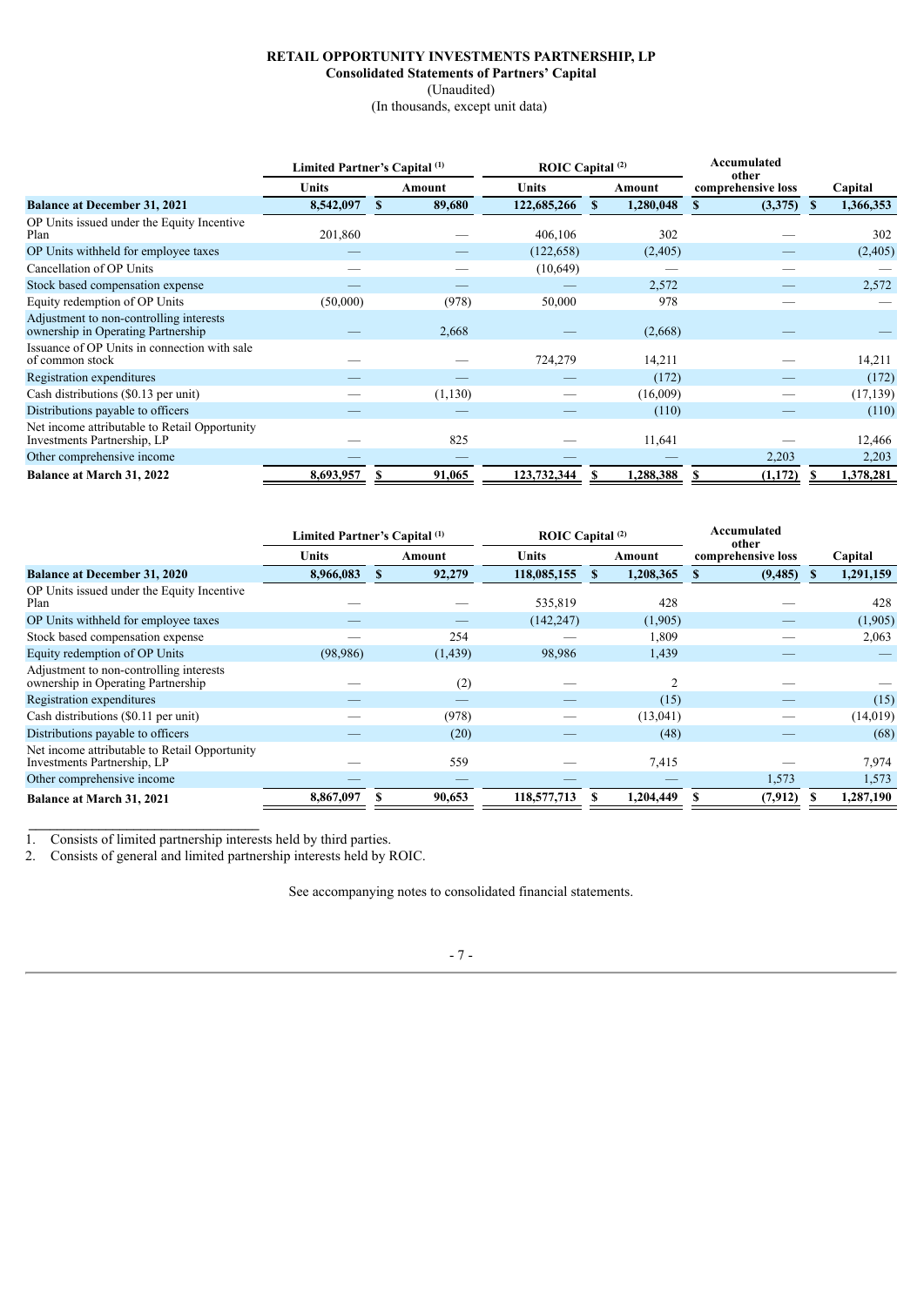**RETAIL OPPORTUNITY INVESTMENTS PARTNERSHIP, LP**
**Consolidated Statements of Partners' Capital**
(Unaudited)
(In thousands, except unit data)

| | Limited Partner's Capital [(1)] | | ROIC Capital [(2)] | | Accumulated other comprehensive loss | Capital |
|---|---|---|---|---|---|---|
| | Units | Amount | Units | Amount | | |
| **Balance at December 31, 2021** | **8,542,097** | **$ 89,680** | **122,685,266** | **$ 1,280,048** | **$ (3,375)** | **$ 1,366,353** |
| OP Units issued under the Equity Incentive Plan | 201,860 | — | 406,106 | 302 | — | 302 |
| OP Units withheld for employee taxes | — | — | (122,658) | (2,405) | — | (2,405) |
| Cancellation of OP Units | — | — | (10,649) | — | — | — |
| Stock based compensation expense | — | — | — | 2,572 | — | 2,572 |
| Equity redemption of OP Units | (50,000) | (978) | 50,000 | 978 | — | — |
| Adjustment to non-controlling interests ownership in Operating Partnership | — | 2,668 | — | (2,668) | — | — |
| Issuance of OP Units in connection with sale of common stock | — | — | 724,279 | 14,211 | — | 14,211 |
| Registration expenditures | — | — | — | (172) | — | (172) |
| Cash distributions ($0.13 per unit) | — | (1,130) | — | (16,009) | — | (17,139) |
| Distributions payable to officers | — | — | — | (110) | — | (110) |
| Net income attributable to Retail Opportunity Investments Partnership, LP | — | 825 | — | 11,641 | — | 12,466 |
| Other comprehensive income | — | — | — | — | 2,203 | 2,203 |
| **Balance at March 31, 2022** | **8,693,957** | **$ 91,065** | **123,732,344** | **$ 1,288,388** | **$ (1,172)** | **$ 1,378,281** |

| | Limited Partner's Capital [(1)] | | ROIC Capital [(2)] | | Accumulated other comprehensive loss | Capital |
|---|---|---|---|---|---|---|
| | Units | Amount | Units | Amount | | |
| **Balance at December 31, 2020** | **8,966,083** | **$ 92,279** | **118,085,155** | **$ 1,208,365** | **$ (9,485)** | **$ 1,291,159** |
| OP Units issued under the Equity Incentive Plan | — | — | 535,819 | 428 | — | 428 |
| OP Units withheld for employee taxes | — | — | (142,247) | (1,905) | — | (1,905) |
| Stock based compensation expense | — | 254 | — | 1,809 | — | 2,063 |
| Equity redemption of OP Units | (98,986) | (1,439) | 98,986 | 1,439 | — | — |
| Adjustment to non-controlling interests ownership in Operating Partnership | — | (2) | — | 2 | — | — |
| Registration expenditures | — | — | — | (15) | — | (15) |
| Cash distributions ($0.11 per unit) | — | (978) | — | (13,041) | — | (14,019) |
| Distributions payable to officers | — | (20) | — | (48) | — | (68) |
| Net income attributable to Retail Opportunity Investments Partnership, LP | — | 559 | — | 7,415 | — | 7,974 |
| Other comprehensive income | — | — | — | — | 1,573 | 1,573 |
| **Balance at March 31, 2021** | **8,867,097** | **$ 90,653** | **118,577,713** | **$ 1,204,449** | **$ (7,912)** | **$ 1,287,190** |

1. Consists of limited partnership interests held by third parties.
2. Consists of general and limited partnership interests held by ROIC.

See accompanying notes to consolidated financial statements.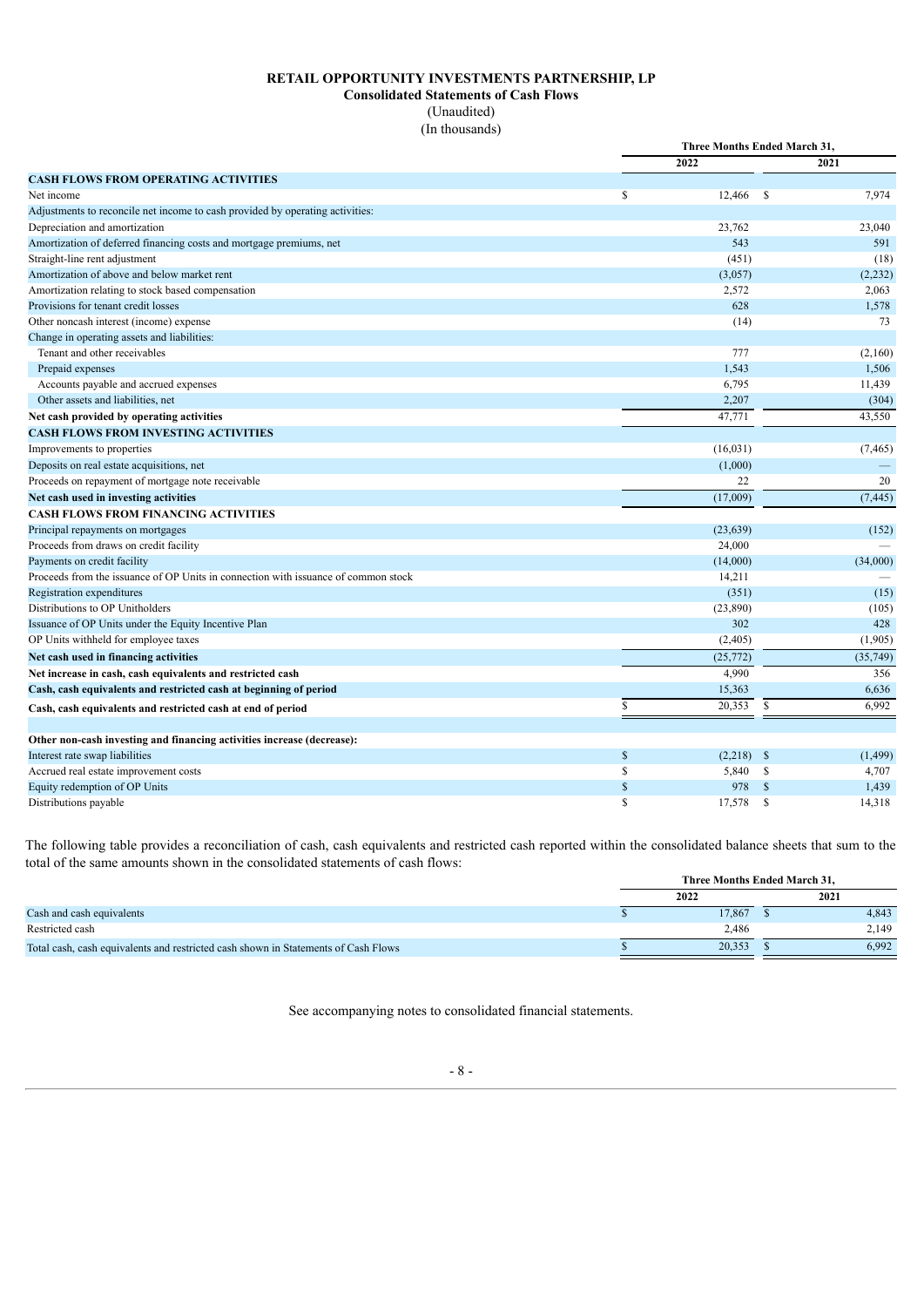**RETAIL OPPORTUNITY INVESTMENTS PARTNERSHIP, LP**
**Consolidated Statements of Cash Flows**
(Unaudited)
(In thousands)

| | Three Months Ended March 31, | |
|---|---|---|
| | 2022 | 2021 |
| **CASH FLOWS FROM OPERATING ACTIVITIES** | | |
| Net income | $ 12,466 | $ 7,974 |
| Adjustments to reconcile net income to cash provided by operating activities: | | |
| Depreciation and amortization | 23,762 | 23,040 |
| Amortization of deferred financing costs and mortgage premiums, net | 543 | 591 |
| Straight-line rent adjustment | (451) | (18) |
| Amortization of above and below market rent | (3,057) | (2,232) |
| Amortization relating to stock based compensation | 2,572 | 2,063 |
| Provisions for tenant credit losses | 628 | 1,578 |
| Other noncash interest (income) expense | (14) | 73 |
| Change in operating assets and liabilities: | | |
| Tenant and other receivables | 777 | (2,160) |
| Prepaid expenses | 1,543 | 1,506 |
| Accounts payable and accrued expenses | 6,795 | 11,439 |
| Other assets and liabilities, net | 2,207 | (304) |
| **Net cash provided by operating activities** | 47,771 | 43,550 |
| **CASH FLOWS FROM INVESTING ACTIVITIES** | | |
| Improvements to properties | (16,031) | (7,465) |
| Deposits on real estate acquisitions, net | (1,000) | — |
| Proceeds on repayment of mortgage note receivable | 22 | 20 |
| **Net cash used in investing activities** | (17,009) | (7,445) |
| **CASH FLOWS FROM FINANCING ACTIVITIES** | | |
| Principal repayments on mortgages | (23,639) | (152) |
| Proceeds from draws on credit facility | 24,000 | — |
| Payments on credit facility | (14,000) | (34,000) |
| Proceeds from the issuance of OP Units in connection with issuance of common stock | 14,211 | — |
| Registration expenditures | (351) | (15) |
| Distributions to OP Unitholders | (23,890) | (105) |
| Issuance of OP Units under the Equity Incentive Plan | 302 | 428 |
| OP Units withheld for employee taxes | (2,405) | (1,905) |
| **Net cash used in financing activities** | (25,772) | (35,749) |
| **Net increase in cash, cash equivalents and restricted cash** | 4,990 | 356 |
| **Cash, cash equivalents and restricted cash at beginning of period** | 15,363 | 6,636 |
| **Cash, cash equivalents and restricted cash at end of period** | $ 20,353 | $ 6,992 |
| | | |
| **Other non-cash investing and financing activities increase (decrease):** | | |
| Interest rate swap liabilities | $ (2,218) | $ (1,499) |
| Accrued real estate improvement costs | $ 5,840 | $ 4,707 |
| Equity redemption of OP Units | $ 978 | $ 1,439 |
| Distributions payable | $ 17,578 | $ 14,318 |

The following table provides a reconciliation of cash, cash equivalents and restricted cash reported within the consolidated balance sheets that sum to the total of the same amounts shown in the consolidated statements of cash flows:

| | Three Months Ended March 31, | |
|---|---|---|
| | 2022 | 2021 |
| Cash and cash equivalents | $ 17,867 | $ 4,843 |
| Restricted cash | 2,486 | 2,149 |
| Total cash, cash equivalents and restricted cash shown in Statements of Cash Flows | $ 20,353 | $ 6,992 |

See accompanying notes to consolidated financial statements.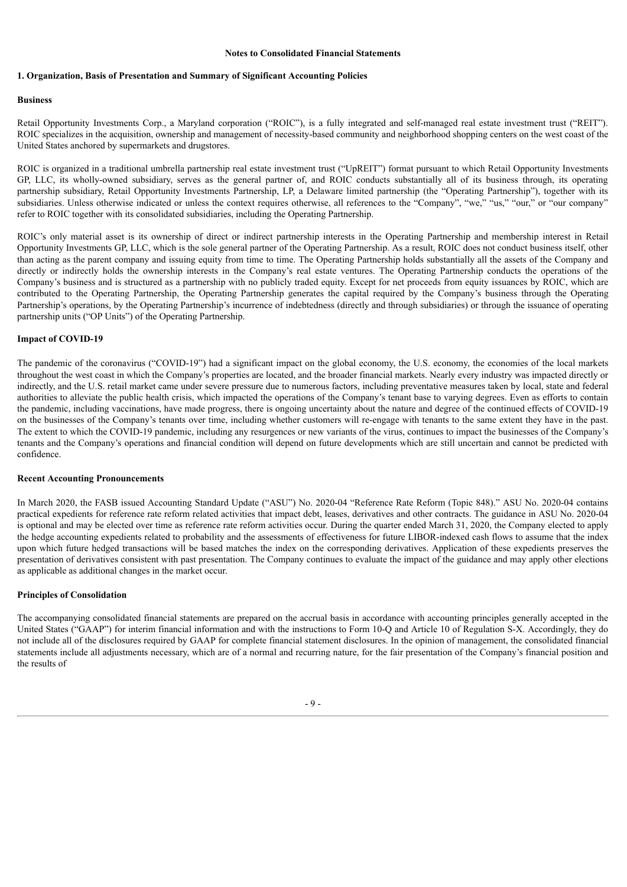**Notes to Consolidated Financial Statements**

## 1. Organization, Basis of Presentation and Summary of Significant Accounting Policies

### Business

Retail Opportunity Investments Corp., a Maryland corporation ("ROIC"), is a fully integrated and self-managed real estate investment trust ("REIT"). ROIC specializes in the acquisition, ownership and management of necessity-based community and neighborhood shopping centers on the west coast of the United States anchored by supermarkets and drugstores.

ROIC is organized in a traditional umbrella partnership real estate investment trust ("UpREIT") format pursuant to which Retail Opportunity Investments GP, LLC, its wholly-owned subsidiary, serves as the general partner of, and ROIC conducts substantially all of its business through, its operating partnership subsidiary, Retail Opportunity Investments Partnership, LP, a Delaware limited partnership (the "Operating Partnership"), together with its subsidiaries. Unless otherwise indicated or unless the context requires otherwise, all references to the "Company", "we," "us," "our," or "our company" refer to ROIC together with its consolidated subsidiaries, including the Operating Partnership.

ROIC's only material asset is its ownership of direct or indirect partnership interests in the Operating Partnership and membership interest in Retail Opportunity Investments GP, LLC, which is the sole general partner of the Operating Partnership. As a result, ROIC does not conduct business itself, other than acting as the parent company and issuing equity from time to time. The Operating Partnership holds substantially all the assets of the Company and directly or indirectly holds the ownership interests in the Company's real estate ventures. The Operating Partnership conducts the operations of the Company's business and is structured as a partnership with no publicly traded equity. Except for net proceeds from equity issuances by ROIC, which are contributed to the Operating Partnership, the Operating Partnership generates the capital required by the Company's business through the Operating Partnership's operations, by the Operating Partnership's incurrence of indebtedness (directly and through subsidiaries) or through the issuance of operating partnership units ("OP Units") of the Operating Partnership.

### Impact of COVID-19

The pandemic of the coronavirus ("COVID-19") had a significant impact on the global economy, the U.S. economy, the economies of the local markets throughout the west coast in which the Company's properties are located, and the broader financial markets. Nearly every industry was impacted directly or indirectly, and the U.S. retail market came under severe pressure due to numerous factors, including preventative measures taken by local, state and federal authorities to alleviate the public health crisis, which impacted the operations of the Company's tenant base to varying degrees. Even as efforts to contain the pandemic, including vaccinations, have made progress, there is ongoing uncertainty about the nature and degree of the continued effects of COVID-19 on the businesses of the Company's tenants over time, including whether customers will re-engage with tenants to the same extent they have in the past. The extent to which the COVID-19 pandemic, including any resurgences or new variants of the virus, continues to impact the businesses of the Company's tenants and the Company's operations and financial condition will depend on future developments which are still uncertain and cannot be predicted with confidence.

### Recent Accounting Pronouncements

In March 2020, the FASB issued Accounting Standard Update ("ASU") No. 2020-04 "Reference Rate Reform (Topic 848)." ASU No. 2020-04 contains practical expedients for reference rate reform related activities that impact debt, leases, derivatives and other contracts. The guidance in ASU No. 2020-04 is optional and may be elected over time as reference rate reform activities occur. During the quarter ended March 31, 2020, the Company elected to apply the hedge accounting expedients related to probability and the assessments of effectiveness for future LIBOR-indexed cash flows to assume that the index upon which future hedged transactions will be based matches the index on the corresponding derivatives. Application of these expedients preserves the presentation of derivatives consistent with past presentation. The Company continues to evaluate the impact of the guidance and may apply other elections as applicable as additional changes in the market occur.

### Principles of Consolidation

The accompanying consolidated financial statements are prepared on the accrual basis in accordance with accounting principles generally accepted in the United States ("GAAP") for interim financial information and with the instructions to Form 10-Q and Article 10 of Regulation S-X. Accordingly, they do not include all of the disclosures required by GAAP for complete financial statement disclosures. In the opinion of management, the consolidated financial statements include all adjustments necessary, which are of a normal and recurring nature, for the fair presentation of the Company's financial position and the results of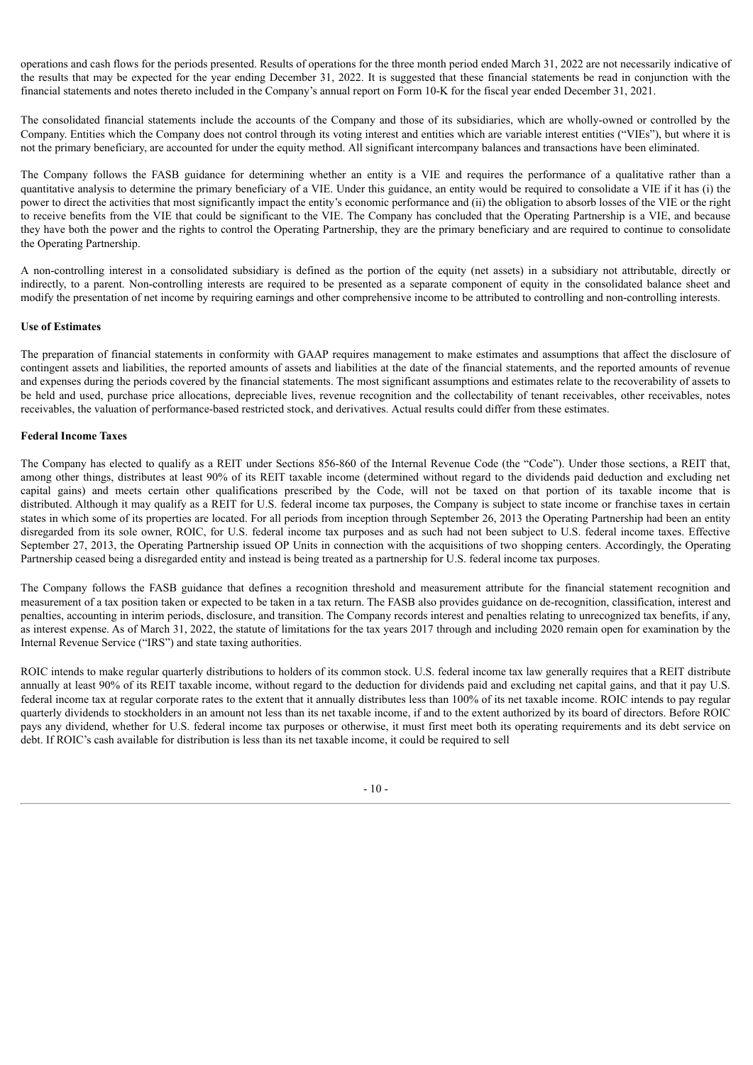operations and cash flows for the periods presented. Results of operations for the three month period ended March 31, 2022 are not necessarily indicative of the results that may be expected for the year ending December 31, 2022. It is suggested that these financial statements be read in conjunction with the financial statements and notes thereto included in the Company's annual report on Form 10-K for the fiscal year ended December 31, 2021.

The consolidated financial statements include the accounts of the Company and those of its subsidiaries, which are wholly-owned or controlled by the Company. Entities which the Company does not control through its voting interest and entities which are variable interest entities ("VIEs"), but where it is not the primary beneficiary, are accounted for under the equity method. All significant intercompany balances and transactions have been eliminated.

The Company follows the FASB guidance for determining whether an entity is a VIE and requires the performance of a qualitative rather than a quantitative analysis to determine the primary beneficiary of a VIE. Under this guidance, an entity would be required to consolidate a VIE if it has (i) the power to direct the activities that most significantly impact the entity's economic performance and (ii) the obligation to absorb losses of the VIE or the right to receive benefits from the VIE that could be significant to the VIE. The Company has concluded that the Operating Partnership is a VIE, and because they have both the power and the rights to control the Operating Partnership, they are the primary beneficiary and are required to continue to consolidate the Operating Partnership.

A non-controlling interest in a consolidated subsidiary is defined as the portion of the equity (net assets) in a subsidiary not attributable, directly or indirectly, to a parent. Non-controlling interests are required to be presented as a separate component of equity in the consolidated balance sheet and modify the presentation of net income by requiring earnings and other comprehensive income to be attributed to controlling and non-controlling interests.

**Use of Estimates**

The preparation of financial statements in conformity with GAAP requires management to make estimates and assumptions that affect the disclosure of contingent assets and liabilities, the reported amounts of assets and liabilities at the date of the financial statements, and the reported amounts of revenue and expenses during the periods covered by the financial statements. The most significant assumptions and estimates relate to the recoverability of assets to be held and used, purchase price allocations, depreciable lives, revenue recognition and the collectability of tenant receivables, other receivables, notes receivables, the valuation of performance-based restricted stock, and derivatives. Actual results could differ from these estimates.

**Federal Income Taxes**

The Company has elected to qualify as a REIT under Sections 856-860 of the Internal Revenue Code (the "Code"). Under those sections, a REIT that, among other things, distributes at least 90% of its REIT taxable income (determined without regard to the dividends paid deduction and excluding net capital gains) and meets certain other qualifications prescribed by the Code, will not be taxed on that portion of its taxable income that is distributed. Although it may qualify as a REIT for U.S. federal income tax purposes, the Company is subject to state income or franchise taxes in certain states in which some of its properties are located. For all periods from inception through September 26, 2013 the Operating Partnership had been an entity disregarded from its sole owner, ROIC, for U.S. federal income tax purposes and as such had not been subject to U.S. federal income taxes. Effective September 27, 2013, the Operating Partnership issued OP Units in connection with the acquisitions of two shopping centers. Accordingly, the Operating Partnership ceased being a disregarded entity and instead is being treated as a partnership for U.S. federal income tax purposes.

The Company follows the FASB guidance that defines a recognition threshold and measurement attribute for the financial statement recognition and measurement of a tax position taken or expected to be taken in a tax return. The FASB also provides guidance on de-recognition, classification, interest and penalties, accounting in interim periods, disclosure, and transition. The Company records interest and penalties relating to unrecognized tax benefits, if any, as interest expense. As of March 31, 2022, the statute of limitations for the tax years 2017 through and including 2020 remain open for examination by the Internal Revenue Service ("IRS") and state taxing authorities.

ROIC intends to make regular quarterly distributions to holders of its common stock. U.S. federal income tax law generally requires that a REIT distribute annually at least 90% of its REIT taxable income, without regard to the deduction for dividends paid and excluding net capital gains, and that it pay U.S. federal income tax at regular corporate rates to the extent that it annually distributes less than 100% of its net taxable income. ROIC intends to pay regular quarterly dividends to stockholders in an amount not less than its net taxable income, if and to the extent authorized by its board of directors. Before ROIC pays any dividend, whether for U.S. federal income tax purposes or otherwise, it must first meet both its operating requirements and its debt service on debt. If ROIC's cash available for distribution is less than its net taxable income, it could be required to sell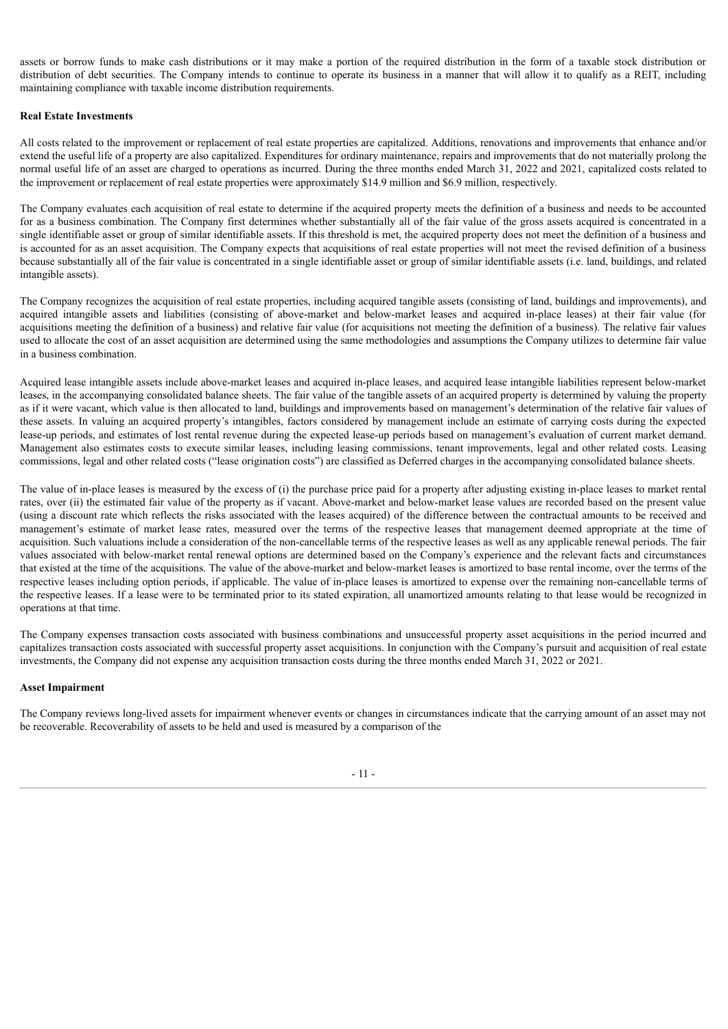assets or borrow funds to make cash distributions or it may make a portion of the required distribution in the form of a taxable stock distribution or distribution of debt securities. The Company intends to continue to operate its business in a manner that will allow it to qualify as a REIT, including maintaining compliance with taxable income distribution requirements.

**Real Estate Investments**

All costs related to the improvement or replacement of real estate properties are capitalized. Additions, renovations and improvements that enhance and/or extend the useful life of a property are also capitalized. Expenditures for ordinary maintenance, repairs and improvements that do not materially prolong the normal useful life of an asset are charged to operations as incurred. During the three months ended March 31, 2022 and 2021, capitalized costs related to the improvement or replacement of real estate properties were approximately $14.9 million and $6.9 million, respectively.

The Company evaluates each acquisition of real estate to determine if the acquired property meets the definition of a business and needs to be accounted for as a business combination. The Company first determines whether substantially all of the fair value of the gross assets acquired is concentrated in a single identifiable asset or group of similar identifiable assets. If this threshold is met, the acquired property does not meet the definition of a business and is accounted for as an asset acquisition. The Company expects that acquisitions of real estate properties will not meet the revised definition of a business because substantially all of the fair value is concentrated in a single identifiable asset or group of similar identifiable assets (i.e. land, buildings, and related intangible assets).

The Company recognizes the acquisition of real estate properties, including acquired tangible assets (consisting of land, buildings and improvements), and acquired intangible assets and liabilities (consisting of above-market and below-market leases and acquired in-place leases) at their fair value (for acquisitions meeting the definition of a business) and relative fair value (for acquisitions not meeting the definition of a business). The relative fair values used to allocate the cost of an asset acquisition are determined using the same methodologies and assumptions the Company utilizes to determine fair value in a business combination.

Acquired lease intangible assets include above-market leases and acquired in-place leases, and acquired lease intangible liabilities represent below-market leases, in the accompanying consolidated balance sheets. The fair value of the tangible assets of an acquired property is determined by valuing the property as if it were vacant, which value is then allocated to land, buildings and improvements based on management's determination of the relative fair values of these assets. In valuing an acquired property's intangibles, factors considered by management include an estimate of carrying costs during the expected lease-up periods, and estimates of lost rental revenue during the expected lease-up periods based on management's evaluation of current market demand. Management also estimates costs to execute similar leases, including leasing commissions, tenant improvements, legal and other related costs. Leasing commissions, legal and other related costs ("lease origination costs") are classified as Deferred charges in the accompanying consolidated balance sheets.

The value of in-place leases is measured by the excess of (i) the purchase price paid for a property after adjusting existing in-place leases to market rental rates, over (ii) the estimated fair value of the property as if vacant. Above-market and below-market lease values are recorded based on the present value (using a discount rate which reflects the risks associated with the leases acquired) of the difference between the contractual amounts to be received and management's estimate of market lease rates, measured over the terms of the respective leases that management deemed appropriate at the time of acquisition. Such valuations include a consideration of the non-cancellable terms of the respective leases as well as any applicable renewal periods. The fair values associated with below-market rental renewal options are determined based on the Company's experience and the relevant facts and circumstances that existed at the time of the acquisitions. The value of the above-market and below-market leases is amortized to base rental income, over the terms of the respective leases including option periods, if applicable. The value of in-place leases is amortized to expense over the remaining non-cancellable terms of the respective leases. If a lease were to be terminated prior to its stated expiration, all unamortized amounts relating to that lease would be recognized in operations at that time.

The Company expenses transaction costs associated with business combinations and unsuccessful property asset acquisitions in the period incurred and capitalizes transaction costs associated with successful property asset acquisitions. In conjunction with the Company's pursuit and acquisition of real estate investments, the Company did not expense any acquisition transaction costs during the three months ended March 31, 2022 or 2021.

**Asset Impairment**

The Company reviews long-lived assets for impairment whenever events or changes in circumstances indicate that the carrying amount of an asset may not be recoverable. Recoverability of assets to be held and used is measured by a comparison of the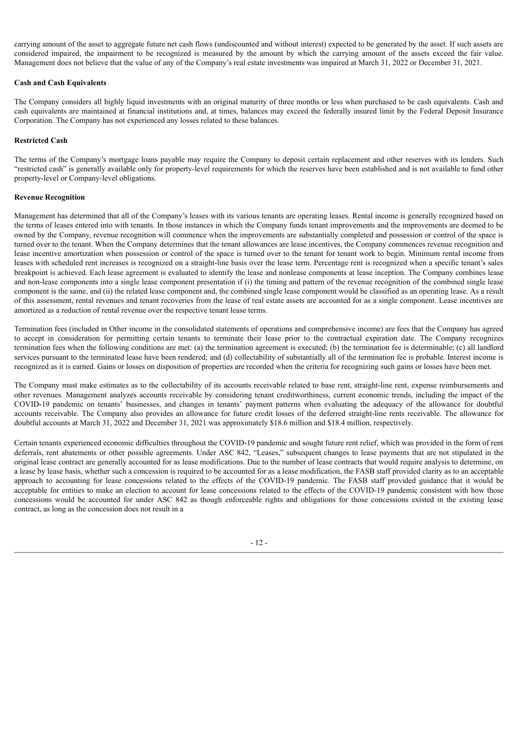carrying amount of the asset to aggregate future net cash flows (undiscounted and without interest) expected to be generated by the asset. If such assets are considered impaired, the impairment to be recognized is measured by the amount by which the carrying amount of the assets exceed the fair value. Management does not believe that the value of any of the Company's real estate investments was impaired at March 31, 2022 or December 31, 2021.

**Cash and Cash Equivalents**

The Company considers all highly liquid investments with an original maturity of three months or less when purchased to be cash equivalents. Cash and cash equivalents are maintained at financial institutions and, at times, balances may exceed the federally insured limit by the Federal Deposit Insurance Corporation. The Company has not experienced any losses related to these balances.

**Restricted Cash**

The terms of the Company's mortgage loans payable may require the Company to deposit certain replacement and other reserves with its lenders. Such "restricted cash" is generally available only for property-level requirements for which the reserves have been established and is not available to fund other property-level or Company-level obligations.

**Revenue Recognition**

Management has determined that all of the Company's leases with its various tenants are operating leases. Rental income is generally recognized based on the terms of leases entered into with tenants. In those instances in which the Company funds tenant improvements and the improvements are deemed to be owned by the Company, revenue recognition will commence when the improvements are substantially completed and possession or control of the space is turned over to the tenant. When the Company determines that the tenant allowances are lease incentives, the Company commences revenue recognition and lease incentive amortization when possession or control of the space is turned over to the tenant for tenant work to begin. Minimum rental income from leases with scheduled rent increases is recognized on a straight-line basis over the lease term. Percentage rent is recognized when a specific tenant's sales breakpoint is achieved. Each lease agreement is evaluated to identify the lease and nonlease components at lease inception. The Company combines lease and non-lease components into a single lease component presentation if (i) the timing and pattern of the revenue recognition of the combined single lease component is the same, and (ii) the related lease component and, the combined single lease component would be classified as an operating lease. As a result of this assessment, rental revenues and tenant recoveries from the lease of real estate assets are accounted for as a single component. Lease incentives are amortized as a reduction of rental revenue over the respective tenant lease terms.

Termination fees (included in Other income in the consolidated statements of operations and comprehensive income) are fees that the Company has agreed to accept in consideration for permitting certain tenants to terminate their lease prior to the contractual expiration date. The Company recognizes termination fees when the following conditions are met: (a) the termination agreement is executed; (b) the termination fee is determinable; (c) all landlord services pursuant to the terminated lease have been rendered; and (d) collectability of substantially all of the termination fee is probable. Interest income is recognized as it is earned. Gains or losses on disposition of properties are recorded when the criteria for recognizing such gains or losses have been met.

The Company must make estimates as to the collectability of its accounts receivable related to base rent, straight-line rent, expense reimbursements and other revenues. Management analyzes accounts receivable by considering tenant creditworthiness, current economic trends, including the impact of the COVID-19 pandemic on tenants' businesses, and changes in tenants' payment patterns when evaluating the adequacy of the allowance for doubtful accounts receivable. The Company also provides an allowance for future credit losses of the deferred straight-line rents receivable. The allowance for doubtful accounts at March 31, 2022 and December 31, 2021 was approximately \$18.6 million and \$18.4 million, respectively.

Certain tenants experienced economic difficulties throughout the COVID-19 pandemic and sought future rent relief, which was provided in the form of rent deferrals, rent abatements or other possible agreements. Under ASC 842, "Leases," subsequent changes to lease payments that are not stipulated in the original lease contract are generally accounted for as lease modifications. Due to the number of lease contracts that would require analysis to determine, on a lease by lease basis, whether such a concession is required to be accounted for as a lease modification, the FASB staff provided clarity as to an acceptable approach to accounting for lease concessions related to the effects of the COVID-19 pandemic. The FASB staff provided guidance that it would be acceptable for entities to make an election to account for lease concessions related to the effects of the COVID-19 pandemic consistent with how those concessions would be accounted for under ASC 842 as though enforceable rights and obligations for those concessions existed in the existing lease contract, as long as the concession does not result in a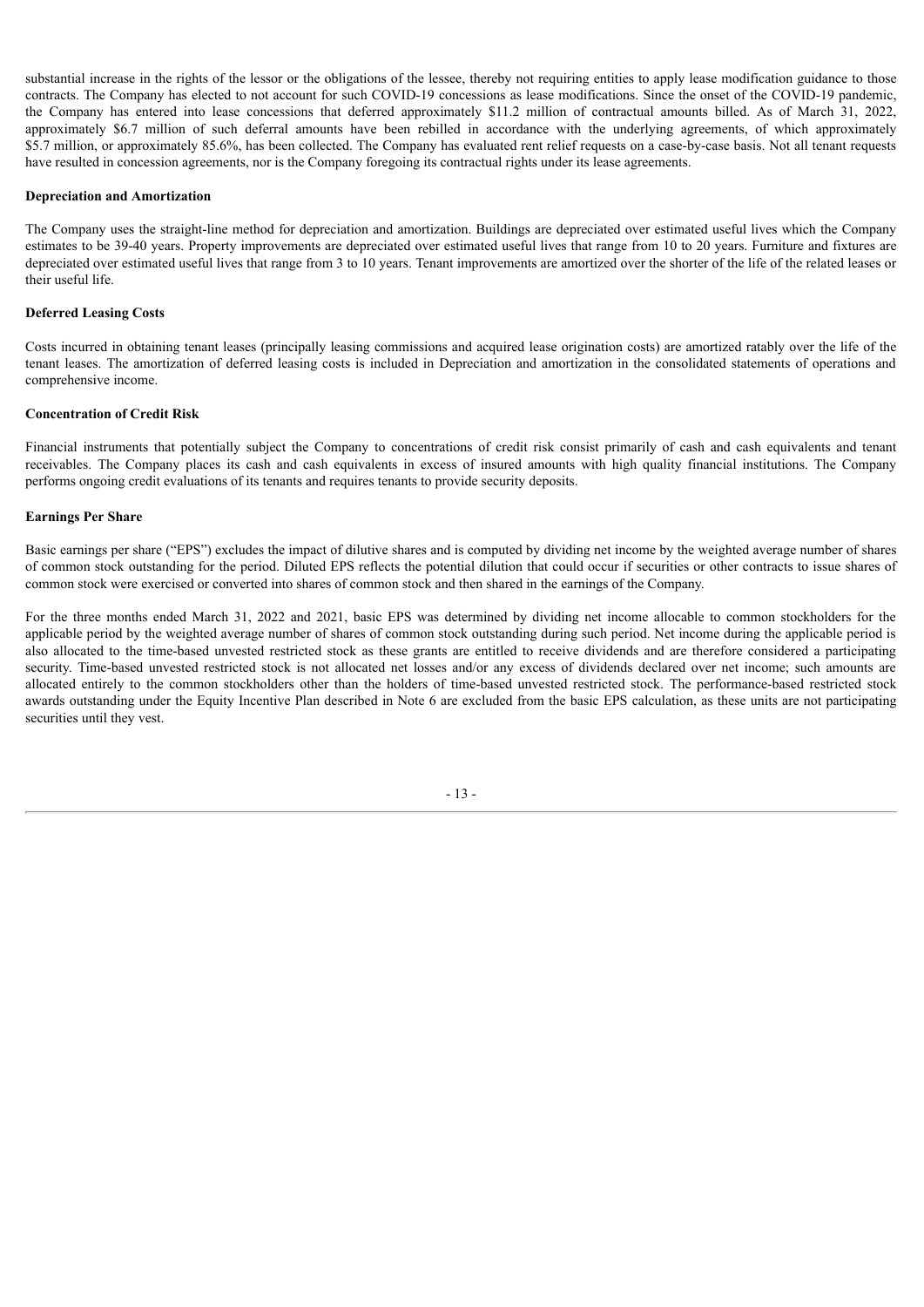substantial increase in the rights of the lessor or the obligations of the lessee, thereby not requiring entities to apply lease modification guidance to those contracts. The Company has elected to not account for such COVID-19 concessions as lease modifications. Since the onset of the COVID-19 pandemic, the Company has entered into lease concessions that deferred approximately $11.2 million of contractual amounts billed. As of March 31, 2022, approximately $6.7 million of such deferral amounts have been rebilled in accordance with the underlying agreements, of which approximately $5.7 million, or approximately 85.6%, has been collected. The Company has evaluated rent relief requests on a case-by-case basis. Not all tenant requests have resulted in concession agreements, nor is the Company foregoing its contractual rights under its lease agreements.

**Depreciation and Amortization**

The Company uses the straight-line method for depreciation and amortization. Buildings are depreciated over estimated useful lives which the Company estimates to be 39-40 years. Property improvements are depreciated over estimated useful lives that range from 10 to 20 years. Furniture and fixtures are depreciated over estimated useful lives that range from 3 to 10 years. Tenant improvements are amortized over the shorter of the life of the related leases or their useful life.

**Deferred Leasing Costs**

Costs incurred in obtaining tenant leases (principally leasing commissions and acquired lease origination costs) are amortized ratably over the life of the tenant leases. The amortization of deferred leasing costs is included in Depreciation and amortization in the consolidated statements of operations and comprehensive income.

**Concentration of Credit Risk**

Financial instruments that potentially subject the Company to concentrations of credit risk consist primarily of cash and cash equivalents and tenant receivables. The Company places its cash and cash equivalents in excess of insured amounts with high quality financial institutions. The Company performs ongoing credit evaluations of its tenants and requires tenants to provide security deposits.

**Earnings Per Share**

Basic earnings per share ("EPS") excludes the impact of dilutive shares and is computed by dividing net income by the weighted average number of shares of common stock outstanding for the period. Diluted EPS reflects the potential dilution that could occur if securities or other contracts to issue shares of common stock were exercised or converted into shares of common stock and then shared in the earnings of the Company.

For the three months ended March 31, 2022 and 2021, basic EPS was determined by dividing net income allocable to common stockholders for the applicable period by the weighted average number of shares of common stock outstanding during such period. Net income during the applicable period is also allocated to the time-based unvested restricted stock as these grants are entitled to receive dividends and are therefore considered a participating security. Time-based unvested restricted stock is not allocated net losses and/or any excess of dividends declared over net income; such amounts are allocated entirely to the common stockholders other than the holders of time-based unvested restricted stock. The performance-based restricted stock awards outstanding under the Equity Incentive Plan described in Note 6 are excluded from the basic EPS calculation, as these units are not participating securities until they vest.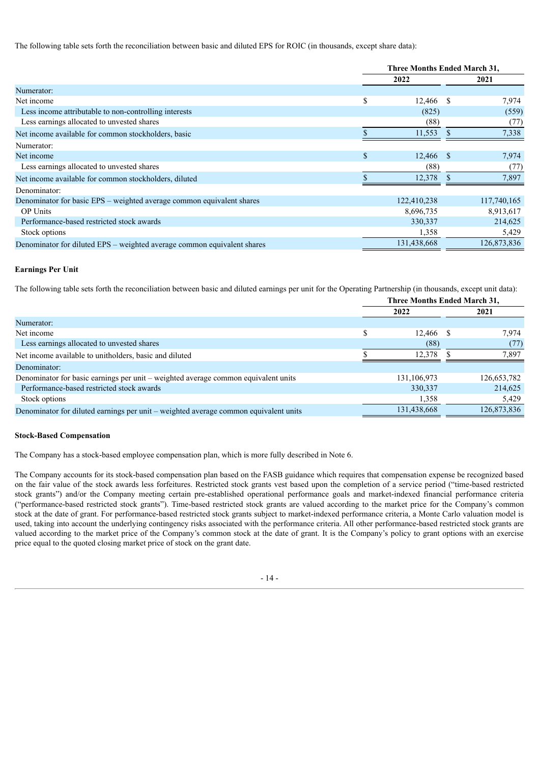The following table sets forth the reconciliation between basic and diluted EPS for ROIC (in thousands, except share data):

| | Three Months Ended March 31, | |
|---|---|---|
| | 2022 | 2021 |
| Numerator: | | |
| Net income | $ 12,466 | $ 7,974 |
| Less income attributable to non-controlling interests | (825) | (559) |
| Less earnings allocated to unvested shares | (88) | (77) |
| Net income available for common stockholders, basic | $ 11,553 | $ 7,338 |
| Numerator: | | |
| Net income | $ 12,466 | $ 7,974 |
| Less earnings allocated to unvested shares | (88) | (77) |
| Net income available for common stockholders, diluted | $ 12,378 | $ 7,897 |
| Denominator: | | |
| Denominator for basic EPS – weighted average common equivalent shares | 122,410,238 | 117,740,165 |
| OP Units | 8,696,735 | 8,913,617 |
| Performance-based restricted stock awards | 330,337 | 214,625 |
| Stock options | 1,358 | 5,429 |
| Denominator for diluted EPS – weighted average common equivalent shares | 131,438,668 | 126,873,836 |

**Earnings Per Unit**

The following table sets forth the reconciliation between basic and diluted earnings per unit for the Operating Partnership (in thousands, except unit data):

| | Three Months Ended March 31, | |
|---|---|---|
| | 2022 | 2021 |
| Numerator: | | |
| Net income | $ 12,466 | $ 7,974 |
| Less earnings allocated to unvested shares | (88) | (77) |
| Net income available to unitholders, basic and diluted | $ 12,378 | $ 7,897 |
| Denominator: | | |
| Denominator for basic earnings per unit – weighted average common equivalent units | 131,106,973 | 126,653,782 |
| Performance-based restricted stock awards | 330,337 | 214,625 |
| Stock options | 1,358 | 5,429 |
| Denominator for diluted earnings per unit – weighted average common equivalent units | 131,438,668 | 126,873,836 |

**Stock-Based Compensation**

The Company has a stock-based employee compensation plan, which is more fully described in Note 6.

The Company accounts for its stock-based compensation plan based on the FASB guidance which requires that compensation expense be recognized based on the fair value of the stock awards less forfeitures. Restricted stock grants vest based upon the completion of a service period ("time-based restricted stock grants") and/or the Company meeting certain pre-established operational performance goals and market-indexed financial performance criteria ("performance-based restricted stock grants"). Time-based restricted stock grants are valued according to the market price for the Company's common stock at the date of grant. For performance-based restricted stock grants subject to market-indexed performance criteria, a Monte Carlo valuation model is used, taking into account the underlying contingency risks associated with the performance criteria. All other performance-based restricted stock grants are valued according to the market price of the Company's common stock at the date of grant. It is the Company's policy to grant options with an exercise price equal to the quoted closing market price of stock on the grant date.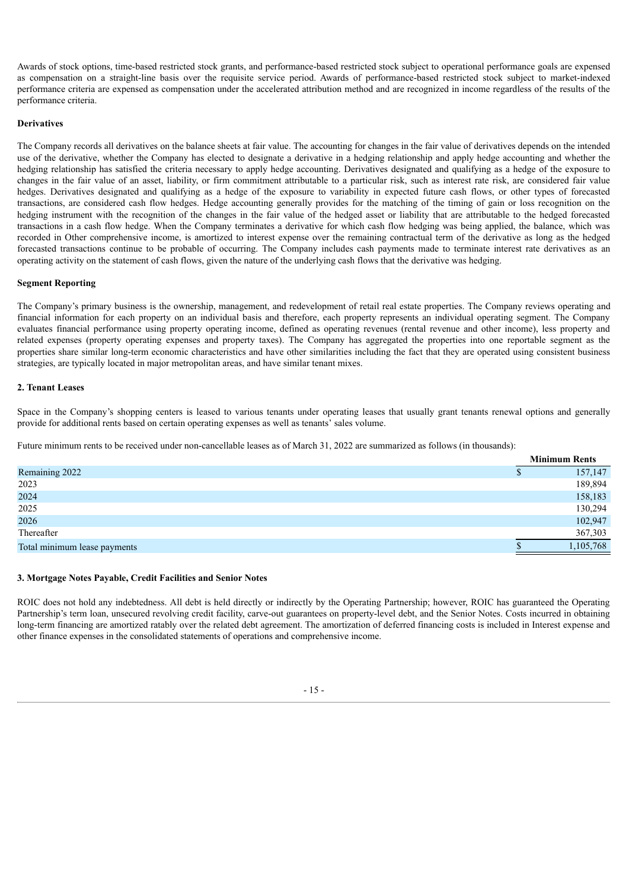Awards of stock options, time-based restricted stock grants, and performance-based restricted stock subject to operational performance goals are expensed as compensation on a straight-line basis over the requisite service period. Awards of performance-based restricted stock subject to market-indexed performance criteria are expensed as compensation under the accelerated attribution method and are recognized in income regardless of the results of the performance criteria.

**Derivatives**

The Company records all derivatives on the balance sheets at fair value. The accounting for changes in the fair value of derivatives depends on the intended use of the derivative, whether the Company has elected to designate a derivative in a hedging relationship and apply hedge accounting and whether the hedging relationship has satisfied the criteria necessary to apply hedge accounting. Derivatives designated and qualifying as a hedge of the exposure to changes in the fair value of an asset, liability, or firm commitment attributable to a particular risk, such as interest rate risk, are considered fair value hedges. Derivatives designated and qualifying as a hedge of the exposure to variability in expected future cash flows, or other types of forecasted transactions, are considered cash flow hedges. Hedge accounting generally provides for the matching of the timing of gain or loss recognition on the hedging instrument with the recognition of the changes in the fair value of the hedged asset or liability that are attributable to the hedged forecasted transactions in a cash flow hedge. When the Company terminates a derivative for which cash flow hedging was being applied, the balance, which was recorded in Other comprehensive income, is amortized to interest expense over the remaining contractual term of the derivative as long as the hedged forecasted transactions continue to be probable of occurring. The Company includes cash payments made to terminate interest rate derivatives as an operating activity on the statement of cash flows, given the nature of the underlying cash flows that the derivative was hedging.

**Segment Reporting**

The Company's primary business is the ownership, management, and redevelopment of retail real estate properties. The Company reviews operating and financial information for each property on an individual basis and therefore, each property represents an individual operating segment. The Company evaluates financial performance using property operating income, defined as operating revenues (rental revenue and other income), less property and related expenses (property operating expenses and property taxes). The Company has aggregated the properties into one reportable segment as the properties share similar long-term economic characteristics and have other similarities including the fact that they are operated using consistent business strategies, are typically located in major metropolitan areas, and have similar tenant mixes.

**2. Tenant Leases**

Space in the Company's shopping centers is leased to various tenants under operating leases that usually grant tenants renewal options and generally provide for additional rents based on certain operating expenses as well as tenants' sales volume.

Future minimum rents to be received under non-cancellable leases as of March 31, 2022 are summarized as follows (in thousands):

| | Minimum Rents |
|---|---|
| Remaining 2022 | $ 157,147 |
| 2023 | 189,894 |
| 2024 | 158,183 |
| 2025 | 130,294 |
| 2026 | 102,947 |
| Thereafter | 367,303 |
| Total minimum lease payments | $ 1,105,768 |

**3. Mortgage Notes Payable, Credit Facilities and Senior Notes**

ROIC does not hold any indebtedness. All debt is held directly or indirectly by the Operating Partnership; however, ROIC has guaranteed the Operating Partnership's term loan, unsecured revolving credit facility, carve-out guarantees on property-level debt, and the Senior Notes. Costs incurred in obtaining long-term financing are amortized ratably over the related debt agreement. The amortization of deferred financing costs is included in Interest expense and other finance expenses in the consolidated statements of operations and comprehensive income.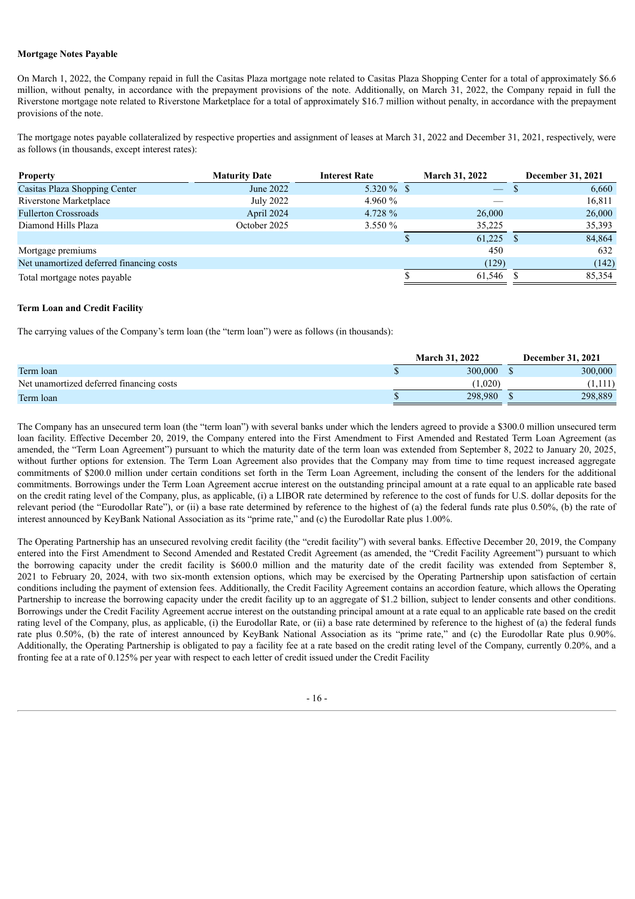**Mortgage Notes Payable**

On March 1, 2022, the Company repaid in full the Casitas Plaza mortgage note related to Casitas Plaza Shopping Center for a total of approximately $6.6 million, without penalty, in accordance with the prepayment provisions of the note. Additionally, on March 31, 2022, the Company repaid in full the Riverstone mortgage note related to Riverstone Marketplace for a total of approximately $16.7 million without penalty, in accordance with the prepayment provisions of the note.

The mortgage notes payable collateralized by respective properties and assignment of leases at March 31, 2022 and December 31, 2021, respectively, were as follows (in thousands, except interest rates):

| Property | Maturity Date | Interest Rate | March 31, 2022 | December 31, 2021 |
|---|---|---|---|---|
| Casitas Plaza Shopping Center | June 2022 | 5.320 % | $ — | $ 6,660 |
| Riverstone Marketplace | July 2022 | 4.960 % | — | 16,811 |
| Fullerton Crossroads | April 2024 | 4.728 % | 26,000 | 26,000 |
| Diamond Hills Plaza | October 2025 | 3.550 % | 35,225 | 35,393 |
| | | | $ 61,225 | $ 84,864 |
| Mortgage premiums | | | 450 | 632 |
| Net unamortized deferred financing costs | | | (129) | (142) |
| Total mortgage notes payable | | | $ 61,546 | $ 85,354 |

**Term Loan and Credit Facility**

The carrying values of the Company's term loan (the "term loan") were as follows (in thousands):

| | March 31, 2022 | December 31, 2021 |
|---|---|---|
| Term loan | $ 300,000 | $ 300,000 |
| Net unamortized deferred financing costs | (1,020) | (1,111) |
| Term loan | $ 298,980 | $ 298,889 |

The Company has an unsecured term loan (the "term loan") with several banks under which the lenders agreed to provide a $300.0 million unsecured term loan facility. Effective December 20, 2019, the Company entered into the First Amendment to First Amended and Restated Term Loan Agreement (as amended, the "Term Loan Agreement") pursuant to which the maturity date of the term loan was extended from September 8, 2022 to January 20, 2025, without further options for extension. The Term Loan Agreement also provides that the Company may from time to time request increased aggregate commitments of $200.0 million under certain conditions set forth in the Term Loan Agreement, including the consent of the lenders for the additional commitments. Borrowings under the Term Loan Agreement accrue interest on the outstanding principal amount at a rate equal to an applicable rate based on the credit rating level of the Company, plus, as applicable, (i) a LIBOR rate determined by reference to the cost of funds for U.S. dollar deposits for the relevant period (the "Eurodollar Rate"), or (ii) a base rate determined by reference to the highest of (a) the federal funds rate plus 0.50%, (b) the rate of interest announced by KeyBank National Association as its "prime rate," and (c) the Eurodollar Rate plus 1.00%.

The Operating Partnership has an unsecured revolving credit facility (the "credit facility") with several banks. Effective December 20, 2019, the Company entered into the First Amendment to Second Amended and Restated Credit Agreement (as amended, the "Credit Facility Agreement") pursuant to which the borrowing capacity under the credit facility is $600.0 million and the maturity date of the credit facility was extended from September 8, 2021 to February 20, 2024, with two six-month extension options, which may be exercised by the Operating Partnership upon satisfaction of certain conditions including the payment of extension fees. Additionally, the Credit Facility Agreement contains an accordion feature, which allows the Operating Partnership to increase the borrowing capacity under the credit facility up to an aggregate of $1.2 billion, subject to lender consents and other conditions. Borrowings under the Credit Facility Agreement accrue interest on the outstanding principal amount at a rate equal to an applicable rate based on the credit rating level of the Company, plus, as applicable, (i) the Eurodollar Rate, or (ii) a base rate determined by reference to the highest of (a) the federal funds rate plus 0.50%, (b) the rate of interest announced by KeyBank National Association as its "prime rate," and (c) the Eurodollar Rate plus 0.90%. Additionally, the Operating Partnership is obligated to pay a facility fee at a rate based on the credit rating level of the Company, currently 0.20%, and a fronting fee at a rate of 0.125% per year with respect to each letter of credit issued under the Credit Facility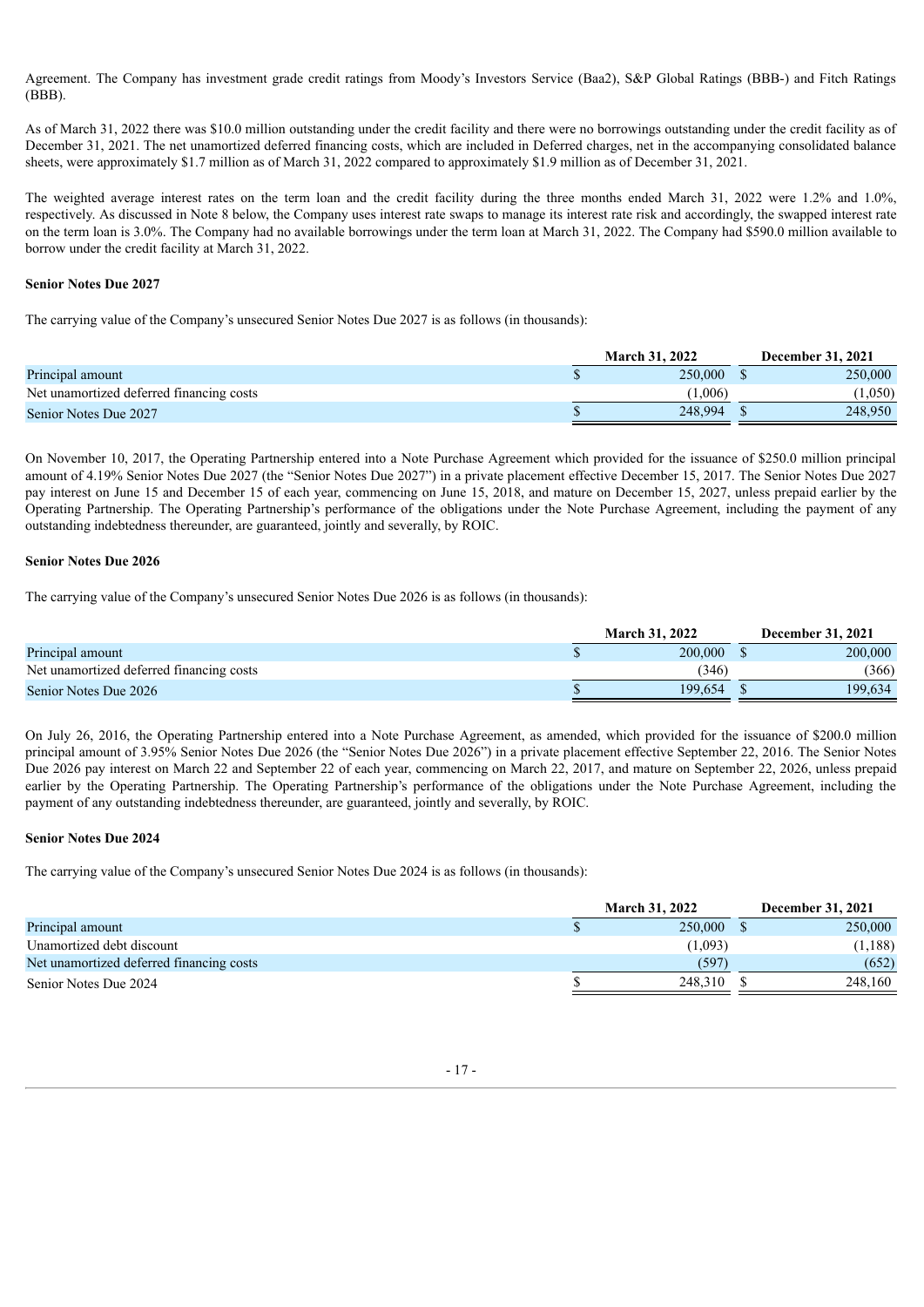Agreement. The Company has investment grade credit ratings from Moody's Investors Service (Baa2), S&P Global Ratings (BBB-) and Fitch Ratings (BBB).

As of March 31, 2022 there was $10.0 million outstanding under the credit facility and there were no borrowings outstanding under the credit facility as of December 31, 2021. The net unamortized deferred financing costs, which are included in Deferred charges, net in the accompanying consolidated balance sheets, were approximately $1.7 million as of March 31, 2022 compared to approximately $1.9 million as of December 31, 2021.

The weighted average interest rates on the term loan and the credit facility during the three months ended March 31, 2022 were 1.2% and 1.0%, respectively. As discussed in Note 8 below, the Company uses interest rate swaps to manage its interest rate risk and accordingly, the swapped interest rate on the term loan is 3.0%. The Company had no available borrowings under the term loan at March 31, 2022. The Company had $590.0 million available to borrow under the credit facility at March 31, 2022.

**Senior Notes Due 2027**

The carrying value of the Company's unsecured Senior Notes Due 2027 is as follows (in thousands):

| | March 31, 2022 | December 31, 2021 |
|---|---|---|
| Principal amount | $ 250,000 | $ 250,000 |
| Net unamortized deferred financing costs | (1,006) | (1,050) |
| Senior Notes Due 2027 | $ 248,994 | $ 248,950 |

On November 10, 2017, the Operating Partnership entered into a Note Purchase Agreement which provided for the issuance of $250.0 million principal amount of 4.19% Senior Notes Due 2027 (the "Senior Notes Due 2027") in a private placement effective December 15, 2017. The Senior Notes Due 2027 pay interest on June 15 and December 15 of each year, commencing on June 15, 2018, and mature on December 15, 2027, unless prepaid earlier by the Operating Partnership. The Operating Partnership's performance of the obligations under the Note Purchase Agreement, including the payment of any outstanding indebtedness thereunder, are guaranteed, jointly and severally, by ROIC.

**Senior Notes Due 2026**

The carrying value of the Company's unsecured Senior Notes Due 2026 is as follows (in thousands):

| | March 31, 2022 | December 31, 2021 |
|---|---|---|
| Principal amount | $ 200,000 | $ 200,000 |
| Net unamortized deferred financing costs | (346) | (366) |
| Senior Notes Due 2026 | $ 199,654 | $ 199,634 |

On July 26, 2016, the Operating Partnership entered into a Note Purchase Agreement, as amended, which provided for the issuance of $200.0 million principal amount of 3.95% Senior Notes Due 2026 (the "Senior Notes Due 2026") in a private placement effective September 22, 2016. The Senior Notes Due 2026 pay interest on March 22 and September 22 of each year, commencing on March 22, 2017, and mature on September 22, 2026, unless prepaid earlier by the Operating Partnership. The Operating Partnership's performance of the obligations under the Note Purchase Agreement, including the payment of any outstanding indebtedness thereunder, are guaranteed, jointly and severally, by ROIC.

**Senior Notes Due 2024**

The carrying value of the Company's unsecured Senior Notes Due 2024 is as follows (in thousands):

| | March 31, 2022 | December 31, 2021 |
|---|---|---|
| Principal amount | $ 250,000 | $ 250,000 |
| Unamortized debt discount | (1,093) | (1,188) |
| Net unamortized deferred financing costs | (597) | (652) |
| Senior Notes Due 2024 | $ 248,310 | $ 248,160 |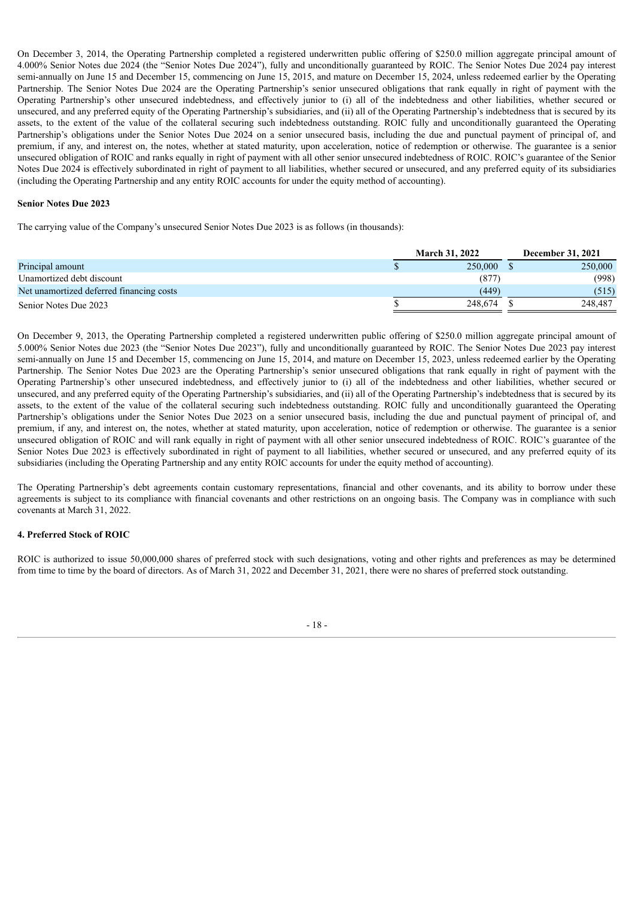On December 3, 2014, the Operating Partnership completed a registered underwritten public offering of $250.0 million aggregate principal amount of 4.000% Senior Notes due 2024 (the "Senior Notes Due 2024"), fully and unconditionally guaranteed by ROIC. The Senior Notes Due 2024 pay interest semi-annually on June 15 and December 15, commencing on June 15, 2015, and mature on December 15, 2024, unless redeemed earlier by the Operating Partnership. The Senior Notes Due 2024 are the Operating Partnership's senior unsecured obligations that rank equally in right of payment with the Operating Partnership's other unsecured indebtedness, and effectively junior to (i) all of the indebtedness and other liabilities, whether secured or unsecured, and any preferred equity of the Operating Partnership's subsidiaries, and (ii) all of the Operating Partnership's indebtedness that is secured by its assets, to the extent of the value of the collateral securing such indebtedness outstanding. ROIC fully and unconditionally guaranteed the Operating Partnership's obligations under the Senior Notes Due 2024 on a senior unsecured basis, including the due and punctual payment of principal of, and premium, if any, and interest on, the notes, whether at stated maturity, upon acceleration, notice of redemption or otherwise. The guarantee is a senior unsecured obligation of ROIC and ranks equally in right of payment with all other senior unsecured indebtedness of ROIC. ROIC's guarantee of the Senior Notes Due 2024 is effectively subordinated in right of payment to all liabilities, whether secured or unsecured, and any preferred equity of its subsidiaries (including the Operating Partnership and any entity ROIC accounts for under the equity method of accounting).

**Senior Notes Due 2023**

The carrying value of the Company's unsecured Senior Notes Due 2023 is as follows (in thousands):

| | March 31, 2022 | December 31, 2021 |
|---|---|---|
| Principal amount | $ 250,000 | $ 250,000 |
| Unamortized debt discount | (877) | (998) |
| Net unamortized deferred financing costs | (449) | (515) |
| Senior Notes Due 2023 | $ 248,674 | $ 248,487 |

On December 9, 2013, the Operating Partnership completed a registered underwritten public offering of $250.0 million aggregate principal amount of 5.000% Senior Notes due 2023 (the "Senior Notes Due 2023"), fully and unconditionally guaranteed by ROIC. The Senior Notes Due 2023 pay interest semi-annually on June 15 and December 15, commencing on June 15, 2014, and mature on December 15, 2023, unless redeemed earlier by the Operating Partnership. The Senior Notes Due 2023 are the Operating Partnership's senior unsecured obligations that rank equally in right of payment with the Operating Partnership's other unsecured indebtedness, and effectively junior to (i) all of the indebtedness and other liabilities, whether secured or unsecured, and any preferred equity of the Operating Partnership's subsidiaries, and (ii) all of the Operating Partnership's indebtedness that is secured by its assets, to the extent of the value of the collateral securing such indebtedness outstanding. ROIC fully and unconditionally guaranteed the Operating Partnership's obligations under the Senior Notes Due 2023 on a senior unsecured basis, including the due and punctual payment of principal of, and premium, if any, and interest on, the notes, whether at stated maturity, upon acceleration, notice of redemption or otherwise. The guarantee is a senior unsecured obligation of ROIC and will rank equally in right of payment with all other senior unsecured indebtedness of ROIC. ROIC's guarantee of the Senior Notes Due 2023 is effectively subordinated in right of payment to all liabilities, whether secured or unsecured, and any preferred equity of its subsidiaries (including the Operating Partnership and any entity ROIC accounts for under the equity method of accounting).

The Operating Partnership's debt agreements contain customary representations, financial and other covenants, and its ability to borrow under these agreements is subject to its compliance with financial covenants and other restrictions on an ongoing basis. The Company was in compliance with such covenants at March 31, 2022.

**4. Preferred Stock of ROIC**

ROIC is authorized to issue 50,000,000 shares of preferred stock with such designations, voting and other rights and preferences as may be determined from time to time by the board of directors. As of March 31, 2022 and December 31, 2021, there were no shares of preferred stock outstanding.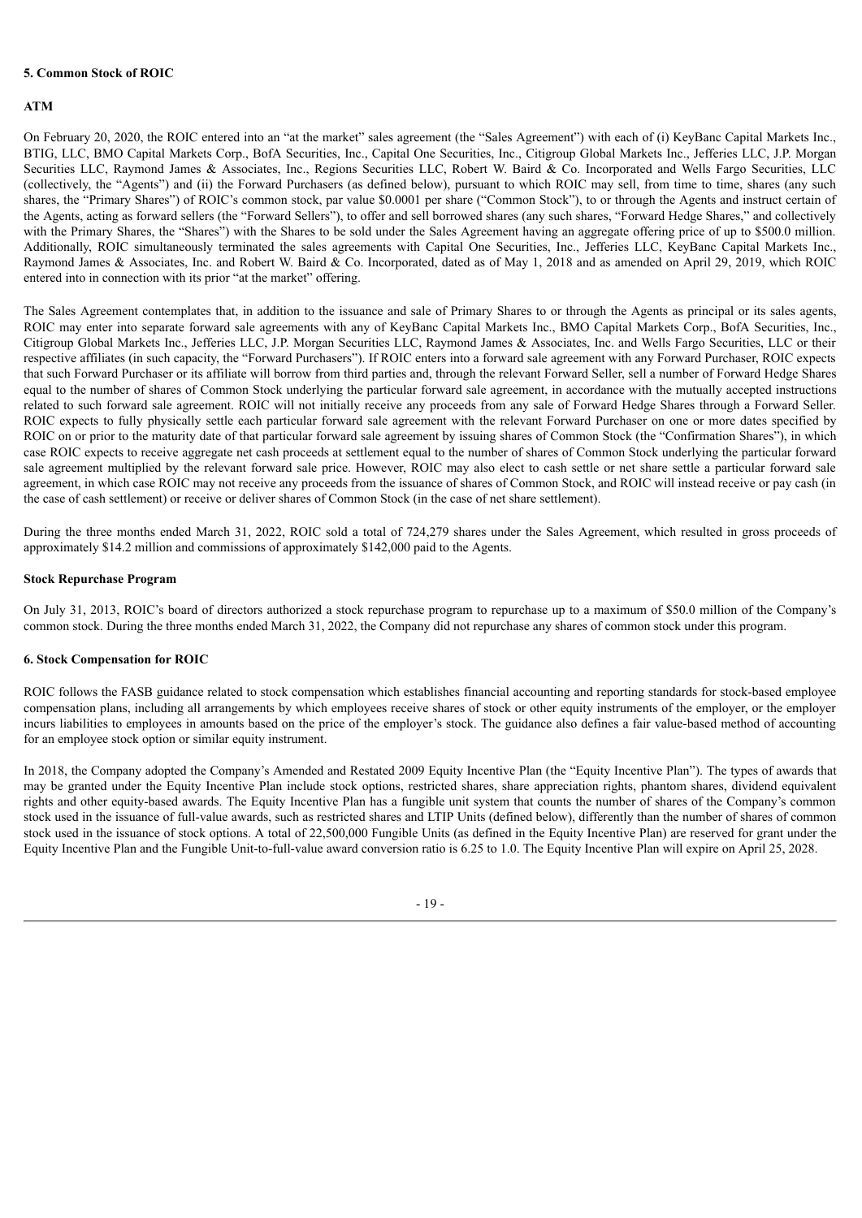#### 5. Common Stock of ROIC

#### ATM

On February 20, 2020, the ROIC entered into an "at the market" sales agreement (the "Sales Agreement") with each of (i) KeyBanc Capital Markets Inc., BTIG, LLC, BMO Capital Markets Corp., BofA Securities, Inc., Capital One Securities, Inc., Citigroup Global Markets Inc., Jefferies LLC, J.P. Morgan Securities LLC, Raymond James & Associates, Inc., Regions Securities LLC, Robert W. Baird & Co. Incorporated and Wells Fargo Securities, LLC (collectively, the "Agents") and (ii) the Forward Purchasers (as defined below), pursuant to which ROIC may sell, from time to time, shares (any such shares, the "Primary Shares") of ROIC's common stock, par value $0.0001 per share ("Common Stock"), to or through the Agents and instruct certain of the Agents, acting as forward sellers (the "Forward Sellers"), to offer and sell borrowed shares (any such shares, "Forward Hedge Shares," and collectively with the Primary Shares, the "Shares") with the Shares to be sold under the Sales Agreement having an aggregate offering price of up to $500.0 million. Additionally, ROIC simultaneously terminated the sales agreements with Capital One Securities, Inc., Jefferies LLC, KeyBanc Capital Markets Inc., Raymond James & Associates, Inc. and Robert W. Baird & Co. Incorporated, dated as of May 1, 2018 and as amended on April 29, 2019, which ROIC entered into in connection with its prior "at the market" offering.

The Sales Agreement contemplates that, in addition to the issuance and sale of Primary Shares to or through the Agents as principal or its sales agents, ROIC may enter into separate forward sale agreements with any of KeyBanc Capital Markets Inc., BMO Capital Markets Corp., BofA Securities, Inc., Citigroup Global Markets Inc., Jefferies LLC, J.P. Morgan Securities LLC, Raymond James & Associates, Inc. and Wells Fargo Securities, LLC or their respective affiliates (in such capacity, the "Forward Purchasers"). If ROIC enters into a forward sale agreement with any Forward Purchaser, ROIC expects that such Forward Purchaser or its affiliate will borrow from third parties and, through the relevant Forward Seller, sell a number of Forward Hedge Shares equal to the number of shares of Common Stock underlying the particular forward sale agreement, in accordance with the mutually accepted instructions related to such forward sale agreement. ROIC will not initially receive any proceeds from any sale of Forward Hedge Shares through a Forward Seller. ROIC expects to fully physically settle each particular forward sale agreement with the relevant Forward Purchaser on one or more dates specified by ROIC on or prior to the maturity date of that particular forward sale agreement by issuing shares of Common Stock (the "Confirmation Shares"), in which case ROIC expects to receive aggregate net cash proceeds at settlement equal to the number of shares of Common Stock underlying the particular forward sale agreement multiplied by the relevant forward sale price. However, ROIC may also elect to cash settle or net share settle a particular forward sale agreement, in which case ROIC may not receive any proceeds from the issuance of shares of Common Stock, and ROIC will instead receive or pay cash (in the case of cash settlement) or receive or deliver shares of Common Stock (in the case of net share settlement).

During the three months ended March 31, 2022, ROIC sold a total of 724,279 shares under the Sales Agreement, which resulted in gross proceeds of approximately $14.2 million and commissions of approximately $142,000 paid to the Agents.

#### Stock Repurchase Program

On July 31, 2013, ROIC's board of directors authorized a stock repurchase program to repurchase up to a maximum of $50.0 million of the Company's common stock. During the three months ended March 31, 2022, the Company did not repurchase any shares of common stock under this program.

#### 6. Stock Compensation for ROIC

ROIC follows the FASB guidance related to stock compensation which establishes financial accounting and reporting standards for stock-based employee compensation plans, including all arrangements by which employees receive shares of stock or other equity instruments of the employer, or the employer incurs liabilities to employees in amounts based on the price of the employer's stock. The guidance also defines a fair value-based method of accounting for an employee stock option or similar equity instrument.

In 2018, the Company adopted the Company's Amended and Restated 2009 Equity Incentive Plan (the "Equity Incentive Plan"). The types of awards that may be granted under the Equity Incentive Plan include stock options, restricted shares, share appreciation rights, phantom shares, dividend equivalent rights and other equity-based awards. The Equity Incentive Plan has a fungible unit system that counts the number of shares of the Company's common stock used in the issuance of full-value awards, such as restricted shares and LTIP Units (defined below), differently than the number of shares of common stock used in the issuance of stock options. A total of 22,500,000 Fungible Units (as defined in the Equity Incentive Plan) are reserved for grant under the Equity Incentive Plan and the Fungible Unit-to-full-value award conversion ratio is 6.25 to 1.0. The Equity Incentive Plan will expire on April 25, 2028.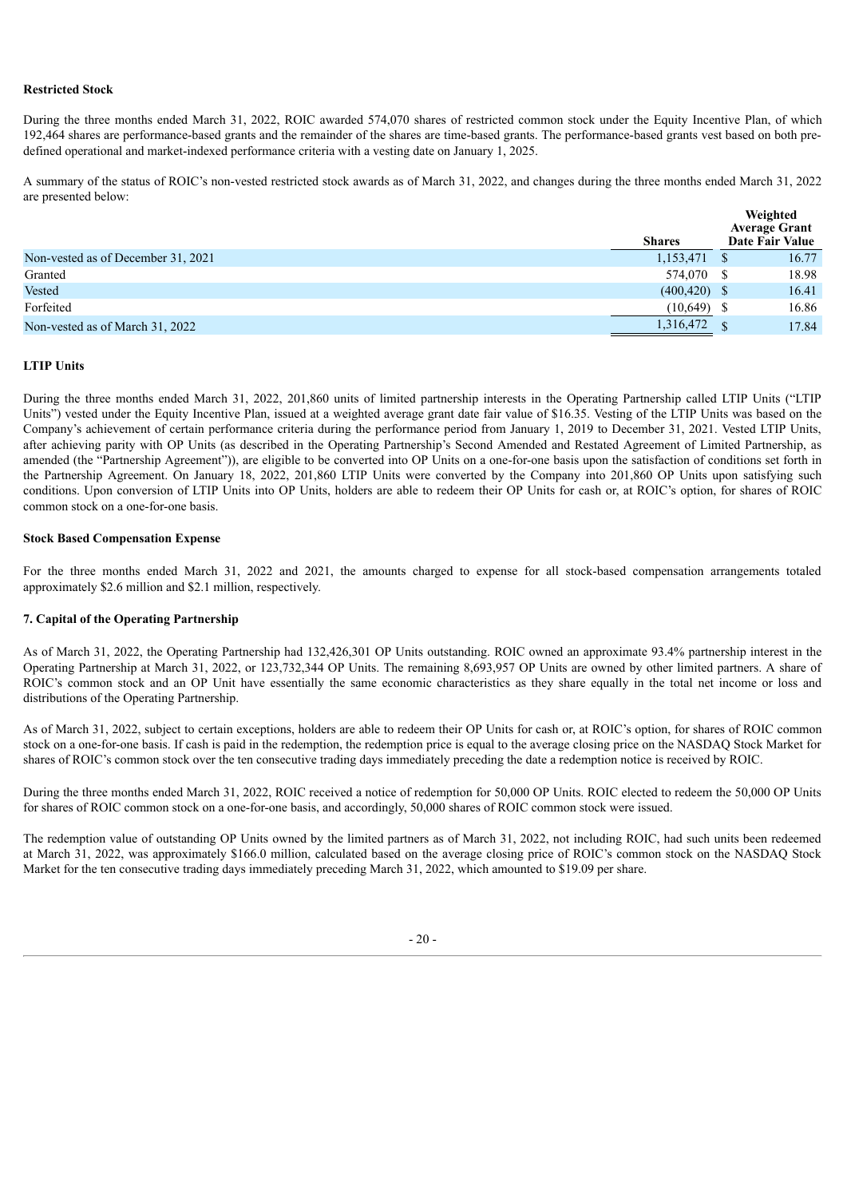**Restricted Stock**

During the three months ended March 31, 2022, ROIC awarded 574,070 shares of restricted common stock under the Equity Incentive Plan, of which 192,464 shares are performance-based grants and the remainder of the shares are time-based grants. The performance-based grants vest based on both pre-defined operational and market-indexed performance criteria with a vesting date on January 1, 2025.

A summary of the status of ROIC's non-vested restricted stock awards as of March 31, 2022, and changes during the three months ended March 31, 2022 are presented below:

| | Shares | Weighted Average Grant Date Fair Value |
|---|---|---|
| Non-vested as of December 31, 2021 | 1,153,471 | $ 16.77 |
| Granted | 574,070 | $ 18.98 |
| Vested | (400,420) | $ 16.41 |
| Forfeited | (10,649) | $ 16.86 |
| Non-vested as of March 31, 2022 | 1,316,472 | $ 17.84 |

**LTIP Units**

During the three months ended March 31, 2022, 201,860 units of limited partnership interests in the Operating Partnership called LTIP Units ("LTIP Units") vested under the Equity Incentive Plan, issued at a weighted average grant date fair value of $16.35. Vesting of the LTIP Units was based on the Company's achievement of certain performance criteria during the performance period from January 1, 2019 to December 31, 2021. Vested LTIP Units, after achieving parity with OP Units (as described in the Operating Partnership's Second Amended and Restated Agreement of Limited Partnership, as amended (the "Partnership Agreement")), are eligible to be converted into OP Units on a one-for-one basis upon the satisfaction of conditions set forth in the Partnership Agreement. On January 18, 2022, 201,860 LTIP Units were converted by the Company into 201,860 OP Units upon satisfying such conditions. Upon conversion of LTIP Units into OP Units, holders are able to redeem their OP Units for cash or, at ROIC's option, for shares of ROIC common stock on a one-for-one basis.

**Stock Based Compensation Expense**

For the three months ended March 31, 2022 and 2021, the amounts charged to expense for all stock-based compensation arrangements totaled approximately $2.6 million and $2.1 million, respectively.

**7. Capital of the Operating Partnership**

As of March 31, 2022, the Operating Partnership had 132,426,301 OP Units outstanding. ROIC owned an approximate 93.4% partnership interest in the Operating Partnership at March 31, 2022, or 123,732,344 OP Units. The remaining 8,693,957 OP Units are owned by other limited partners. A share of ROIC's common stock and an OP Unit have essentially the same economic characteristics as they share equally in the total net income or loss and distributions of the Operating Partnership.

As of March 31, 2022, subject to certain exceptions, holders are able to redeem their OP Units for cash or, at ROIC's option, for shares of ROIC common stock on a one-for-one basis. If cash is paid in the redemption, the redemption price is equal to the average closing price on the NASDAQ Stock Market for shares of ROIC's common stock over the ten consecutive trading days immediately preceding the date a redemption notice is received by ROIC.

During the three months ended March 31, 2022, ROIC received a notice of redemption for 50,000 OP Units. ROIC elected to redeem the 50,000 OP Units for shares of ROIC common stock on a one-for-one basis, and accordingly, 50,000 shares of ROIC common stock were issued.

The redemption value of outstanding OP Units owned by the limited partners as of March 31, 2022, not including ROIC, had such units been redeemed at March 31, 2022, was approximately $166.0 million, calculated based on the average closing price of ROIC's common stock on the NASDAQ Stock Market for the ten consecutive trading days immediately preceding March 31, 2022, which amounted to $19.09 per share.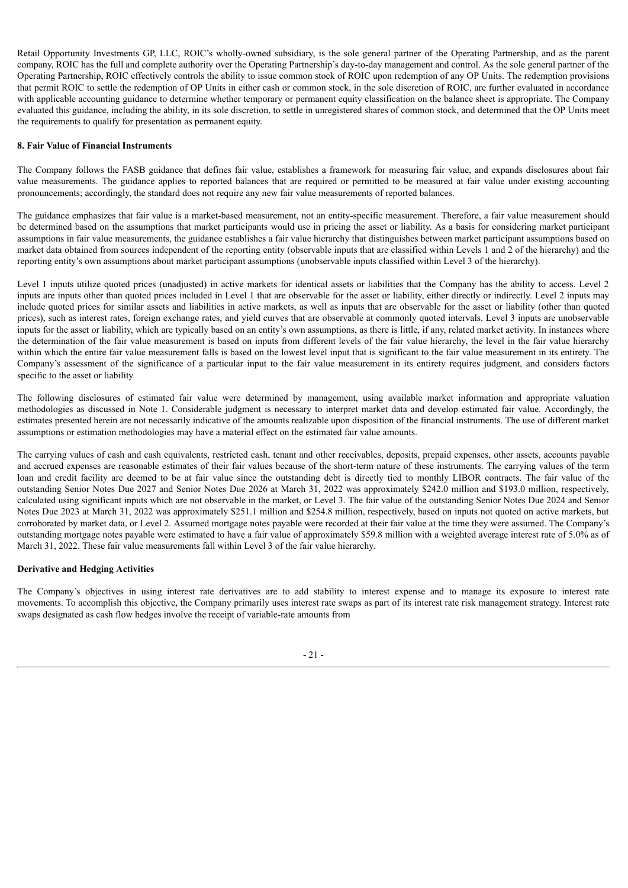Retail Opportunity Investments GP, LLC, ROIC's wholly-owned subsidiary, is the sole general partner of the Operating Partnership, and as the parent company, ROIC has the full and complete authority over the Operating Partnership's day-to-day management and control. As the sole general partner of the Operating Partnership, ROIC effectively controls the ability to issue common stock of ROIC upon redemption of any OP Units. The redemption provisions that permit ROIC to settle the redemption of OP Units in either cash or common stock, in the sole discretion of ROIC, are further evaluated in accordance with applicable accounting guidance to determine whether temporary or permanent equity classification on the balance sheet is appropriate. The Company evaluated this guidance, including the ability, in its sole discretion, to settle in unregistered shares of common stock, and determined that the OP Units meet the requirements to qualify for presentation as permanent equity.

**8. Fair Value of Financial Instruments**

The Company follows the FASB guidance that defines fair value, establishes a framework for measuring fair value, and expands disclosures about fair value measurements. The guidance applies to reported balances that are required or permitted to be measured at fair value under existing accounting pronouncements; accordingly, the standard does not require any new fair value measurements of reported balances.

The guidance emphasizes that fair value is a market-based measurement, not an entity-specific measurement. Therefore, a fair value measurement should be determined based on the assumptions that market participants would use in pricing the asset or liability. As a basis for considering market participant assumptions in fair value measurements, the guidance establishes a fair value hierarchy that distinguishes between market participant assumptions based on market data obtained from sources independent of the reporting entity (observable inputs that are classified within Levels 1 and 2 of the hierarchy) and the reporting entity's own assumptions about market participant assumptions (unobservable inputs classified within Level 3 of the hierarchy).

Level 1 inputs utilize quoted prices (unadjusted) in active markets for identical assets or liabilities that the Company has the ability to access. Level 2 inputs are inputs other than quoted prices included in Level 1 that are observable for the asset or liability, either directly or indirectly. Level 2 inputs may include quoted prices for similar assets and liabilities in active markets, as well as inputs that are observable for the asset or liability (other than quoted prices), such as interest rates, foreign exchange rates, and yield curves that are observable at commonly quoted intervals. Level 3 inputs are unobservable inputs for the asset or liability, which are typically based on an entity's own assumptions, as there is little, if any, related market activity. In instances where the determination of the fair value measurement is based on inputs from different levels of the fair value hierarchy, the level in the fair value hierarchy within which the entire fair value measurement falls is based on the lowest level input that is significant to the fair value measurement in its entirety. The Company's assessment of the significance of a particular input to the fair value measurement in its entirety requires judgment, and considers factors specific to the asset or liability.

The following disclosures of estimated fair value were determined by management, using available market information and appropriate valuation methodologies as discussed in Note 1. Considerable judgment is necessary to interpret market data and develop estimated fair value. Accordingly, the estimates presented herein are not necessarily indicative of the amounts realizable upon disposition of the financial instruments. The use of different market assumptions or estimation methodologies may have a material effect on the estimated fair value amounts.

The carrying values of cash and cash equivalents, restricted cash, tenant and other receivables, deposits, prepaid expenses, other assets, accounts payable and accrued expenses are reasonable estimates of their fair values because of the short-term nature of these instruments. The carrying values of the term loan and credit facility are deemed to be at fair value since the outstanding debt is directly tied to monthly LIBOR contracts. The fair value of the outstanding Senior Notes Due 2027 and Senior Notes Due 2026 at March 31, 2022 was approximately $242.0 million and $193.0 million, respectively, calculated using significant inputs which are not observable in the market, or Level 3. The fair value of the outstanding Senior Notes Due 2024 and Senior Notes Due 2023 at March 31, 2022 was approximately $251.1 million and $254.8 million, respectively, based on inputs not quoted on active markets, but corroborated by market data, or Level 2. Assumed mortgage notes payable were recorded at their fair value at the time they were assumed. The Company's outstanding mortgage notes payable were estimated to have a fair value of approximately $59.8 million with a weighted average interest rate of 5.0% as of March 31, 2022. These fair value measurements fall within Level 3 of the fair value hierarchy.

**Derivative and Hedging Activities**

The Company's objectives in using interest rate derivatives are to add stability to interest expense and to manage its exposure to interest rate movements. To accomplish this objective, the Company primarily uses interest rate swaps as part of its interest rate risk management strategy. Interest rate swaps designated as cash flow hedges involve the receipt of variable-rate amounts from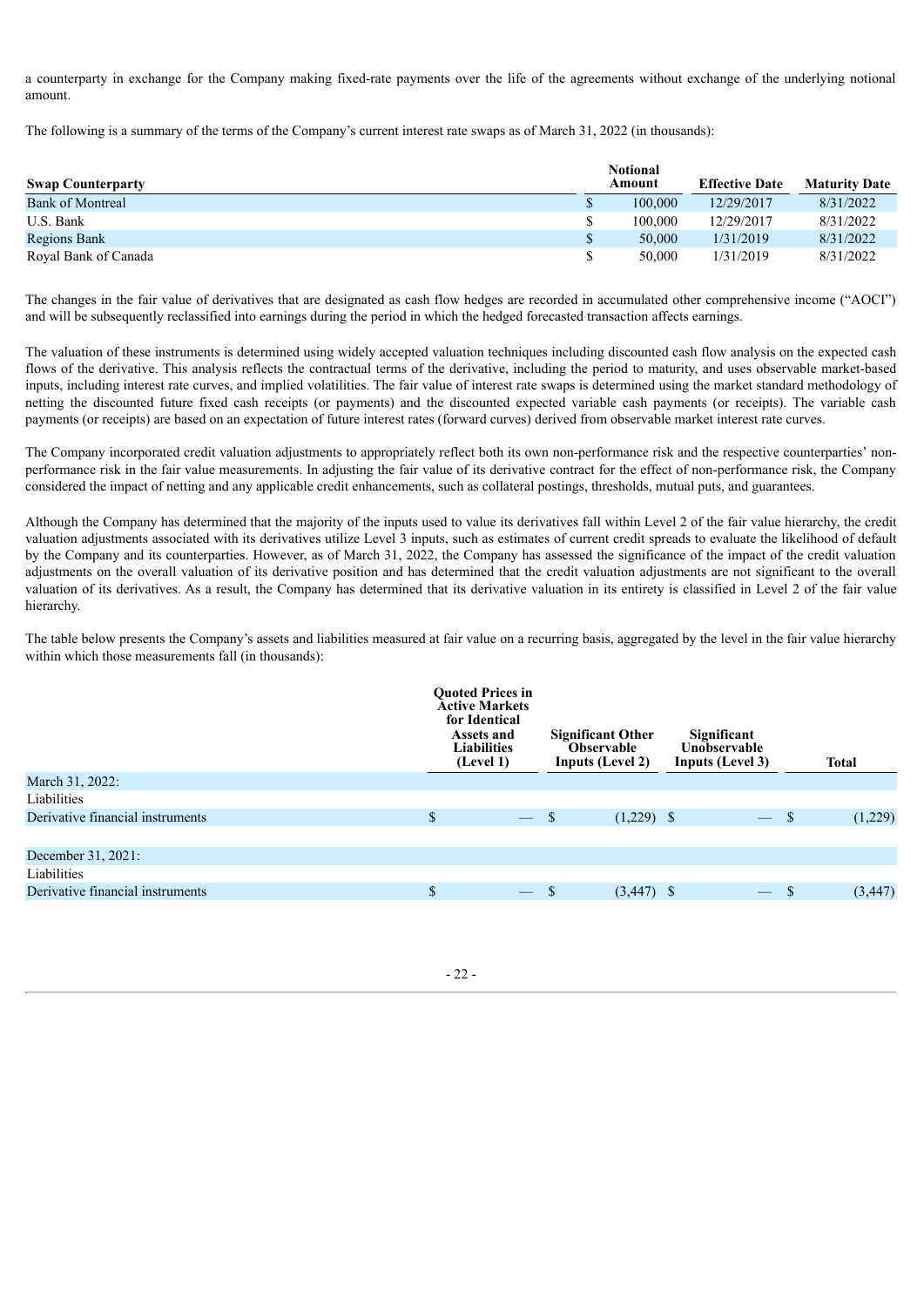a counterparty in exchange for the Company making fixed-rate payments over the life of the agreements without exchange of the underlying notional amount.

The following is a summary of the terms of the Company's current interest rate swaps as of March 31, 2022 (in thousands):

| Swap Counterparty | Notional Amount | Effective Date | Maturity Date |
|---|---|---|---|
| Bank of Montreal | $ 100,000 | 12/29/2017 | 8/31/2022 |
| U.S. Bank | $ 100,000 | 12/29/2017 | 8/31/2022 |
| Regions Bank | $ 50,000 | 1/31/2019 | 8/31/2022 |
| Royal Bank of Canada | $ 50,000 | 1/31/2019 | 8/31/2022 |

The changes in the fair value of derivatives that are designated as cash flow hedges are recorded in accumulated other comprehensive income ("AOCI") and will be subsequently reclassified into earnings during the period in which the hedged forecasted transaction affects earnings.

The valuation of these instruments is determined using widely accepted valuation techniques including discounted cash flow analysis on the expected cash flows of the derivative. This analysis reflects the contractual terms of the derivative, including the period to maturity, and uses observable market-based inputs, including interest rate curves, and implied volatilities. The fair value of interest rate swaps is determined using the market standard methodology of netting the discounted future fixed cash receipts (or payments) and the discounted expected variable cash payments (or receipts). The variable cash payments (or receipts) are based on an expectation of future interest rates (forward curves) derived from observable market interest rate curves.

The Company incorporated credit valuation adjustments to appropriately reflect both its own non-performance risk and the respective counterparties' non-performance risk in the fair value measurements. In adjusting the fair value of its derivative contract for the effect of non-performance risk, the Company considered the impact of netting and any applicable credit enhancements, such as collateral postings, thresholds, mutual puts, and guarantees.

Although the Company has determined that the majority of the inputs used to value its derivatives fall within Level 2 of the fair value hierarchy, the credit valuation adjustments associated with its derivatives utilize Level 3 inputs, such as estimates of current credit spreads to evaluate the likelihood of default by the Company and its counterparties. However, as of March 31, 2022, the Company has assessed the significance of the impact of the credit valuation adjustments on the overall valuation of its derivative position and has determined that the credit valuation adjustments are not significant to the overall valuation of its derivatives. As a result, the Company has determined that its derivative valuation in its entirety is classified in Level 2 of the fair value hierarchy.

The table below presents the Company's assets and liabilities measured at fair value on a recurring basis, aggregated by the level in the fair value hierarchy within which those measurements fall (in thousands):

| | Quoted Prices in Active Markets for Identical Assets and Liabilities (Level 1) | Significant Other Observable Inputs (Level 2) | Significant Unobservable Inputs (Level 3) | Total |
|---|---|---|---|---|
| March 31, 2022: | | | | |
| Liabilities | | | | |
| Derivative financial instruments | $ — | $ (1,229) | $ — | $ (1,229) |
| | | | | |
| December 31, 2021: | | | | |
| Liabilities | | | | |
| Derivative financial instruments | $ — | $ (3,447) | $ — | $ (3,447) |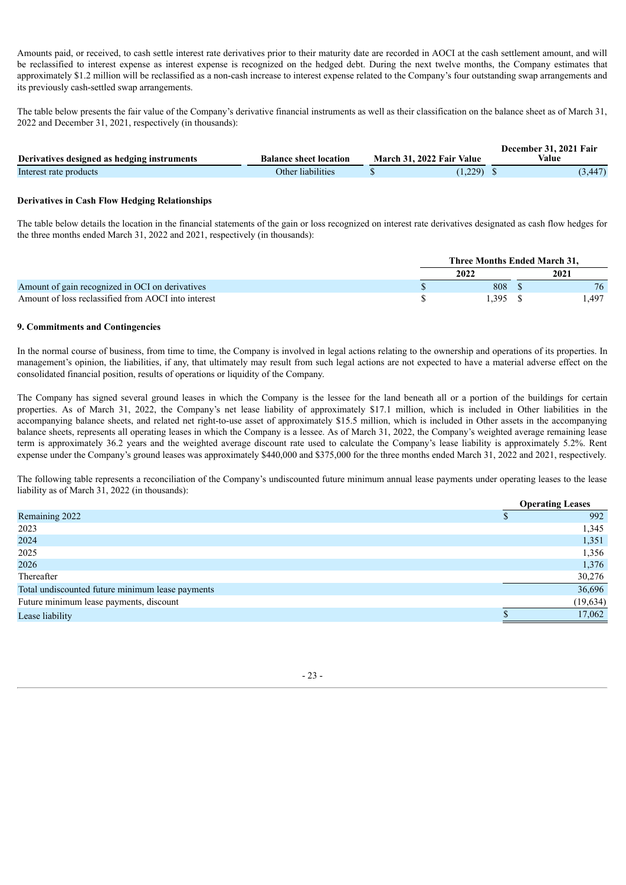Amounts paid, or received, to cash settle interest rate derivatives prior to their maturity date are recorded in AOCI at the cash settlement amount, and will be reclassified to interest expense as interest expense is recognized on the hedged debt. During the next twelve months, the Company estimates that approximately $1.2 million will be reclassified as a non-cash increase to interest expense related to the Company's four outstanding swap arrangements and its previously cash-settled swap arrangements.

The table below presents the fair value of the Company's derivative financial instruments as well as their classification on the balance sheet as of March 31, 2022 and December 31, 2021, respectively (in thousands):

| Derivatives designed as hedging instruments | Balance sheet location | March 31, 2022 Fair Value | December 31, 2021 Fair Value |
|---|---|---|---|
| Interest rate products | Other liabilities | $ (1,229) | $ (3,447) |

**Derivatives in Cash Flow Hedging Relationships**

The table below details the location in the financial statements of the gain or loss recognized on interest rate derivatives designated as cash flow hedges for the three months ended March 31, 2022 and 2021, respectively (in thousands):

| | Three Months Ended March 31, | |
|---|---|---|
| | 2022 | 2021 |
| Amount of gain recognized in OCI on derivatives | $ 808 | $ 76 |
| Amount of loss reclassified from AOCI into interest | $ 1,395 | $ 1,497 |

**9. Commitments and Contingencies**

In the normal course of business, from time to time, the Company is involved in legal actions relating to the ownership and operations of its properties. In management's opinion, the liabilities, if any, that ultimately may result from such legal actions are not expected to have a material adverse effect on the consolidated financial position, results of operations or liquidity of the Company.

The Company has signed several ground leases in which the Company is the lessee for the land beneath all or a portion of the buildings for certain properties. As of March 31, 2022, the Company's net lease liability of approximately $17.1 million, which is included in Other liabilities in the accompanying balance sheets, and related net right-to-use asset of approximately $15.5 million, which is included in Other assets in the accompanying balance sheets, represents all operating leases in which the Company is a lessee. As of March 31, 2022, the Company's weighted average remaining lease term is approximately 36.2 years and the weighted average discount rate used to calculate the Company's lease liability is approximately 5.2%. Rent expense under the Company's ground leases was approximately $440,000 and $375,000 for the three months ended March 31, 2022 and 2021, respectively.

The following table represents a reconciliation of the Company's undiscounted future minimum annual lease payments under operating leases to the lease liability as of March 31, 2022 (in thousands):

| | Operating Leases |
|---|---|
| Remaining 2022 | $ 992 |
| 2023 | 1,345 |
| 2024 | 1,351 |
| 2025 | 1,356 |
| 2026 | 1,376 |
| Thereafter | 30,276 |
| Total undiscounted future minimum lease payments | 36,696 |
| Future minimum lease payments, discount | (19,634) |
| Lease liability | $ 17,062 |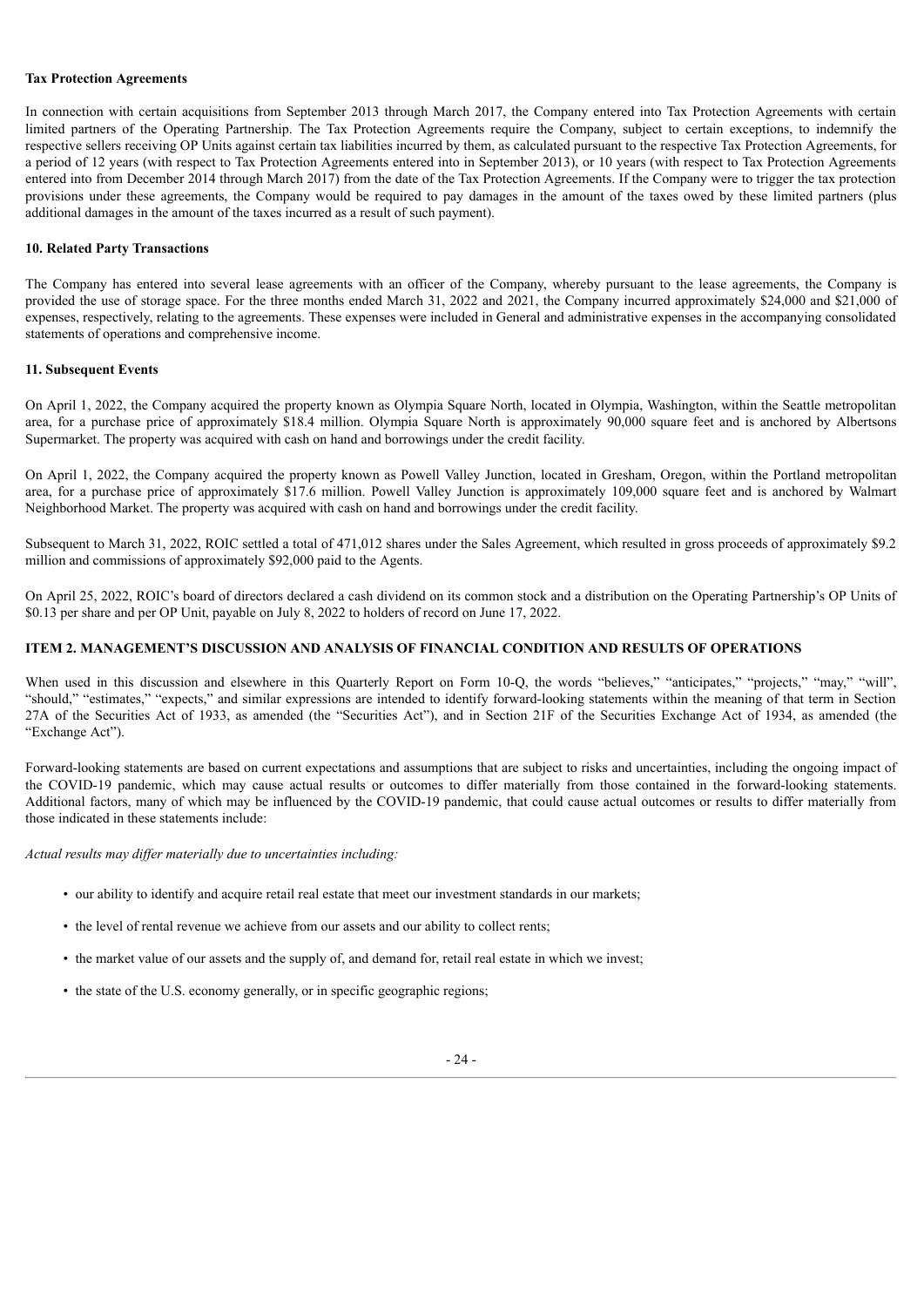**Tax Protection Agreements**

In connection with certain acquisitions from September 2013 through March 2017, the Company entered into Tax Protection Agreements with certain limited partners of the Operating Partnership. The Tax Protection Agreements require the Company, subject to certain exceptions, to indemnify the respective sellers receiving OP Units against certain tax liabilities incurred by them, as calculated pursuant to the respective Tax Protection Agreements, for a period of 12 years (with respect to Tax Protection Agreements entered into in September 2013), or 10 years (with respect to Tax Protection Agreements entered into from December 2014 through March 2017) from the date of the Tax Protection Agreements. If the Company were to trigger the tax protection provisions under these agreements, the Company would be required to pay damages in the amount of the taxes owed by these limited partners (plus additional damages in the amount of the taxes incurred as a result of such payment).

**10. Related Party Transactions**

The Company has entered into several lease agreements with an officer of the Company, whereby pursuant to the lease agreements, the Company is provided the use of storage space. For the three months ended March 31, 2022 and 2021, the Company incurred approximately $24,000 and $21,000 of expenses, respectively, relating to the agreements. These expenses were included in General and administrative expenses in the accompanying consolidated statements of operations and comprehensive income.

**11. Subsequent Events**

On April 1, 2022, the Company acquired the property known as Olympia Square North, located in Olympia, Washington, within the Seattle metropolitan area, for a purchase price of approximately $18.4 million. Olympia Square North is approximately 90,000 square feet and is anchored by Albertsons Supermarket. The property was acquired with cash on hand and borrowings under the credit facility.

On April 1, 2022, the Company acquired the property known as Powell Valley Junction, located in Gresham, Oregon, within the Portland metropolitan area, for a purchase price of approximately $17.6 million. Powell Valley Junction is approximately 109,000 square feet and is anchored by Walmart Neighborhood Market. The property was acquired with cash on hand and borrowings under the credit facility.

Subsequent to March 31, 2022, ROIC settled a total of 471,012 shares under the Sales Agreement, which resulted in gross proceeds of approximately $9.2 million and commissions of approximately $92,000 paid to the Agents.

On April 25, 2022, ROIC's board of directors declared a cash dividend on its common stock and a distribution on the Operating Partnership's OP Units of $0.13 per share and per OP Unit, payable on July 8, 2022 to holders of record on June 17, 2022.

## ITEM 2. MANAGEMENT'S DISCUSSION AND ANALYSIS OF FINANCIAL CONDITION AND RESULTS OF OPERATIONS

When used in this discussion and elsewhere in this Quarterly Report on Form 10-Q, the words "believes," "anticipates," "projects," "may," "will", "should," "estimates," "expects," and similar expressions are intended to identify forward-looking statements within the meaning of that term in Section 27A of the Securities Act of 1933, as amended (the "Securities Act"), and in Section 21F of the Securities Exchange Act of 1934, as amended (the "Exchange Act").

Forward-looking statements are based on current expectations and assumptions that are subject to risks and uncertainties, including the ongoing impact of the COVID-19 pandemic, which may cause actual results or outcomes to differ materially from those contained in the forward-looking statements. Additional factors, many of which may be influenced by the COVID-19 pandemic, that could cause actual outcomes or results to differ materially from those indicated in these statements include:

*Actual results may differ materially due to uncertainties including:*

- our ability to identify and acquire retail real estate that meet our investment standards in our markets;
- the level of rental revenue we achieve from our assets and our ability to collect rents;
- the market value of our assets and the supply of, and demand for, retail real estate in which we invest;
- the state of the U.S. economy generally, or in specific geographic regions;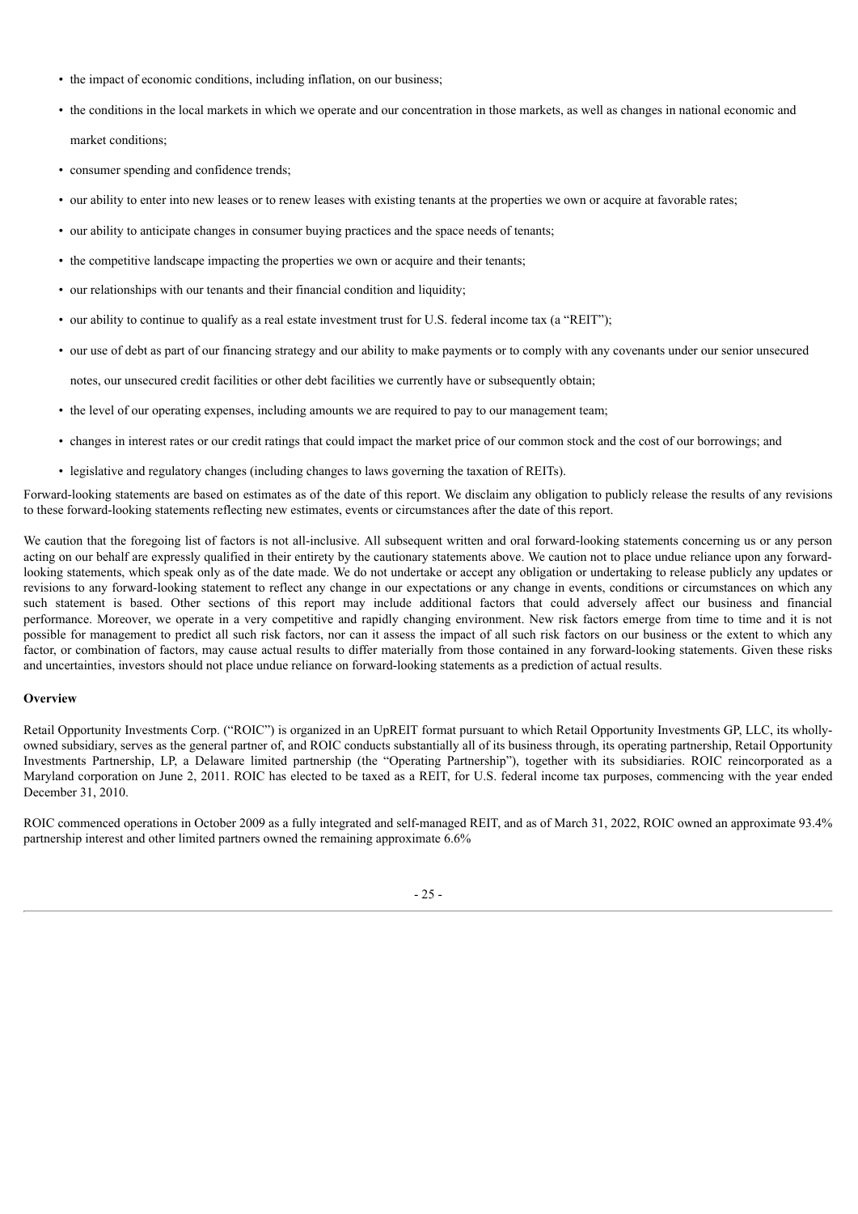- the impact of economic conditions, including inflation, on our business;
- the conditions in the local markets in which we operate and our concentration in those markets, as well as changes in national economic and market conditions;
- consumer spending and confidence trends;
- our ability to enter into new leases or to renew leases with existing tenants at the properties we own or acquire at favorable rates;
- our ability to anticipate changes in consumer buying practices and the space needs of tenants;
- the competitive landscape impacting the properties we own or acquire and their tenants;
- our relationships with our tenants and their financial condition and liquidity;
- our ability to continue to qualify as a real estate investment trust for U.S. federal income tax (a "REIT");
- our use of debt as part of our financing strategy and our ability to make payments or to comply with any covenants under our senior unsecured notes, our unsecured credit facilities or other debt facilities we currently have or subsequently obtain;
- the level of our operating expenses, including amounts we are required to pay to our management team;
- changes in interest rates or our credit ratings that could impact the market price of our common stock and the cost of our borrowings; and
- legislative and regulatory changes (including changes to laws governing the taxation of REITs).

Forward-looking statements are based on estimates as of the date of this report. We disclaim any obligation to publicly release the results of any revisions to these forward-looking statements reflecting new estimates, events or circumstances after the date of this report.

We caution that the foregoing list of factors is not all-inclusive. All subsequent written and oral forward-looking statements concerning us or any person acting on our behalf are expressly qualified in their entirety by the cautionary statements above. We caution not to place undue reliance upon any forward-looking statements, which speak only as of the date made. We do not undertake or accept any obligation or undertaking to release publicly any updates or revisions to any forward-looking statement to reflect any change in our expectations or any change in events, conditions or circumstances on which any such statement is based. Other sections of this report may include additional factors that could adversely affect our business and financial performance. Moreover, we operate in a very competitive and rapidly changing environment. New risk factors emerge from time to time and it is not possible for management to predict all such risk factors, nor can it assess the impact of all such risk factors on our business or the extent to which any factor, or combination of factors, may cause actual results to differ materially from those contained in any forward-looking statements. Given these risks and uncertainties, investors should not place undue reliance on forward-looking statements as a prediction of actual results.

**Overview**

Retail Opportunity Investments Corp. ("ROIC") is organized in an UpREIT format pursuant to which Retail Opportunity Investments GP, LLC, its wholly-owned subsidiary, serves as the general partner of, and ROIC conducts substantially all of its business through, its operating partnership, Retail Opportunity Investments Partnership, LP, a Delaware limited partnership (the "Operating Partnership"), together with its subsidiaries. ROIC reincorporated as a Maryland corporation on June 2, 2011. ROIC has elected to be taxed as a REIT, for U.S. federal income tax purposes, commencing with the year ended December 31, 2010.

ROIC commenced operations in October 2009 as a fully integrated and self-managed REIT, and as of March 31, 2022, ROIC owned an approximate 93.4% partnership interest and other limited partners owned the remaining approximate 6.6%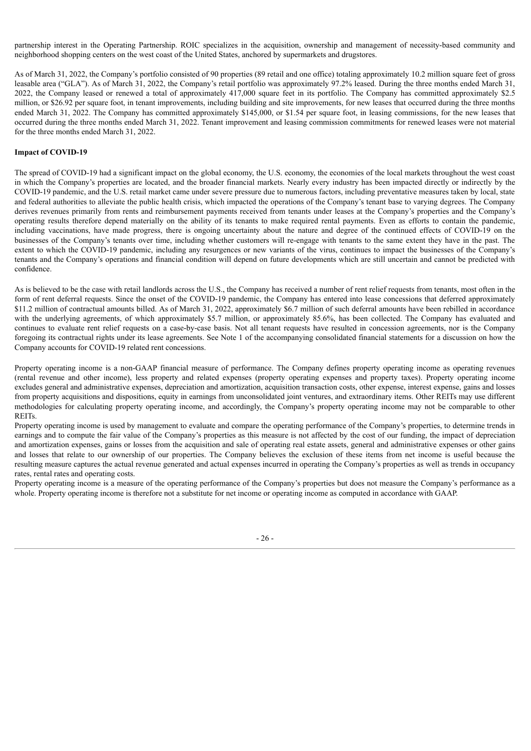partnership interest in the Operating Partnership. ROIC specializes in the acquisition, ownership and management of necessity-based community and neighborhood shopping centers on the west coast of the United States, anchored by supermarkets and drugstores.

As of March 31, 2022, the Company's portfolio consisted of 90 properties (89 retail and one office) totaling approximately 10.2 million square feet of gross leasable area ("GLA"). As of March 31, 2022, the Company's retail portfolio was approximately 97.2% leased. During the three months ended March 31, 2022, the Company leased or renewed a total of approximately 417,000 square feet in its portfolio. The Company has committed approximately $2.5 million, or $26.92 per square foot, in tenant improvements, including building and site improvements, for new leases that occurred during the three months ended March 31, 2022. The Company has committed approximately $145,000, or $1.54 per square foot, in leasing commissions, for the new leases that occurred during the three months ended March 31, 2022. Tenant improvement and leasing commission commitments for renewed leases were not material for the three months ended March 31, 2022.

**Impact of COVID-19**

The spread of COVID-19 had a significant impact on the global economy, the U.S. economy, the economies of the local markets throughout the west coast in which the Company's properties are located, and the broader financial markets. Nearly every industry has been impacted directly or indirectly by the COVID-19 pandemic, and the U.S. retail market came under severe pressure due to numerous factors, including preventative measures taken by local, state and federal authorities to alleviate the public health crisis, which impacted the operations of the Company's tenant base to varying degrees. The Company derives revenues primarily from rents and reimbursement payments received from tenants under leases at the Company's properties and the Company's operating results therefore depend materially on the ability of its tenants to make required rental payments. Even as efforts to contain the pandemic, including vaccinations, have made progress, there is ongoing uncertainty about the nature and degree of the continued effects of COVID-19 on the businesses of the Company's tenants over time, including whether customers will re-engage with tenants to the same extent they have in the past. The extent to which the COVID-19 pandemic, including any resurgences or new variants of the virus, continues to impact the businesses of the Company's tenants and the Company's operations and financial condition will depend on future developments which are still uncertain and cannot be predicted with confidence.

As is believed to be the case with retail landlords across the U.S., the Company has received a number of rent relief requests from tenants, most often in the form of rent deferral requests. Since the onset of the COVID-19 pandemic, the Company has entered into lease concessions that deferred approximately $11.2 million of contractual amounts billed. As of March 31, 2022, approximately $6.7 million of such deferral amounts have been rebilled in accordance with the underlying agreements, of which approximately $5.7 million, or approximately 85.6%, has been collected. The Company has evaluated and continues to evaluate rent relief requests on a case-by-case basis. Not all tenant requests have resulted in concession agreements, nor is the Company foregoing its contractual rights under its lease agreements. See Note 1 of the accompanying consolidated financial statements for a discussion on how the Company accounts for COVID-19 related rent concessions.

Property operating income is a non-GAAP financial measure of performance. The Company defines property operating income as operating revenues (rental revenue and other income), less property and related expenses (property operating expenses and property taxes). Property operating income excludes general and administrative expenses, depreciation and amortization, acquisition transaction costs, other expense, interest expense, gains and losses from property acquisitions and dispositions, equity in earnings from unconsolidated joint ventures, and extraordinary items. Other REITs may use different methodologies for calculating property operating income, and accordingly, the Company's property operating income may not be comparable to other REITs.

Property operating income is used by management to evaluate and compare the operating performance of the Company's properties, to determine trends in earnings and to compute the fair value of the Company's properties as this measure is not affected by the cost of our funding, the impact of depreciation and amortization expenses, gains or losses from the acquisition and sale of operating real estate assets, general and administrative expenses or other gains and losses that relate to our ownership of our properties. The Company believes the exclusion of these items from net income is useful because the resulting measure captures the actual revenue generated and actual expenses incurred in operating the Company's properties as well as trends in occupancy rates, rental rates and operating costs.

Property operating income is a measure of the operating performance of the Company's properties but does not measure the Company's performance as a whole. Property operating income is therefore not a substitute for net income or operating income as computed in accordance with GAAP.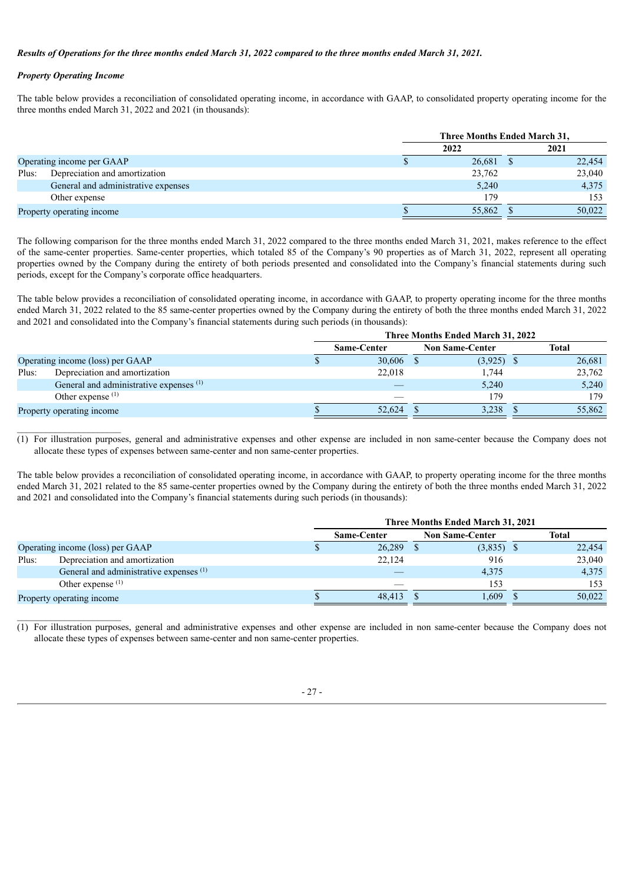***Results of Operations for the three months ended March 31, 2022 compared to the three months ended March 31, 2021.***

***Property Operating Income***

The table below provides a reconciliation of consolidated operating income, in accordance with GAAP, to consolidated property operating income for the three months ended March 31, 2022 and 2021 (in thousands):

| | Three Months Ended March 31, | |
|---|---|---|
| | 2022 | 2021 |
| Operating income per GAAP | $ 26,681 | $ 22,454 |
| Plus: Depreciation and amortization | 23,762 | 23,040 |
| General and administrative expenses | 5,240 | 4,375 |
| Other expense | 179 | 153 |
| Property operating income | $ 55,862 | $ 50,022 |

The following comparison for the three months ended March 31, 2022 compared to the three months ended March 31, 2021, makes reference to the effect of the same-center properties. Same-center properties, which totaled 85 of the Company's 90 properties as of March 31, 2022, represent all operating properties owned by the Company during the entirety of both periods presented and consolidated into the Company's financial statements during such periods, except for the Company's corporate office headquarters.

The table below provides a reconciliation of consolidated operating income, in accordance with GAAP, to property operating income for the three months ended March 31, 2022 related to the 85 same-center properties owned by the Company during the entirety of both the three months ended March 31, 2022 and 2021 and consolidated into the Company's financial statements during such periods (in thousands):

| | Three Months Ended March 31, 2022 | | |
|---|---|---|---|
| | Same-Center | Non Same-Center | Total |
| Operating income (loss) per GAAP | $ 30,606 | $ (3,925) | $ 26,681 |
| Plus: Depreciation and amortization | 22,018 | 1,744 | 23,762 |
| General and administrative expenses (1) | — | 5,240 | 5,240 |
| Other expense (1) | — | 179 | 179 |
| Property operating income | $ 52,624 | $ 3,238 | $ 55,862 |

(1) For illustration purposes, general and administrative expenses and other expense are included in non same-center because the Company does not allocate these types of expenses between same-center and non same-center properties.

The table below provides a reconciliation of consolidated operating income, in accordance with GAAP, to property operating income for the three months ended March 31, 2021 related to the 85 same-center properties owned by the Company during the entirety of both the three months ended March 31, 2022 and 2021 and consolidated into the Company's financial statements during such periods (in thousands):

| | Three Months Ended March 31, 2021 | | |
|---|---|---|---|
| | Same-Center | Non Same-Center | Total |
| Operating income (loss) per GAAP | $ 26,289 | $ (3,835) | $ 22,454 |
| Plus: Depreciation and amortization | 22,124 | 916 | 23,040 |
| General and administrative expenses (1) | — | 4,375 | 4,375 |
| Other expense (1) | — | 153 | 153 |
| Property operating income | $ 48,413 | $ 1,609 | $ 50,022 |

(1) For illustration purposes, general and administrative expenses and other expense are included in non same-center because the Company does not allocate these types of expenses between same-center and non same-center properties.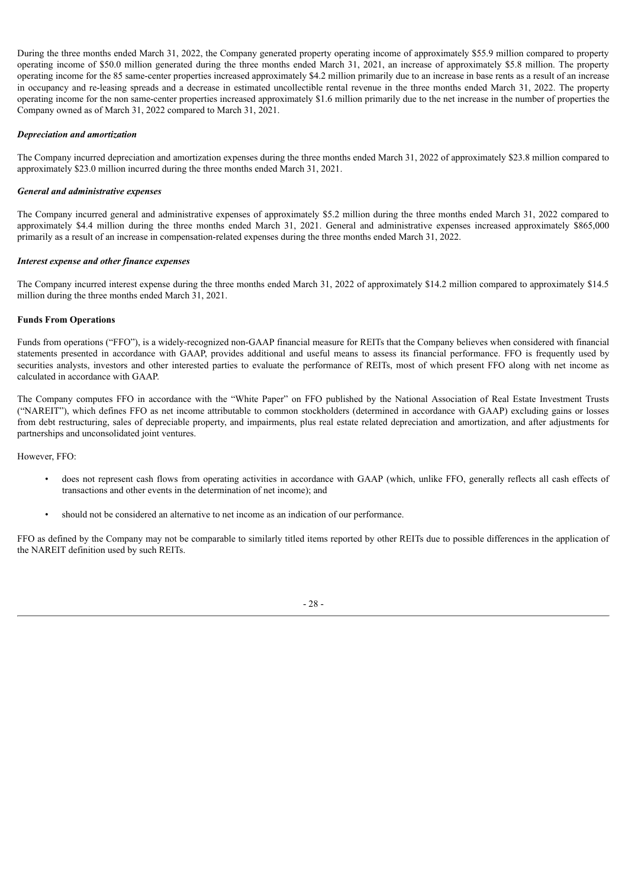During the three months ended March 31, 2022, the Company generated property operating income of approximately $55.9 million compared to property operating income of $50.0 million generated during the three months ended March 31, 2021, an increase of approximately $5.8 million. The property operating income for the 85 same-center properties increased approximately $4.2 million primarily due to an increase in base rents as a result of an increase in occupancy and re-leasing spreads and a decrease in estimated uncollectible rental revenue in the three months ended March 31, 2022. The property operating income for the non same-center properties increased approximately $1.6 million primarily due to the net increase in the number of properties the Company owned as of March 31, 2022 compared to March 31, 2021.

***Depreciation and amortization***

The Company incurred depreciation and amortization expenses during the three months ended March 31, 2022 of approximately $23.8 million compared to approximately $23.0 million incurred during the three months ended March 31, 2021.

***General and administrative expenses***

The Company incurred general and administrative expenses of approximately $5.2 million during the three months ended March 31, 2022 compared to approximately $4.4 million during the three months ended March 31, 2021. General and administrative expenses increased approximately $865,000 primarily as a result of an increase in compensation-related expenses during the three months ended March 31, 2022.

***Interest expense and other finance expenses***

The Company incurred interest expense during the three months ended March 31, 2022 of approximately $14.2 million compared to approximately $14.5 million during the three months ended March 31, 2021.

**Funds From Operations**

Funds from operations ("FFO"), is a widely-recognized non-GAAP financial measure for REITs that the Company believes when considered with financial statements presented in accordance with GAAP, provides additional and useful means to assess its financial performance. FFO is frequently used by securities analysts, investors and other interested parties to evaluate the performance of REITs, most of which present FFO along with net income as calculated in accordance with GAAP.

The Company computes FFO in accordance with the "White Paper" on FFO published by the National Association of Real Estate Investment Trusts ("NAREIT"), which defines FFO as net income attributable to common stockholders (determined in accordance with GAAP) excluding gains or losses from debt restructuring, sales of depreciable property, and impairments, plus real estate related depreciation and amortization, and after adjustments for partnerships and unconsolidated joint ventures.

However, FFO:

- does not represent cash flows from operating activities in accordance with GAAP (which, unlike FFO, generally reflects all cash effects of transactions and other events in the determination of net income); and
- should not be considered an alternative to net income as an indication of our performance.

FFO as defined by the Company may not be comparable to similarly titled items reported by other REITs due to possible differences in the application of the NAREIT definition used by such REITs.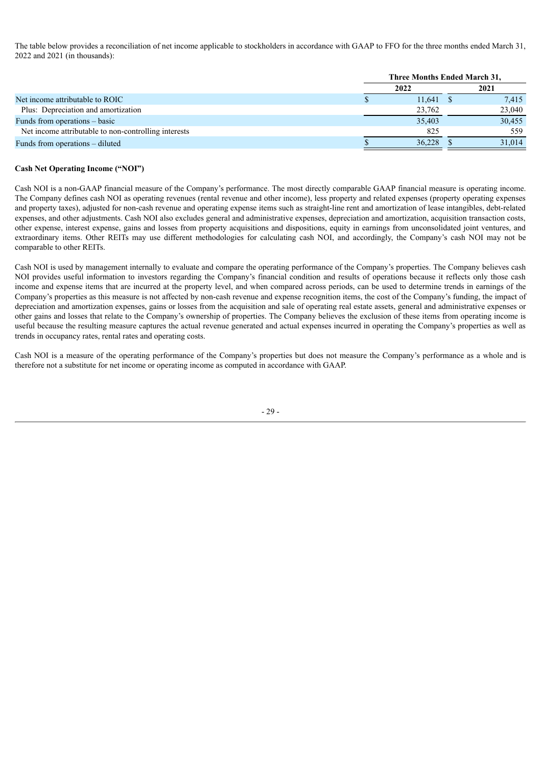The table below provides a reconciliation of net income applicable to stockholders in accordance with GAAP to FFO for the three months ended March 31, 2022 and 2021 (in thousands):

| | Three Months Ended March 31, | |
|---|---|---|
| | 2022 | 2021 |
| Net income attributable to ROIC | $ 11,641 | $ 7,415 |
| Plus: Depreciation and amortization | 23,762 | 23,040 |
| Funds from operations – basic | 35,403 | 30,455 |
| Net income attributable to non-controlling interests | 825 | 559 |
| Funds from operations – diluted | $ 36,228 | $ 31,014 |

**Cash Net Operating Income ("NOI")**

Cash NOI is a non-GAAP financial measure of the Company's performance. The most directly comparable GAAP financial measure is operating income. The Company defines cash NOI as operating revenues (rental revenue and other income), less property and related expenses (property operating expenses and property taxes), adjusted for non-cash revenue and operating expense items such as straight-line rent and amortization of lease intangibles, debt-related expenses, and other adjustments. Cash NOI also excludes general and administrative expenses, depreciation and amortization, acquisition transaction costs, other expense, interest expense, gains and losses from property acquisitions and dispositions, equity in earnings from unconsolidated joint ventures, and extraordinary items. Other REITs may use different methodologies for calculating cash NOI, and accordingly, the Company's cash NOI may not be comparable to other REITs.

Cash NOI is used by management internally to evaluate and compare the operating performance of the Company's properties. The Company believes cash NOI provides useful information to investors regarding the Company's financial condition and results of operations because it reflects only those cash income and expense items that are incurred at the property level, and when compared across periods, can be used to determine trends in earnings of the Company's properties as this measure is not affected by non-cash revenue and expense recognition items, the cost of the Company's funding, the impact of depreciation and amortization expenses, gains or losses from the acquisition and sale of operating real estate assets, general and administrative expenses or other gains and losses that relate to the Company's ownership of properties. The Company believes the exclusion of these items from operating income is useful because the resulting measure captures the actual revenue generated and actual expenses incurred in operating the Company's properties as well as trends in occupancy rates, rental rates and operating costs.

Cash NOI is a measure of the operating performance of the Company's properties but does not measure the Company's performance as a whole and is therefore not a substitute for net income or operating income as computed in accordance with GAAP.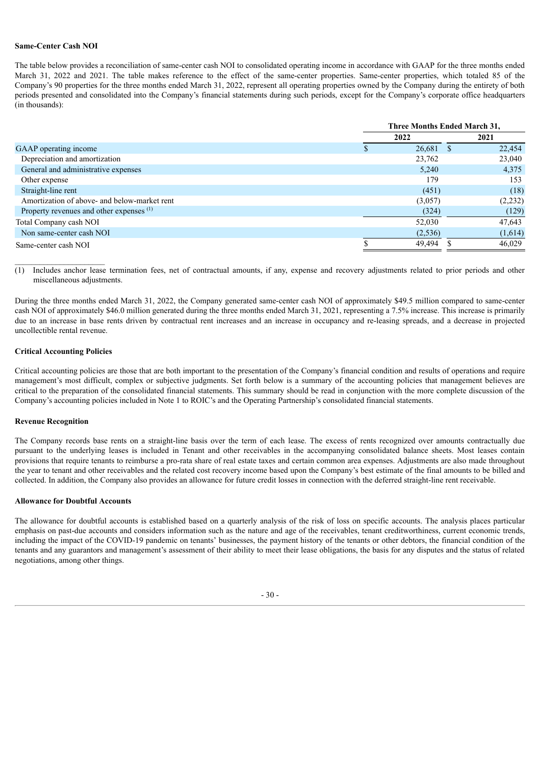**Same-Center Cash NOI**

The table below provides a reconciliation of same-center cash NOI to consolidated operating income in accordance with GAAP for the three months ended March 31, 2022 and 2021. The table makes reference to the effect of the same-center properties. Same-center properties, which totaled 85 of the Company's 90 properties for the three months ended March 31, 2022, represent all operating properties owned by the Company during the entirety of both periods presented and consolidated into the Company's financial statements during such periods, except for the Company's corporate office headquarters (in thousands):

| | Three Months Ended March 31, | |
|---|---|---|
| | 2022 | 2021 |
| GAAP operating income | $ 26,681 | $ 22,454 |
| Depreciation and amortization | 23,762 | 23,040 |
| General and administrative expenses | 5,240 | 4,375 |
| Other expense | 179 | 153 |
| Straight-line rent | (451) | (18) |
| Amortization of above- and below-market rent | (3,057) | (2,232) |
| Property revenues and other expenses [(1)] | (324) | (129) |
| Total Company cash NOI | 52,030 | 47,643 |
| Non same-center cash NOI | (2,536) | (1,614) |
| Same-center cash NOI | $ 49,494 | $ 46,029 |

(1) Includes anchor lease termination fees, net of contractual amounts, if any, expense and recovery adjustments related to prior periods and other miscellaneous adjustments.

During the three months ended March 31, 2022, the Company generated same-center cash NOI of approximately $49.5 million compared to same-center cash NOI of approximately $46.0 million generated during the three months ended March 31, 2021, representing a 7.5% increase. This increase is primarily due to an increase in base rents driven by contractual rent increases and an increase in occupancy and re-leasing spreads, and a decrease in projected uncollectible rental revenue.

**Critical Accounting Policies**

Critical accounting policies are those that are both important to the presentation of the Company's financial condition and results of operations and require management's most difficult, complex or subjective judgments. Set forth below is a summary of the accounting policies that management believes are critical to the preparation of the consolidated financial statements. This summary should be read in conjunction with the more complete discussion of the Company's accounting policies included in Note 1 to ROIC's and the Operating Partnership's consolidated financial statements.

**Revenue Recognition**

The Company records base rents on a straight-line basis over the term of each lease. The excess of rents recognized over amounts contractually due pursuant to the underlying leases is included in Tenant and other receivables in the accompanying consolidated balance sheets. Most leases contain provisions that require tenants to reimburse a pro-rata share of real estate taxes and certain common area expenses. Adjustments are also made throughout the year to tenant and other receivables and the related cost recovery income based upon the Company's best estimate of the final amounts to be billed and collected. In addition, the Company also provides an allowance for future credit losses in connection with the deferred straight-line rent receivable.

**Allowance for Doubtful Accounts**

The allowance for doubtful accounts is established based on a quarterly analysis of the risk of loss on specific accounts. The analysis places particular emphasis on past-due accounts and considers information such as the nature and age of the receivables, tenant creditworthiness, current economic trends, including the impact of the COVID-19 pandemic on tenants' businesses, the payment history of the tenants or other debtors, the financial condition of the tenants and any guarantors and management's assessment of their ability to meet their lease obligations, the basis for any disputes and the status of related negotiations, among other things.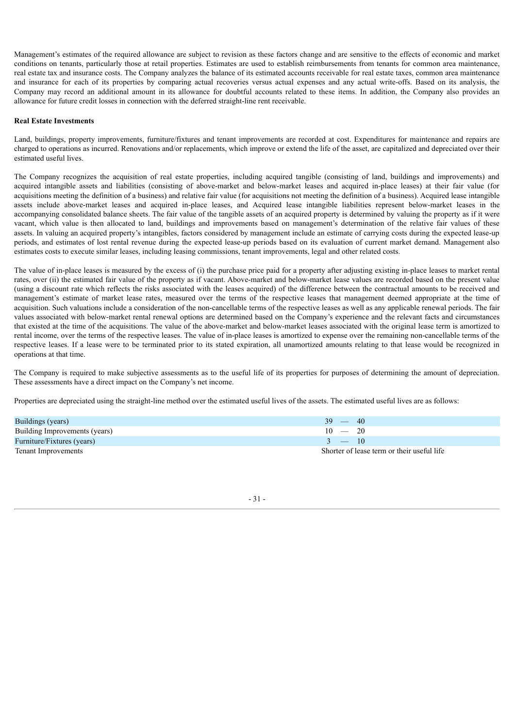Management's estimates of the required allowance are subject to revision as these factors change and are sensitive to the effects of economic and market conditions on tenants, particularly those at retail properties. Estimates are used to establish reimbursements from tenants for common area maintenance, real estate tax and insurance costs. The Company analyzes the balance of its estimated accounts receivable for real estate taxes, common area maintenance and insurance for each of its properties by comparing actual recoveries versus actual expenses and any actual write-offs. Based on its analysis, the Company may record an additional amount in its allowance for doubtful accounts related to these items. In addition, the Company also provides an allowance for future credit losses in connection with the deferred straight-line rent receivable.

**Real Estate Investments**

Land, buildings, property improvements, furniture/fixtures and tenant improvements are recorded at cost. Expenditures for maintenance and repairs are charged to operations as incurred. Renovations and/or replacements, which improve or extend the life of the asset, are capitalized and depreciated over their estimated useful lives.

The Company recognizes the acquisition of real estate properties, including acquired tangible (consisting of land, buildings and improvements) and acquired intangible assets and liabilities (consisting of above-market and below-market leases and acquired in-place leases) at their fair value (for acquisitions meeting the definition of a business) and relative fair value (for acquisitions not meeting the definition of a business). Acquired lease intangible assets include above-market leases and acquired in-place leases, and Acquired lease intangible liabilities represent below-market leases in the accompanying consolidated balance sheets. The fair value of the tangible assets of an acquired property is determined by valuing the property as if it were vacant, which value is then allocated to land, buildings and improvements based on management's determination of the relative fair values of these assets. In valuing an acquired property's intangibles, factors considered by management include an estimate of carrying costs during the expected lease-up periods, and estimates of lost rental revenue during the expected lease-up periods based on its evaluation of current market demand. Management also estimates costs to execute similar leases, including leasing commissions, tenant improvements, legal and other related costs.

The value of in-place leases is measured by the excess of (i) the purchase price paid for a property after adjusting existing in-place leases to market rental rates, over (ii) the estimated fair value of the property as if vacant. Above-market and below-market lease values are recorded based on the present value (using a discount rate which reflects the risks associated with the leases acquired) of the difference between the contractual amounts to be received and management's estimate of market lease rates, measured over the terms of the respective leases that management deemed appropriate at the time of acquisition. Such valuations include a consideration of the non-cancellable terms of the respective leases as well as any applicable renewal periods. The fair values associated with below-market rental renewal options are determined based on the Company's experience and the relevant facts and circumstances that existed at the time of the acquisitions. The value of the above-market and below-market leases associated with the original lease term is amortized to rental income, over the terms of the respective leases. The value of in-place leases is amortized to expense over the remaining non-cancellable terms of the respective leases. If a lease were to be terminated prior to its stated expiration, all unamortized amounts relating to that lease would be recognized in operations at that time.

The Company is required to make subjective assessments as to the useful life of its properties for purposes of determining the amount of depreciation. These assessments have a direct impact on the Company's net income.

Properties are depreciated using the straight-line method over the estimated useful lives of the assets. The estimated useful lives are as follows:

| | |
|---|---|
| Buildings (years) | 39 — 40 |
| Building Improvements (years) | 10 — 20 |
| Furniture/Fixtures (years) | 3 — 10 |
| Tenant Improvements | Shorter of lease term or their useful life |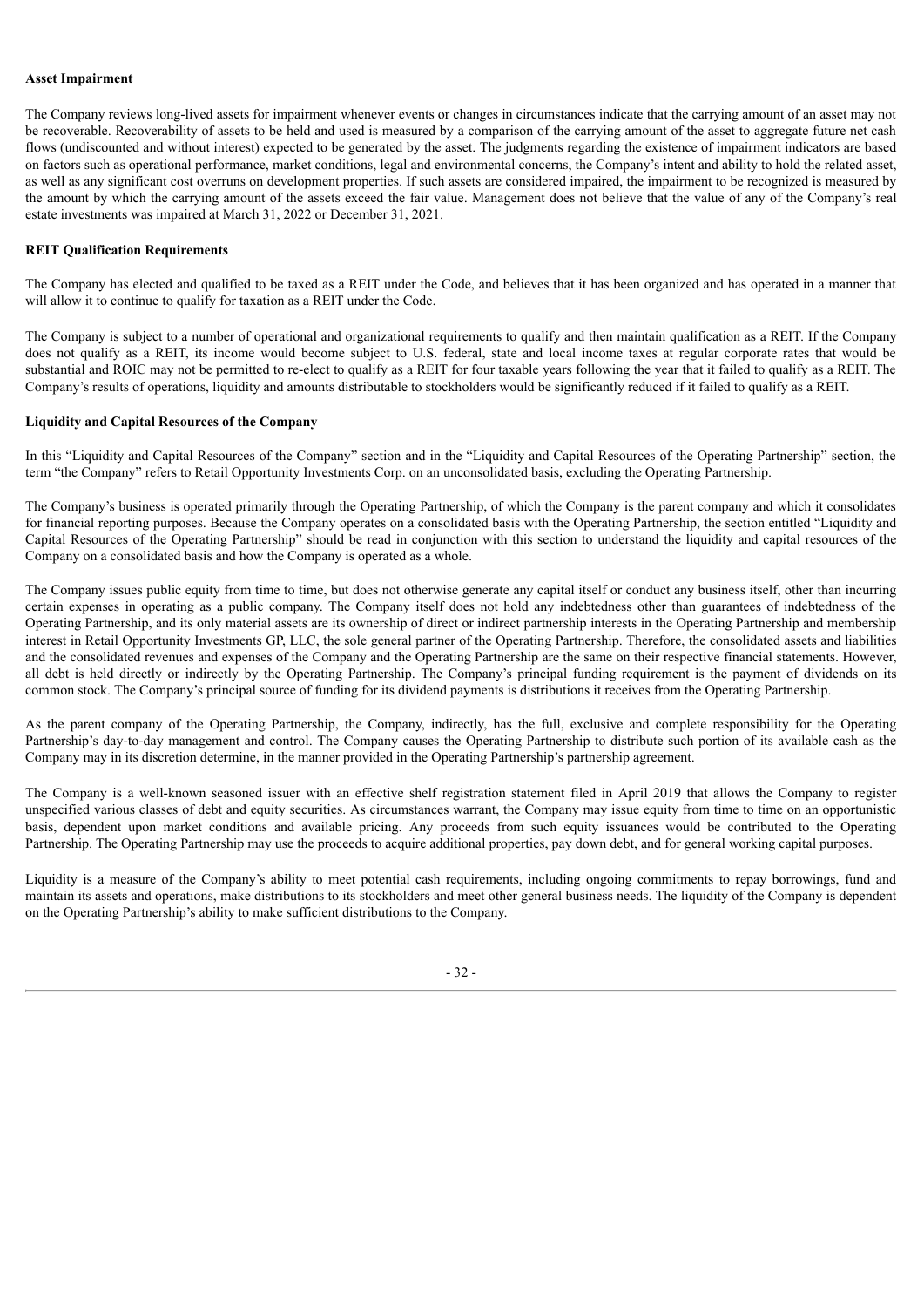**Asset Impairment**

The Company reviews long-lived assets for impairment whenever events or changes in circumstances indicate that the carrying amount of an asset may not be recoverable. Recoverability of assets to be held and used is measured by a comparison of the carrying amount of the asset to aggregate future net cash flows (undiscounted and without interest) expected to be generated by the asset. The judgments regarding the existence of impairment indicators are based on factors such as operational performance, market conditions, legal and environmental concerns, the Company's intent and ability to hold the related asset, as well as any significant cost overruns on development properties. If such assets are considered impaired, the impairment to be recognized is measured by the amount by which the carrying amount of the assets exceed the fair value. Management does not believe that the value of any of the Company's real estate investments was impaired at March 31, 2022 or December 31, 2021.

**REIT Qualification Requirements**

The Company has elected and qualified to be taxed as a REIT under the Code, and believes that it has been organized and has operated in a manner that will allow it to continue to qualify for taxation as a REIT under the Code.

The Company is subject to a number of operational and organizational requirements to qualify and then maintain qualification as a REIT. If the Company does not qualify as a REIT, its income would become subject to U.S. federal, state and local income taxes at regular corporate rates that would be substantial and ROIC may not be permitted to re-elect to qualify as a REIT for four taxable years following the year that it failed to qualify as a REIT. The Company's results of operations, liquidity and amounts distributable to stockholders would be significantly reduced if it failed to qualify as a REIT.

**Liquidity and Capital Resources of the Company**

In this "Liquidity and Capital Resources of the Company" section and in the "Liquidity and Capital Resources of the Operating Partnership" section, the term "the Company" refers to Retail Opportunity Investments Corp. on an unconsolidated basis, excluding the Operating Partnership.

The Company's business is operated primarily through the Operating Partnership, of which the Company is the parent company and which it consolidates for financial reporting purposes. Because the Company operates on a consolidated basis with the Operating Partnership, the section entitled "Liquidity and Capital Resources of the Operating Partnership" should be read in conjunction with this section to understand the liquidity and capital resources of the Company on a consolidated basis and how the Company is operated as a whole.

The Company issues public equity from time to time, but does not otherwise generate any capital itself or conduct any business itself, other than incurring certain expenses in operating as a public company. The Company itself does not hold any indebtedness other than guarantees of indebtedness of the Operating Partnership, and its only material assets are its ownership of direct or indirect partnership interests in the Operating Partnership and membership interest in Retail Opportunity Investments GP, LLC, the sole general partner of the Operating Partnership. Therefore, the consolidated assets and liabilities and the consolidated revenues and expenses of the Company and the Operating Partnership are the same on their respective financial statements. However, all debt is held directly or indirectly by the Operating Partnership. The Company's principal funding requirement is the payment of dividends on its common stock. The Company's principal source of funding for its dividend payments is distributions it receives from the Operating Partnership.

As the parent company of the Operating Partnership, the Company, indirectly, has the full, exclusive and complete responsibility for the Operating Partnership's day-to-day management and control. The Company causes the Operating Partnership to distribute such portion of its available cash as the Company may in its discretion determine, in the manner provided in the Operating Partnership's partnership agreement.

The Company is a well-known seasoned issuer with an effective shelf registration statement filed in April 2019 that allows the Company to register unspecified various classes of debt and equity securities. As circumstances warrant, the Company may issue equity from time to time on an opportunistic basis, dependent upon market conditions and available pricing. Any proceeds from such equity issuances would be contributed to the Operating Partnership. The Operating Partnership may use the proceeds to acquire additional properties, pay down debt, and for general working capital purposes.

Liquidity is a measure of the Company's ability to meet potential cash requirements, including ongoing commitments to repay borrowings, fund and maintain its assets and operations, make distributions to its stockholders and meet other general business needs. The liquidity of the Company is dependent on the Operating Partnership's ability to make sufficient distributions to the Company.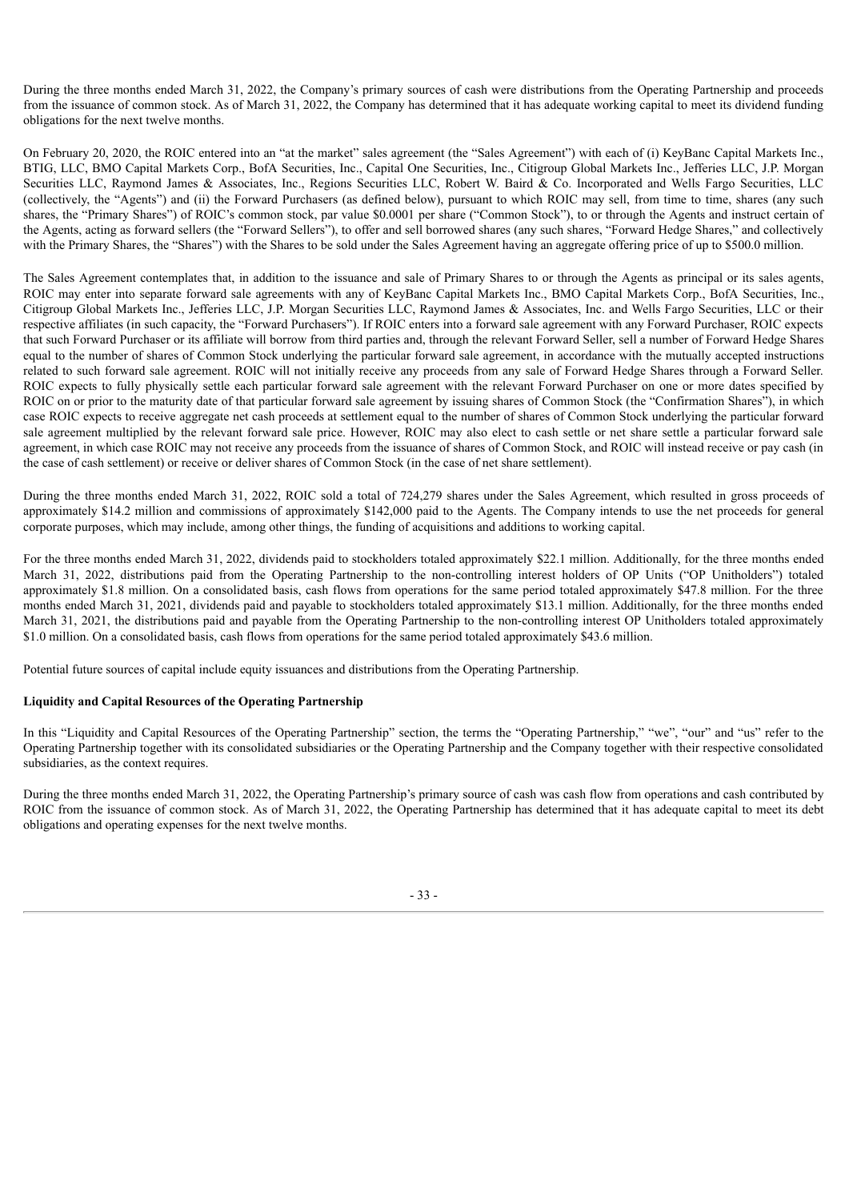During the three months ended March 31, 2022, the Company's primary sources of cash were distributions from the Operating Partnership and proceeds from the issuance of common stock. As of March 31, 2022, the Company has determined that it has adequate working capital to meet its dividend funding obligations for the next twelve months.

On February 20, 2020, the ROIC entered into an "at the market" sales agreement (the "Sales Agreement") with each of (i) KeyBanc Capital Markets Inc., BTIG, LLC, BMO Capital Markets Corp., BofA Securities, Inc., Capital One Securities, Inc., Citigroup Global Markets Inc., Jefferies LLC, J.P. Morgan Securities LLC, Raymond James & Associates, Inc., Regions Securities LLC, Robert W. Baird & Co. Incorporated and Wells Fargo Securities, LLC (collectively, the "Agents") and (ii) the Forward Purchasers (as defined below), pursuant to which ROIC may sell, from time to time, shares (any such shares, the "Primary Shares") of ROIC's common stock, par value $0.0001 per share ("Common Stock"), to or through the Agents and instruct certain of the Agents, acting as forward sellers (the "Forward Sellers"), to offer and sell borrowed shares (any such shares, "Forward Hedge Shares," and collectively with the Primary Shares, the "Shares") with the Shares to be sold under the Sales Agreement having an aggregate offering price of up to $500.0 million.

The Sales Agreement contemplates that, in addition to the issuance and sale of Primary Shares to or through the Agents as principal or its sales agents, ROIC may enter into separate forward sale agreements with any of KeyBanc Capital Markets Inc., BMO Capital Markets Corp., BofA Securities, Inc., Citigroup Global Markets Inc., Jefferies LLC, J.P. Morgan Securities LLC, Raymond James & Associates, Inc. and Wells Fargo Securities, LLC or their respective affiliates (in such capacity, the "Forward Purchasers"). If ROIC enters into a forward sale agreement with any Forward Purchaser, ROIC expects that such Forward Purchaser or its affiliate will borrow from third parties and, through the relevant Forward Seller, sell a number of Forward Hedge Shares equal to the number of shares of Common Stock underlying the particular forward sale agreement, in accordance with the mutually accepted instructions related to such forward sale agreement. ROIC will not initially receive any proceeds from any sale of Forward Hedge Shares through a Forward Seller. ROIC expects to fully physically settle each particular forward sale agreement with the relevant Forward Purchaser on one or more dates specified by ROIC on or prior to the maturity date of that particular forward sale agreement by issuing shares of Common Stock (the "Confirmation Shares"), in which case ROIC expects to receive aggregate net cash proceeds at settlement equal to the number of shares of Common Stock underlying the particular forward sale agreement multiplied by the relevant forward sale price. However, ROIC may also elect to cash settle or net share settle a particular forward sale agreement, in which case ROIC may not receive any proceeds from the issuance of shares of Common Stock, and ROIC will instead receive or pay cash (in the case of cash settlement) or receive or deliver shares of Common Stock (in the case of net share settlement).

During the three months ended March 31, 2022, ROIC sold a total of 724,279 shares under the Sales Agreement, which resulted in gross proceeds of approximately $14.2 million and commissions of approximately $142,000 paid to the Agents. The Company intends to use the net proceeds for general corporate purposes, which may include, among other things, the funding of acquisitions and additions to working capital.

For the three months ended March 31, 2022, dividends paid to stockholders totaled approximately $22.1 million. Additionally, for the three months ended March 31, 2022, distributions paid from the Operating Partnership to the non-controlling interest holders of OP Units ("OP Unitholders") totaled approximately $1.8 million. On a consolidated basis, cash flows from operations for the same period totaled approximately $47.8 million. For the three months ended March 31, 2021, dividends paid and payable to stockholders totaled approximately $13.1 million. Additionally, for the three months ended March 31, 2021, the distributions paid and payable from the Operating Partnership to the non-controlling interest OP Unitholders totaled approximately $1.0 million. On a consolidated basis, cash flows from operations for the same period totaled approximately $43.6 million.

Potential future sources of capital include equity issuances and distributions from the Operating Partnership.

**Liquidity and Capital Resources of the Operating Partnership**

In this "Liquidity and Capital Resources of the Operating Partnership" section, the terms the "Operating Partnership," "we", "our" and "us" refer to the Operating Partnership together with its consolidated subsidiaries or the Operating Partnership and the Company together with their respective consolidated subsidiaries, as the context requires.

During the three months ended March 31, 2022, the Operating Partnership's primary source of cash was cash flow from operations and cash contributed by ROIC from the issuance of common stock. As of March 31, 2022, the Operating Partnership has determined that it has adequate capital to meet its debt obligations and operating expenses for the next twelve months.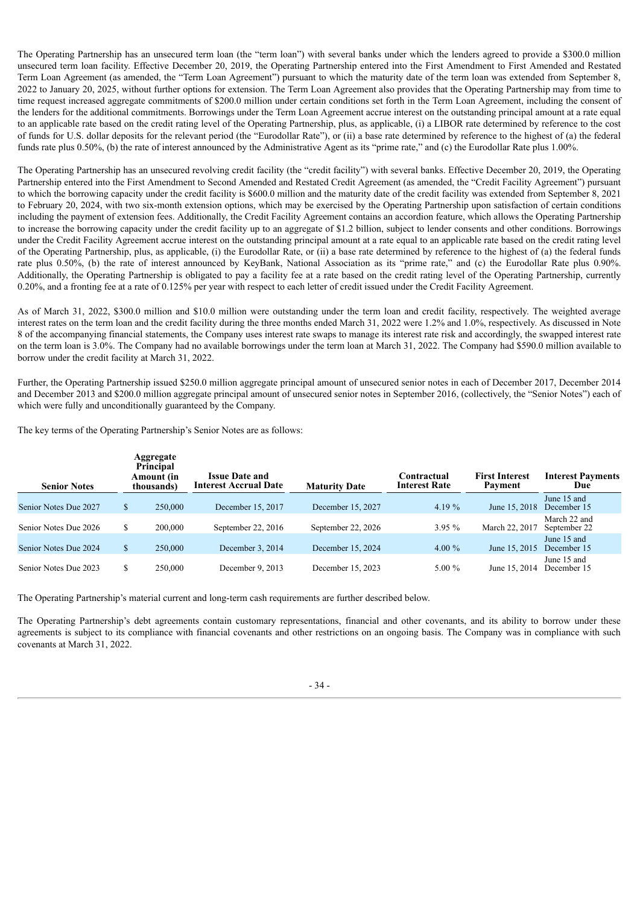The Operating Partnership has an unsecured term loan (the "term loan") with several banks under which the lenders agreed to provide a $300.0 million unsecured term loan facility. Effective December 20, 2019, the Operating Partnership entered into the First Amendment to First Amended and Restated Term Loan Agreement (as amended, the "Term Loan Agreement") pursuant to which the maturity date of the term loan was extended from September 8, 2022 to January 20, 2025, without further options for extension. The Term Loan Agreement also provides that the Operating Partnership may from time to time request increased aggregate commitments of $200.0 million under certain conditions set forth in the Term Loan Agreement, including the consent of the lenders for the additional commitments. Borrowings under the Term Loan Agreement accrue interest on the outstanding principal amount at a rate equal to an applicable rate based on the credit rating level of the Operating Partnership, plus, as applicable, (i) a LIBOR rate determined by reference to the cost of funds for U.S. dollar deposits for the relevant period (the "Eurodollar Rate"), or (ii) a base rate determined by reference to the highest of (a) the federal funds rate plus 0.50%, (b) the rate of interest announced by the Administrative Agent as its "prime rate," and (c) the Eurodollar Rate plus 1.00%.

The Operating Partnership has an unsecured revolving credit facility (the "credit facility") with several banks. Effective December 20, 2019, the Operating Partnership entered into the First Amendment to Second Amended and Restated Credit Agreement (as amended, the "Credit Facility Agreement") pursuant to which the borrowing capacity under the credit facility is $600.0 million and the maturity date of the credit facility was extended from September 8, 2021 to February 20, 2024, with two six-month extension options, which may be exercised by the Operating Partnership upon satisfaction of certain conditions including the payment of extension fees. Additionally, the Credit Facility Agreement contains an accordion feature, which allows the Operating Partnership to increase the borrowing capacity under the credit facility up to an aggregate of $1.2 billion, subject to lender consents and other conditions. Borrowings under the Credit Facility Agreement accrue interest on the outstanding principal amount at a rate equal to an applicable rate based on the credit rating level of the Operating Partnership, plus, as applicable, (i) the Eurodollar Rate, or (ii) a base rate determined by reference to the highest of (a) the federal funds rate plus 0.50%, (b) the rate of interest announced by KeyBank, National Association as its "prime rate," and (c) the Eurodollar Rate plus 0.90%. Additionally, the Operating Partnership is obligated to pay a facility fee at a rate based on the credit rating level of the Operating Partnership, currently 0.20%, and a fronting fee at a rate of 0.125% per year with respect to each letter of credit issued under the Credit Facility Agreement.

As of March 31, 2022, $300.0 million and $10.0 million were outstanding under the term loan and credit facility, respectively. The weighted average interest rates on the term loan and the credit facility during the three months ended March 31, 2022 were 1.2% and 1.0%, respectively. As discussed in Note 8 of the accompanying financial statements, the Company uses interest rate swaps to manage its interest rate risk and accordingly, the swapped interest rate on the term loan is 3.0%. The Company had no available borrowings under the term loan at March 31, 2022. The Company had $590.0 million available to borrow under the credit facility at March 31, 2022.

Further, the Operating Partnership issued $250.0 million aggregate principal amount of unsecured senior notes in each of December 2017, December 2014 and December 2013 and $200.0 million aggregate principal amount of unsecured senior notes in September 2016, (collectively, the "Senior Notes") each of which were fully and unconditionally guaranteed by the Company.

The key terms of the Operating Partnership's Senior Notes are as follows:

| Senior Notes | Aggregate Principal Amount (in thousands) | Issue Date and Interest Accrual Date | Maturity Date | Contractual Interest Rate | First Interest Payment | Interest Payments Due |
|---|---|---|---|---|---|---|
| Senior Notes Due 2027 | $ 250,000 | December 15, 2017 | December 15, 2027 | 4.19 % | June 15, 2018 | June 15 and December 15 |
| Senior Notes Due 2026 | $ 200,000 | September 22, 2016 | September 22, 2026 | 3.95 % | March 22, 2017 | March 22 and September 22 |
| Senior Notes Due 2024 | $ 250,000 | December 3, 2014 | December 15, 2024 | 4.00 % | June 15, 2015 | June 15 and December 15 |
| Senior Notes Due 2023 | $ 250,000 | December 9, 2013 | December 15, 2023 | 5.00 % | June 15, 2014 | June 15 and December 15 |

The Operating Partnership's material current and long-term cash requirements are further described below.

The Operating Partnership's debt agreements contain customary representations, financial and other covenants, and its ability to borrow under these agreements is subject to its compliance with financial covenants and other restrictions on an ongoing basis. The Company was in compliance with such covenants at March 31, 2022.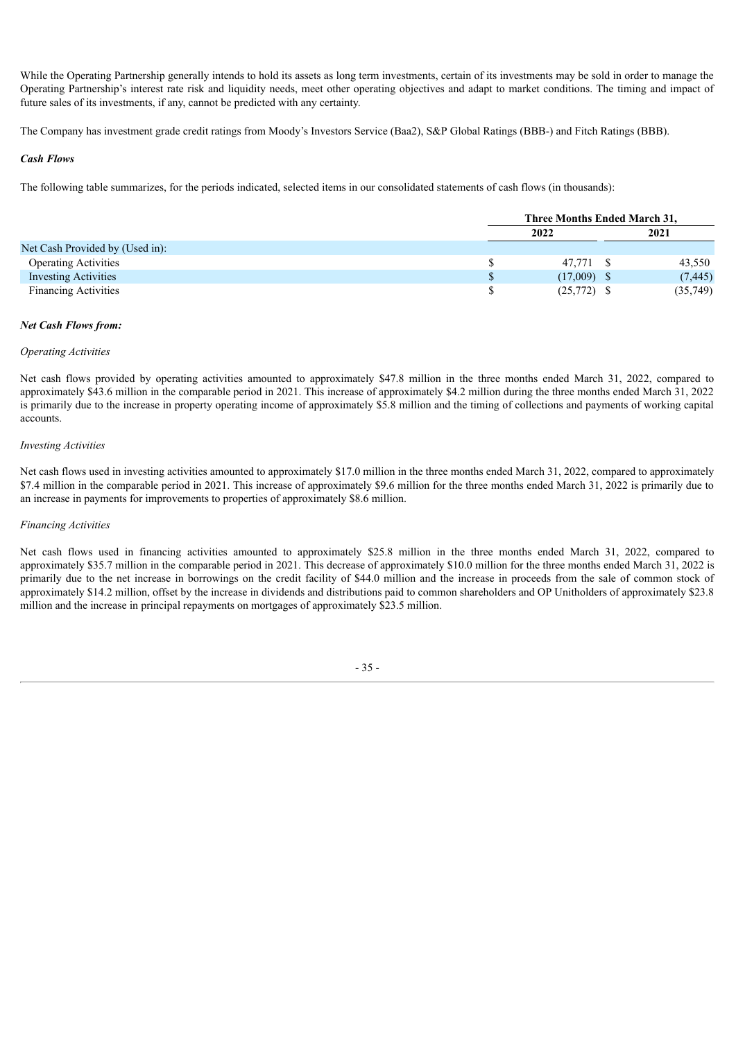While the Operating Partnership generally intends to hold its assets as long term investments, certain of its investments may be sold in order to manage the Operating Partnership's interest rate risk and liquidity needs, meet other operating objectives and adapt to market conditions. The timing and impact of future sales of its investments, if any, cannot be predicted with any certainty.

The Company has investment grade credit ratings from Moody's Investors Service (Baa2), S&P Global Ratings (BBB-) and Fitch Ratings (BBB).

***Cash Flows***

The following table summarizes, for the periods indicated, selected items in our consolidated statements of cash flows (in thousands):

| | Three Months Ended March 31, | |
|---|---|---|
| | 2022 | 2021 |
| Net Cash Provided by (Used in): | | |
| Operating Activities | $ 47,771 | $ 43,550 |
| Investing Activities | $ (17,009) | $ (7,445) |
| Financing Activities | $ (25,772) | $ (35,749) |

***Net Cash Flows from:***

*Operating Activities*

Net cash flows provided by operating activities amounted to approximately $47.8 million in the three months ended March 31, 2022, compared to approximately $43.6 million in the comparable period in 2021. This increase of approximately $4.2 million during the three months ended March 31, 2022 is primarily due to the increase in property operating income of approximately $5.8 million and the timing of collections and payments of working capital accounts.

*Investing Activities*

Net cash flows used in investing activities amounted to approximately $17.0 million in the three months ended March 31, 2022, compared to approximately $7.4 million in the comparable period in 2021. This increase of approximately $9.6 million for the three months ended March 31, 2022 is primarily due to an increase in payments for improvements to properties of approximately $8.6 million.

*Financing Activities*

Net cash flows used in financing activities amounted to approximately $25.8 million in the three months ended March 31, 2022, compared to approximately $35.7 million in the comparable period in 2021. This decrease of approximately $10.0 million for the three months ended March 31, 2022 is primarily due to the net increase in borrowings on the credit facility of $44.0 million and the increase in proceeds from the sale of common stock of approximately $14.2 million, offset by the increase in dividends and distributions paid to common shareholders and OP Unitholders of approximately $23.8 million and the increase in principal repayments on mortgages of approximately $23.5 million.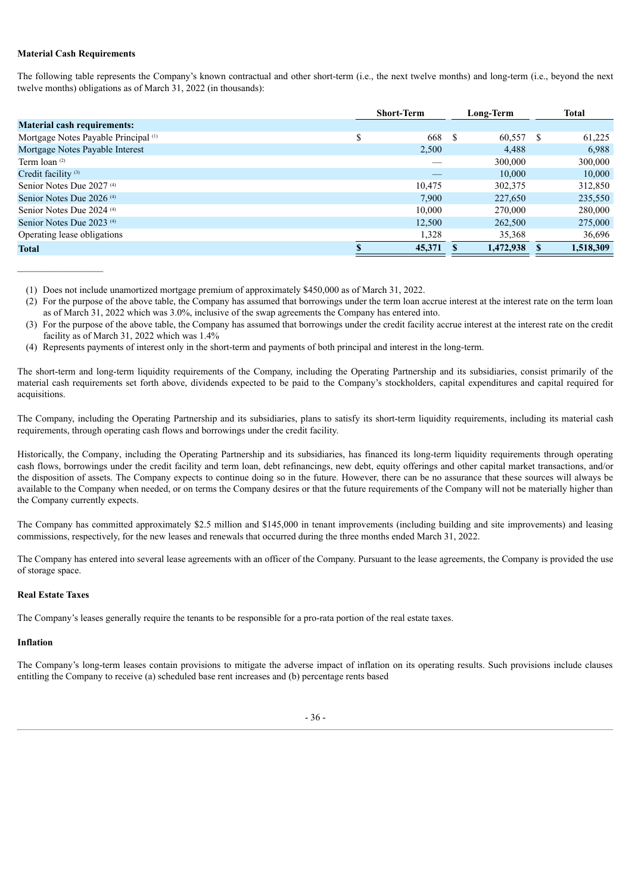**Material Cash Requirements**

The following table represents the Company's known contractual and other short-term (i.e., the next twelve months) and long-term (i.e., beyond the next twelve months) obligations as of March 31, 2022 (in thousands):

| | Short-Term | Long-Term | Total |
|---|---|---|---|
| **Material cash requirements:** | | | |
| Mortgage Notes Payable Principal [(1)] | $ 668 | $ 60,557 | $ 61,225 |
| Mortgage Notes Payable Interest | 2,500 | 4,488 | 6,988 |
| Term loan [(2)] | — | 300,000 | 300,000 |
| Credit facility [(3)] | — | 10,000 | 10,000 |
| Senior Notes Due 2027 [(4)] | 10,475 | 302,375 | 312,850 |
| Senior Notes Due 2026 [(4)] | 7,900 | 227,650 | 235,550 |
| Senior Notes Due 2024 [(4)] | 10,000 | 270,000 | 280,000 |
| Senior Notes Due 2023 [(4)] | 12,500 | 262,500 | 275,000 |
| Operating lease obligations | 1,328 | 35,368 | 36,696 |
| **Total** | **$ 45,371** | **$ 1,472,938** | **$ 1,518,309** |

(1) Does not include unamortized mortgage premium of approximately $450,000 as of March 31, 2022.

(2) For the purpose of the above table, the Company has assumed that borrowings under the term loan accrue interest at the interest rate on the term loan as of March 31, 2022 which was 3.0%, inclusive of the swap agreements the Company has entered into.

(3) For the purpose of the above table, the Company has assumed that borrowings under the credit facility accrue interest at the interest rate on the credit facility as of March 31, 2022 which was 1.4%

(4) Represents payments of interest only in the short-term and payments of both principal and interest in the long-term.

The short-term and long-term liquidity requirements of the Company, including the Operating Partnership and its subsidiaries, consist primarily of the material cash requirements set forth above, dividends expected to be paid to the Company's stockholders, capital expenditures and capital required for acquisitions.

The Company, including the Operating Partnership and its subsidiaries, plans to satisfy its short-term liquidity requirements, including its material cash requirements, through operating cash flows and borrowings under the credit facility.

Historically, the Company, including the Operating Partnership and its subsidiaries, has financed its long-term liquidity requirements through operating cash flows, borrowings under the credit facility and term loan, debt refinancings, new debt, equity offerings and other capital market transactions, and/or the disposition of assets. The Company expects to continue doing so in the future. However, there can be no assurance that these sources will always be available to the Company when needed, or on terms the Company desires or that the future requirements of the Company will not be materially higher than the Company currently expects.

The Company has committed approximately $2.5 million and $145,000 in tenant improvements (including building and site improvements) and leasing commissions, respectively, for the new leases and renewals that occurred during the three months ended March 31, 2022.

The Company has entered into several lease agreements with an officer of the Company. Pursuant to the lease agreements, the Company is provided the use of storage space.

**Real Estate Taxes**

The Company's leases generally require the tenants to be responsible for a pro-rata portion of the real estate taxes.

**Inflation**

The Company's long-term leases contain provisions to mitigate the adverse impact of inflation on its operating results. Such provisions include clauses entitling the Company to receive (a) scheduled base rent increases and (b) percentage rents based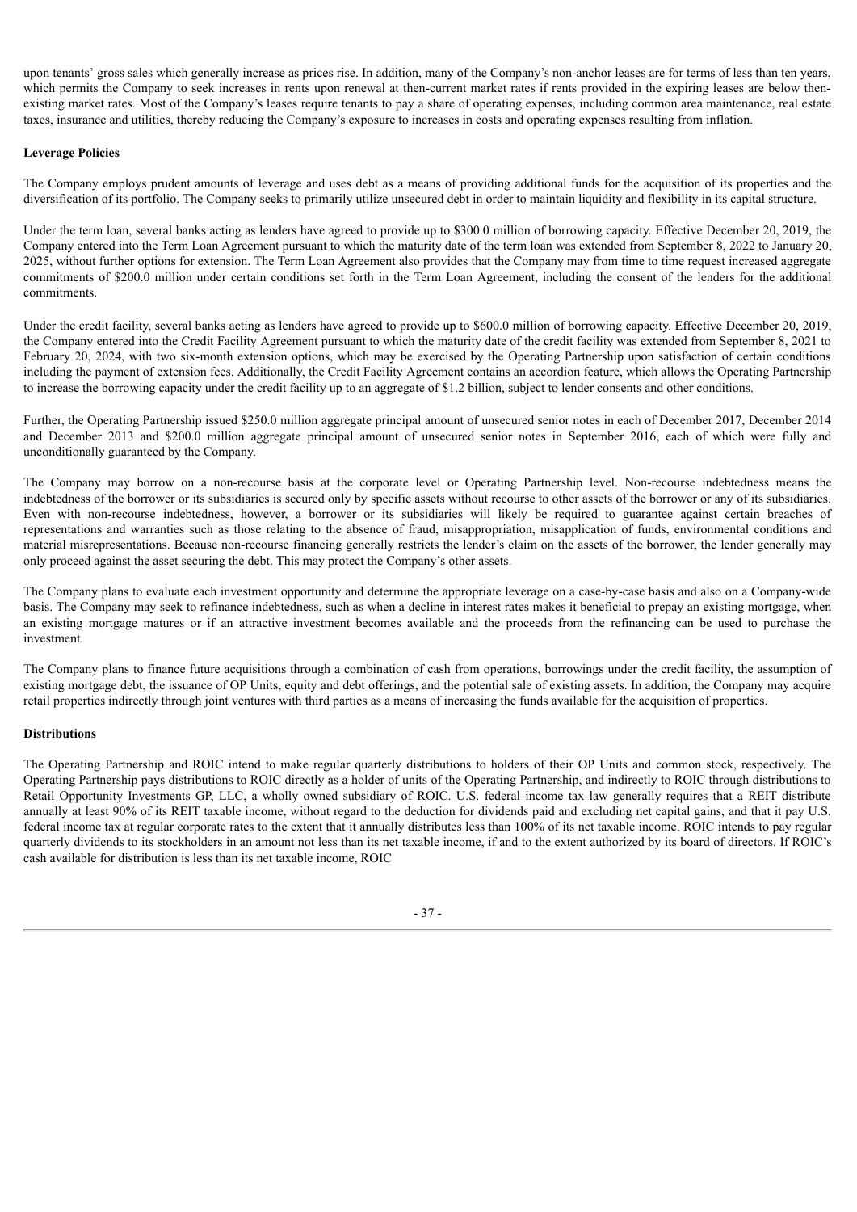upon tenants' gross sales which generally increase as prices rise. In addition, many of the Company's non-anchor leases are for terms of less than ten years, which permits the Company to seek increases in rents upon renewal at then-current market rates if rents provided in the expiring leases are below then-existing market rates. Most of the Company's leases require tenants to pay a share of operating expenses, including common area maintenance, real estate taxes, insurance and utilities, thereby reducing the Company's exposure to increases in costs and operating expenses resulting from inflation.

**Leverage Policies**

The Company employs prudent amounts of leverage and uses debt as a means of providing additional funds for the acquisition of its properties and the diversification of its portfolio. The Company seeks to primarily utilize unsecured debt in order to maintain liquidity and flexibility in its capital structure.

Under the term loan, several banks acting as lenders have agreed to provide up to $300.0 million of borrowing capacity. Effective December 20, 2019, the Company entered into the Term Loan Agreement pursuant to which the maturity date of the term loan was extended from September 8, 2022 to January 20, 2025, without further options for extension. The Term Loan Agreement also provides that the Company may from time to time request increased aggregate commitments of $200.0 million under certain conditions set forth in the Term Loan Agreement, including the consent of the lenders for the additional commitments.

Under the credit facility, several banks acting as lenders have agreed to provide up to $600.0 million of borrowing capacity. Effective December 20, 2019, the Company entered into the Credit Facility Agreement pursuant to which the maturity date of the credit facility was extended from September 8, 2021 to February 20, 2024, with two six-month extension options, which may be exercised by the Operating Partnership upon satisfaction of certain conditions including the payment of extension fees. Additionally, the Credit Facility Agreement contains an accordion feature, which allows the Operating Partnership to increase the borrowing capacity under the credit facility up to an aggregate of $1.2 billion, subject to lender consents and other conditions.

Further, the Operating Partnership issued $250.0 million aggregate principal amount of unsecured senior notes in each of December 2017, December 2014 and December 2013 and $200.0 million aggregate principal amount of unsecured senior notes in September 2016, each of which were fully and unconditionally guaranteed by the Company.

The Company may borrow on a non-recourse basis at the corporate level or Operating Partnership level. Non-recourse indebtedness means the indebtedness of the borrower or its subsidiaries is secured only by specific assets without recourse to other assets of the borrower or any of its subsidiaries. Even with non-recourse indebtedness, however, a borrower or its subsidiaries will likely be required to guarantee against certain breaches of representations and warranties such as those relating to the absence of fraud, misappropriation, misapplication of funds, environmental conditions and material misrepresentations. Because non-recourse financing generally restricts the lender's claim on the assets of the borrower, the lender generally may only proceed against the asset securing the debt. This may protect the Company's other assets.

The Company plans to evaluate each investment opportunity and determine the appropriate leverage on a case-by-case basis and also on a Company-wide basis. The Company may seek to refinance indebtedness, such as when a decline in interest rates makes it beneficial to prepay an existing mortgage, when an existing mortgage matures or if an attractive investment becomes available and the proceeds from the refinancing can be used to purchase the investment.

The Company plans to finance future acquisitions through a combination of cash from operations, borrowings under the credit facility, the assumption of existing mortgage debt, the issuance of OP Units, equity and debt offerings, and the potential sale of existing assets. In addition, the Company may acquire retail properties indirectly through joint ventures with third parties as a means of increasing the funds available for the acquisition of properties.

**Distributions**

The Operating Partnership and ROIC intend to make regular quarterly distributions to holders of their OP Units and common stock, respectively. The Operating Partnership pays distributions to ROIC directly as a holder of units of the Operating Partnership, and indirectly to ROIC through distributions to Retail Opportunity Investments GP, LLC, a wholly owned subsidiary of ROIC. U.S. federal income tax law generally requires that a REIT distribute annually at least 90% of its REIT taxable income, without regard to the deduction for dividends paid and excluding net capital gains, and that it pay U.S. federal income tax at regular corporate rates to the extent that it annually distributes less than 100% of its net taxable income. ROIC intends to pay regular quarterly dividends to its stockholders in an amount not less than its net taxable income, if and to the extent authorized by its board of directors. If ROIC's cash available for distribution is less than its net taxable income, ROIC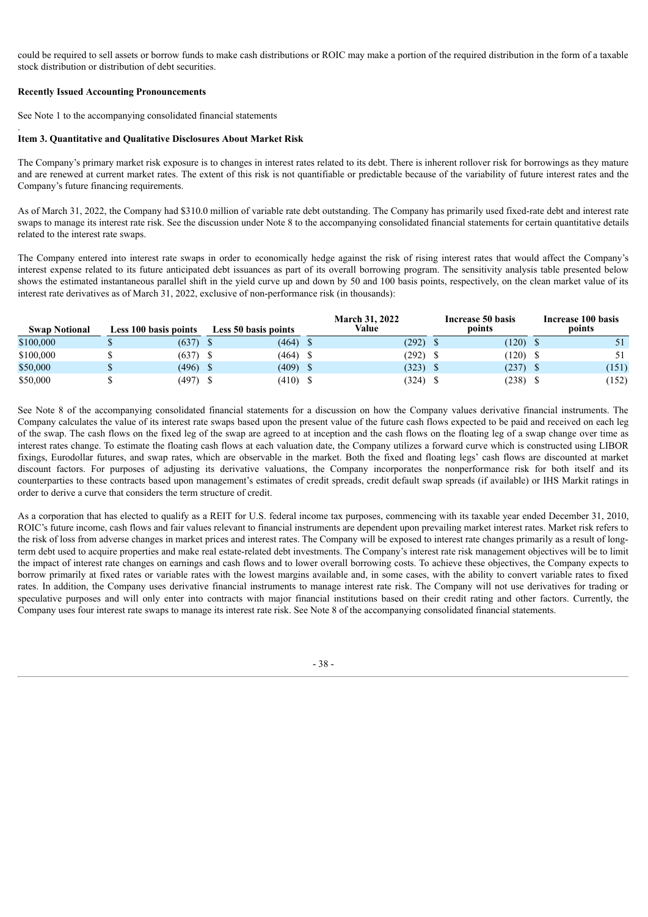could be required to sell assets or borrow funds to make cash distributions or ROIC may make a portion of the required distribution in the form of a taxable stock distribution or distribution of debt securities.

**Recently Issued Accounting Pronouncements**

See Note 1 to the accompanying consolidated financial statements

.

**Item 3. Quantitative and Qualitative Disclosures About Market Risk**

The Company's primary market risk exposure is to changes in interest rates related to its debt. There is inherent rollover risk for borrowings as they mature and are renewed at current market rates. The extent of this risk is not quantifiable or predictable because of the variability of future interest rates and the Company's future financing requirements.

As of March 31, 2022, the Company had $310.0 million of variable rate debt outstanding. The Company has primarily used fixed-rate debt and interest rate swaps to manage its interest rate risk. See the discussion under Note 8 to the accompanying consolidated financial statements for certain quantitative details related to the interest rate swaps.

The Company entered into interest rate swaps in order to economically hedge against the risk of rising interest rates that would affect the Company's interest expense related to its future anticipated debt issuances as part of its overall borrowing program. The sensitivity analysis table presented below shows the estimated instantaneous parallel shift in the yield curve up and down by 50 and 100 basis points, respectively, on the clean market value of its interest rate derivatives as of March 31, 2022, exclusive of non-performance risk (in thousands):

| Swap Notional | Less 100 basis points | Less 50 basis points | March 31, 2022 Value | Increase 50 basis points | Increase 100 basis points |
|---|---|---|---|---|---|
| $100,000 | $ (637) | $ (464) | $ (292) | $ (120) | $ 51 |
| $100,000 | $ (637) | $ (464) | $ (292) | $ (120) | $ 51 |
| $50,000 | $ (496) | $ (409) | $ (323) | $ (237) | $ (151) |
| $50,000 | $ (497) | $ (410) | $ (324) | $ (238) | $ (152) |

See Note 8 of the accompanying consolidated financial statements for a discussion on how the Company values derivative financial instruments. The Company calculates the value of its interest rate swaps based upon the present value of the future cash flows expected to be paid and received on each leg of the swap. The cash flows on the fixed leg of the swap are agreed to at inception and the cash flows on the floating leg of a swap change over time as interest rates change. To estimate the floating cash flows at each valuation date, the Company utilizes a forward curve which is constructed using LIBOR fixings, Eurodollar futures, and swap rates, which are observable in the market. Both the fixed and floating legs' cash flows are discounted at market discount factors. For purposes of adjusting its derivative valuations, the Company incorporates the nonperformance risk for both itself and its counterparties to these contracts based upon management's estimates of credit spreads, credit default swap spreads (if available) or IHS Markit ratings in order to derive a curve that considers the term structure of credit.

As a corporation that has elected to qualify as a REIT for U.S. federal income tax purposes, commencing with its taxable year ended December 31, 2010, ROIC's future income, cash flows and fair values relevant to financial instruments are dependent upon prevailing market interest rates. Market risk refers to the risk of loss from adverse changes in market prices and interest rates. The Company will be exposed to interest rate changes primarily as a result of long-term debt used to acquire properties and make real estate-related debt investments. The Company's interest rate risk management objectives will be to limit the impact of interest rate changes on earnings and cash flows and to lower overall borrowing costs. To achieve these objectives, the Company expects to borrow primarily at fixed rates or variable rates with the lowest margins available and, in some cases, with the ability to convert variable rates to fixed rates. In addition, the Company uses derivative financial instruments to manage interest rate risk. The Company will not use derivatives for trading or speculative purposes and will only enter into contracts with major financial institutions based on their credit rating and other factors. Currently, the Company uses four interest rate swaps to manage its interest rate risk. See Note 8 of the accompanying consolidated financial statements.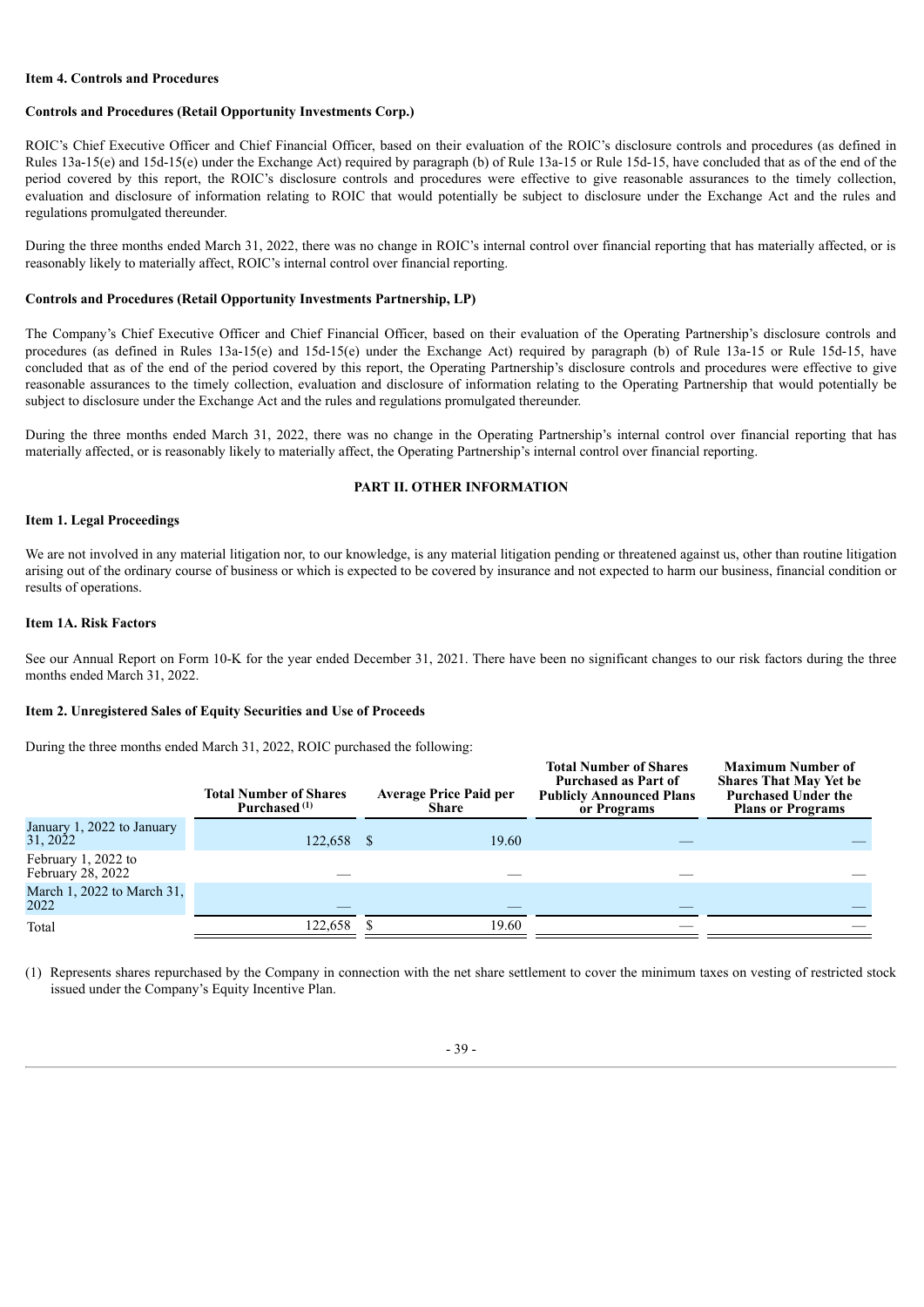### Item 4. Controls and Procedures

#### Controls and Procedures (Retail Opportunity Investments Corp.)

ROIC's Chief Executive Officer and Chief Financial Officer, based on their evaluation of the ROIC's disclosure controls and procedures (as defined in Rules 13a-15(e) and 15d-15(e) under the Exchange Act) required by paragraph (b) of Rule 13a-15 or Rule 15d-15, have concluded that as of the end of the period covered by this report, the ROIC's disclosure controls and procedures were effective to give reasonable assurances to the timely collection, evaluation and disclosure of information relating to ROIC that would potentially be subject to disclosure under the Exchange Act and the rules and regulations promulgated thereunder.

During the three months ended March 31, 2022, there was no change in ROIC's internal control over financial reporting that has materially affected, or is reasonably likely to materially affect, ROIC's internal control over financial reporting.

#### Controls and Procedures (Retail Opportunity Investments Partnership, LP)

The Company's Chief Executive Officer and Chief Financial Officer, based on their evaluation of the Operating Partnership's disclosure controls and procedures (as defined in Rules 13a-15(e) and 15d-15(e) under the Exchange Act) required by paragraph (b) of Rule 13a-15 or Rule 15d-15, have concluded that as of the end of the period covered by this report, the Operating Partnership's disclosure controls and procedures were effective to give reasonable assurances to the timely collection, evaluation and disclosure of information relating to the Operating Partnership that would potentially be subject to disclosure under the Exchange Act and the rules and regulations promulgated thereunder.

During the three months ended March 31, 2022, there was no change in the Operating Partnership's internal control over financial reporting that has materially affected, or is reasonably likely to materially affect, the Operating Partnership's internal control over financial reporting.

## PART II. OTHER INFORMATION

### Item 1. Legal Proceedings

We are not involved in any material litigation nor, to our knowledge, is any material litigation pending or threatened against us, other than routine litigation arising out of the ordinary course of business or which is expected to be covered by insurance and not expected to harm our business, financial condition or results of operations.

### Item 1A. Risk Factors

See our Annual Report on Form 10-K for the year ended December 31, 2021. There have been no significant changes to our risk factors during the three months ended March 31, 2022.

### Item 2. Unregistered Sales of Equity Securities and Use of Proceeds

During the three months ended March 31, 2022, ROIC purchased the following:

| | Total Number of Shares Purchased [(1)] | Average Price Paid per Share | Total Number of Shares Purchased as Part of Publicly Announced Plans or Programs | Maximum Number of Shares That May Yet be Purchased Under the Plans or Programs |
|---|---|---|---|---|
| January 1, 2022 to January 31, 2022 | 122,658 | $ 19.60 | — | — |
| February 1, 2022 to February 28, 2022 | — | — | — | — |
| March 1, 2022 to March 31, 2022 | — | — | — | — |
| Total | 122,658 | $ 19.60 | — | — |

(1) Represents shares repurchased by the Company in connection with the net share settlement to cover the minimum taxes on vesting of restricted stock issued under the Company's Equity Incentive Plan.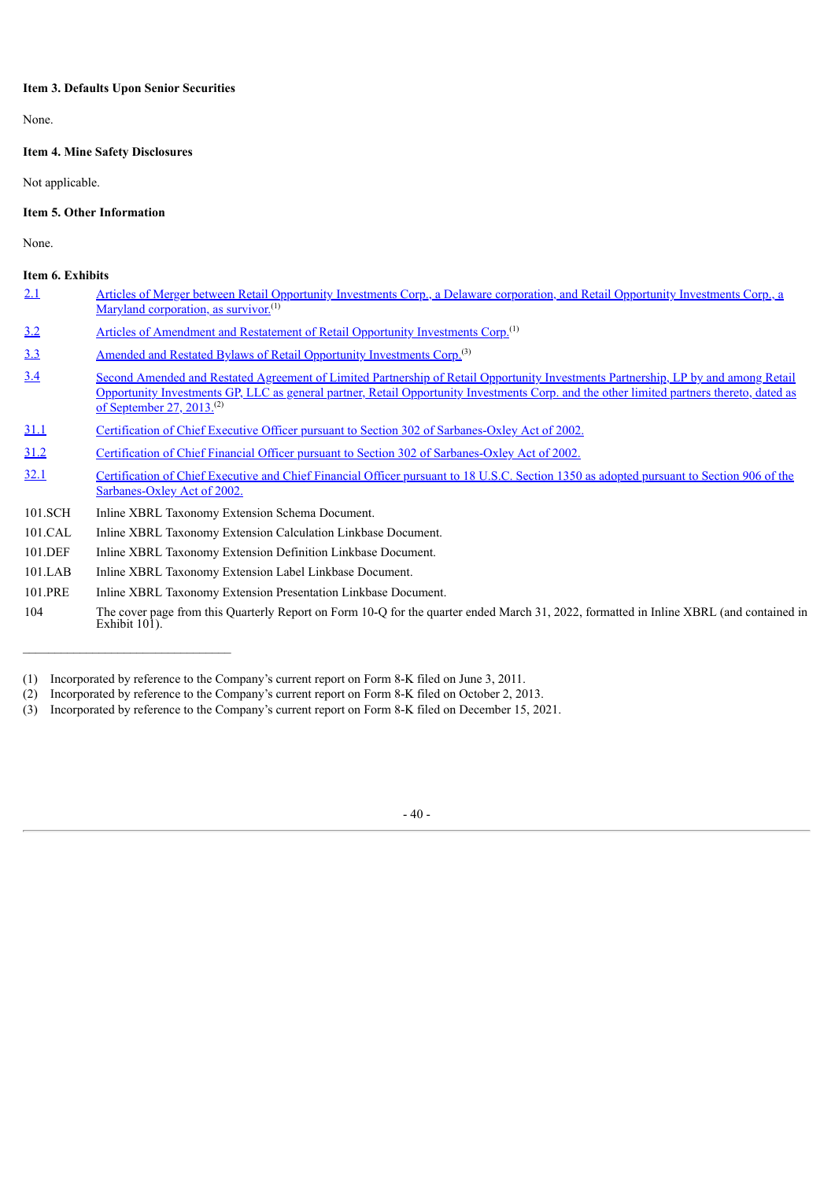**Item 3. Defaults Upon Senior Securities**

None.

**Item 4. Mine Safety Disclosures**

Not applicable.

**Item 5. Other Information**

None.

**Item 6. Exhibits**

| | |
|---|---|
| 2.1 | Articles of Merger between Retail Opportunity Investments Corp., a Delaware corporation, and Retail Opportunity Investments Corp., a Maryland corporation, as survivor.(1) |
| 3.2 | Articles of Amendment and Restatement of Retail Opportunity Investments Corp.(1) |
| 3.3 | Amended and Restated Bylaws of Retail Opportunity Investments Corp.(3) |
| 3.4 | Second Amended and Restated Agreement of Limited Partnership of Retail Opportunity Investments Partnership, LP by and among Retail Opportunity Investments GP, LLC as general partner, Retail Opportunity Investments Corp. and the other limited partners thereto, dated as of September 27, 2013.(2) |
| 31.1 | Certification of Chief Executive Officer pursuant to Section 302 of Sarbanes-Oxley Act of 2002. |
| 31.2 | Certification of Chief Financial Officer pursuant to Section 302 of Sarbanes-Oxley Act of 2002. |
| 32.1 | Certification of Chief Executive and Chief Financial Officer pursuant to 18 U.S.C. Section 1350 as adopted pursuant to Section 906 of the Sarbanes-Oxley Act of 2002. |
| 101.SCH | Inline XBRL Taxonomy Extension Schema Document. |
| 101.CAL | Inline XBRL Taxonomy Extension Calculation Linkbase Document. |
| 101.DEF | Inline XBRL Taxonomy Extension Definition Linkbase Document. |
| 101.LAB | Inline XBRL Taxonomy Extension Label Linkbase Document. |
| 101.PRE | Inline XBRL Taxonomy Extension Presentation Linkbase Document. |
| 104 | The cover page from this Quarterly Report on Form 10-Q for the quarter ended March 31, 2022, formatted in Inline XBRL (and contained in Exhibit 101). |

(1) Incorporated by reference to the Company's current report on Form 8-K filed on June 3, 2011.
(2) Incorporated by reference to the Company's current report on Form 8-K filed on October 2, 2013.
(3) Incorporated by reference to the Company's current report on Form 8-K filed on December 15, 2021.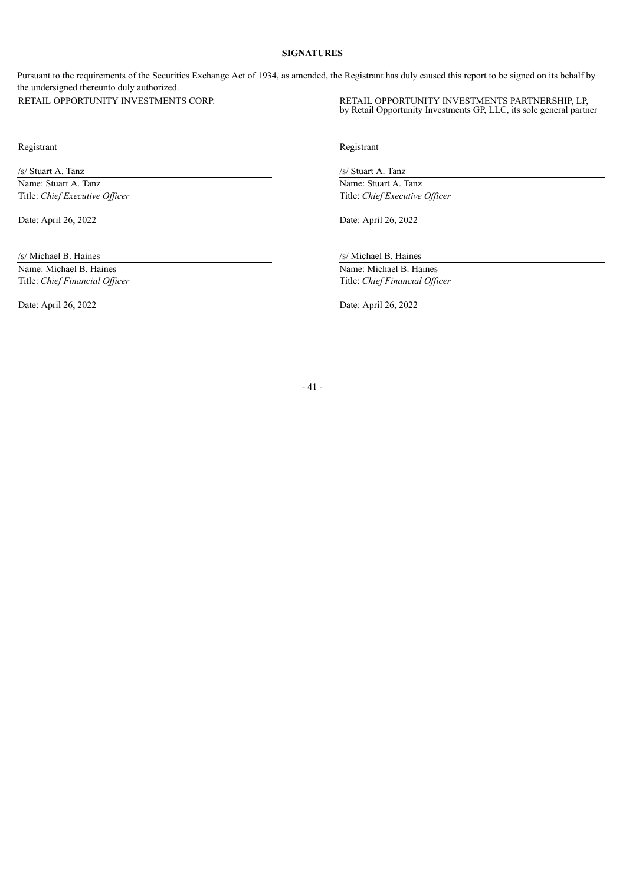**SIGNATURES**

Pursuant to the requirements of the Securities Exchange Act of 1934, as amended, the Registrant has duly caused this report to be signed on its behalf by the undersigned thereunto duly authorized.

RETAIL OPPORTUNITY INVESTMENTS CORP.

Registrant

/s/ Stuart A. Tanz
Name: Stuart A. Tanz
Title: *Chief Executive Officer*

Date: April 26, 2022

/s/ Michael B. Haines
Name: Michael B. Haines
Title: *Chief Financial Officer*

Date: April 26, 2022

RETAIL OPPORTUNITY INVESTMENTS PARTNERSHIP, LP,
by Retail Opportunity Investments GP, LLC, its sole general partner

Registrant

/s/ Stuart A. Tanz
Name: Stuart A. Tanz
Title: *Chief Executive Officer*

Date: April 26, 2022

/s/ Michael B. Haines
Name: Michael B. Haines
Title: *Chief Financial Officer*

Date: April 26, 2022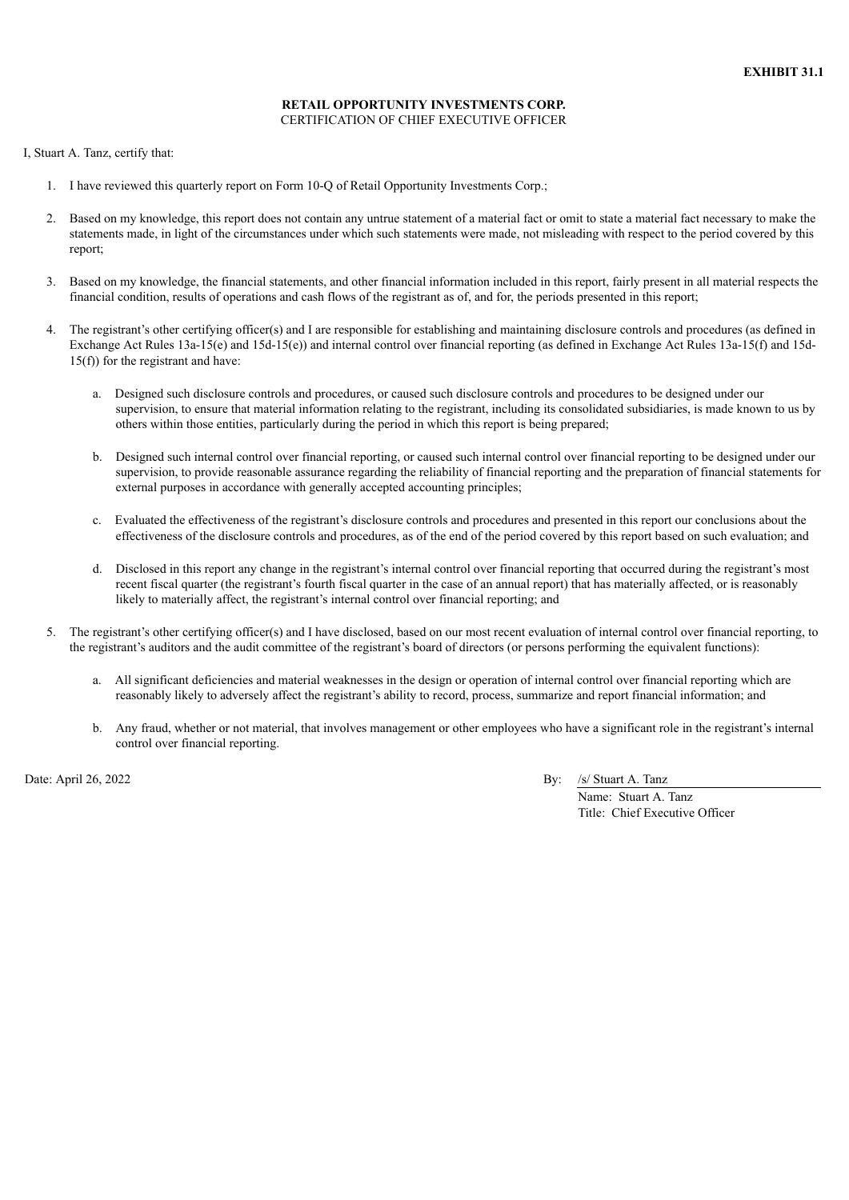**EXHIBIT 31.1**

**RETAIL OPPORTUNITY INVESTMENTS CORP.**
CERTIFICATION OF CHIEF EXECUTIVE OFFICER

I, Stuart A. Tanz, certify that:

1. I have reviewed this quarterly report on Form 10-Q of Retail Opportunity Investments Corp.;

2. Based on my knowledge, this report does not contain any untrue statement of a material fact or omit to state a material fact necessary to make the statements made, in light of the circumstances under which such statements were made, not misleading with respect to the period covered by this report;

3. Based on my knowledge, the financial statements, and other financial information included in this report, fairly present in all material respects the financial condition, results of operations and cash flows of the registrant as of, and for, the periods presented in this report;

4. The registrant's other certifying officer(s) and I are responsible for establishing and maintaining disclosure controls and procedures (as defined in Exchange Act Rules 13a-15(e) and 15d-15(e)) and internal control over financial reporting (as defined in Exchange Act Rules 13a-15(f) and 15d-15(f)) for the registrant and have:

   a. Designed such disclosure controls and procedures, or caused such disclosure controls and procedures to be designed under our supervision, to ensure that material information relating to the registrant, including its consolidated subsidiaries, is made known to us by others within those entities, particularly during the period in which this report is being prepared;

   b. Designed such internal control over financial reporting, or caused such internal control over financial reporting to be designed under our supervision, to provide reasonable assurance regarding the reliability of financial reporting and the preparation of financial statements for external purposes in accordance with generally accepted accounting principles;

   c. Evaluated the effectiveness of the registrant's disclosure controls and procedures and presented in this report our conclusions about the effectiveness of the disclosure controls and procedures, as of the end of the period covered by this report based on such evaluation; and

   d. Disclosed in this report any change in the registrant's internal control over financial reporting that occurred during the registrant's most recent fiscal quarter (the registrant's fourth fiscal quarter in the case of an annual report) that has materially affected, or is reasonably likely to materially affect, the registrant's internal control over financial reporting; and

5. The registrant's other certifying officer(s) and I have disclosed, based on our most recent evaluation of internal control over financial reporting, to the registrant's auditors and the audit committee of the registrant's board of directors (or persons performing the equivalent functions):

   a. All significant deficiencies and material weaknesses in the design or operation of internal control over financial reporting which are reasonably likely to adversely affect the registrant's ability to record, process, summarize and report financial information; and

   b. Any fraud, whether or not material, that involves management or other employees who have a significant role in the registrant's internal control over financial reporting.

Date: April 26, 2022

By: /s/ Stuart A. Tanz
Name: Stuart A. Tanz
Title: Chief Executive Officer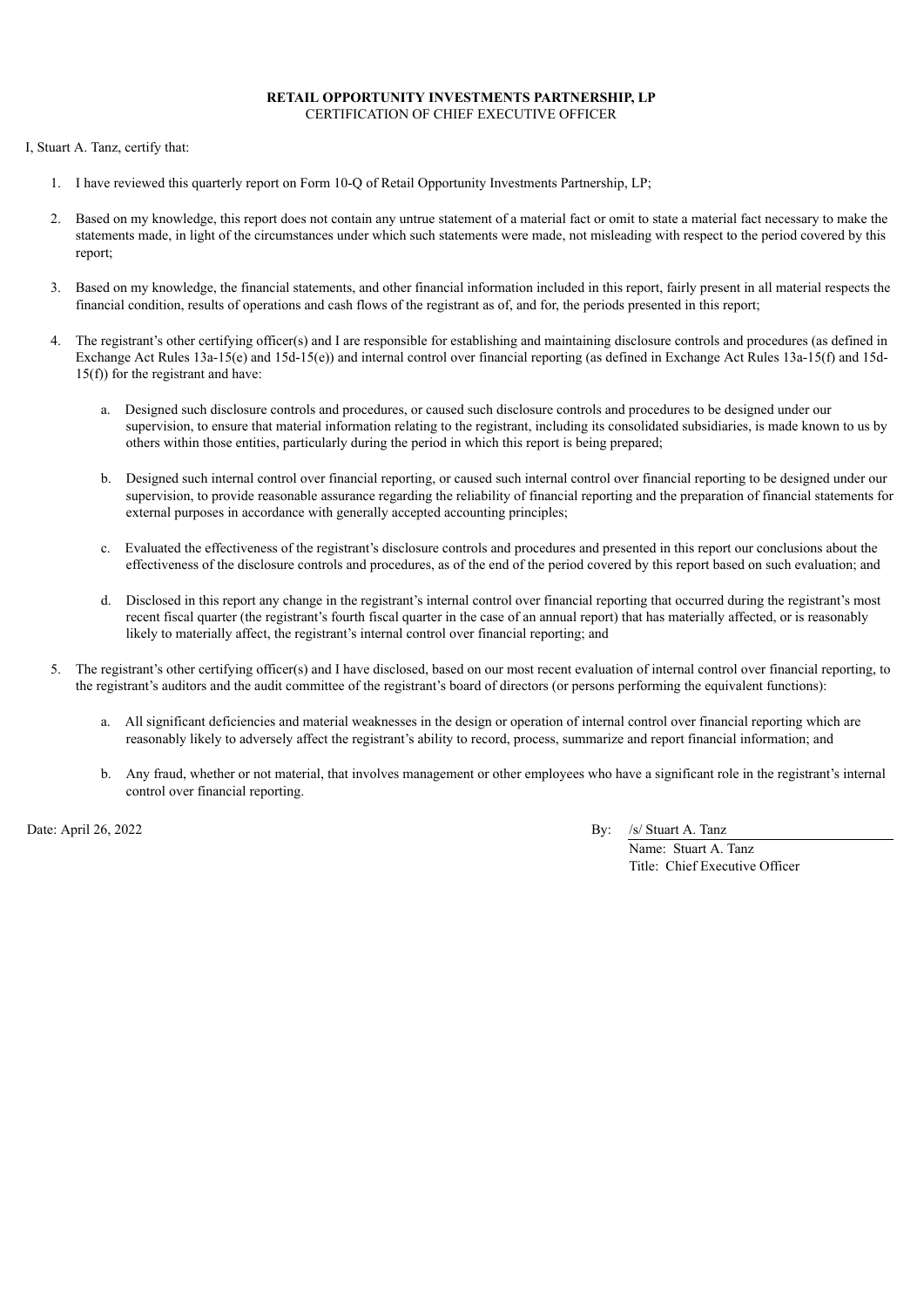**RETAIL OPPORTUNITY INVESTMENTS PARTNERSHIP, LP**
CERTIFICATION OF CHIEF EXECUTIVE OFFICER

I, Stuart A. Tanz, certify that:

1. I have reviewed this quarterly report on Form 10-Q of Retail Opportunity Investments Partnership, LP;

2. Based on my knowledge, this report does not contain any untrue statement of a material fact or omit to state a material fact necessary to make the statements made, in light of the circumstances under which such statements were made, not misleading with respect to the period covered by this report;

3. Based on my knowledge, the financial statements, and other financial information included in this report, fairly present in all material respects the financial condition, results of operations and cash flows of the registrant as of, and for, the periods presented in this report;

4. The registrant's other certifying officer(s) and I are responsible for establishing and maintaining disclosure controls and procedures (as defined in Exchange Act Rules 13a-15(e) and 15d-15(e)) and internal control over financial reporting (as defined in Exchange Act Rules 13a-15(f) and 15d-15(f)) for the registrant and have:

   a. Designed such disclosure controls and procedures, or caused such disclosure controls and procedures to be designed under our supervision, to ensure that material information relating to the registrant, including its consolidated subsidiaries, is made known to us by others within those entities, particularly during the period in which this report is being prepared;

   b. Designed such internal control over financial reporting, or caused such internal control over financial reporting to be designed under our supervision, to provide reasonable assurance regarding the reliability of financial reporting and the preparation of financial statements for external purposes in accordance with generally accepted accounting principles;

   c. Evaluated the effectiveness of the registrant's disclosure controls and procedures and presented in this report our conclusions about the effectiveness of the disclosure controls and procedures, as of the end of the period covered by this report based on such evaluation; and

   d. Disclosed in this report any change in the registrant's internal control over financial reporting that occurred during the registrant's most recent fiscal quarter (the registrant's fourth fiscal quarter in the case of an annual report) that has materially affected, or is reasonably likely to materially affect, the registrant's internal control over financial reporting; and

5. The registrant's other certifying officer(s) and I have disclosed, based on our most recent evaluation of internal control over financial reporting, to the registrant's auditors and the audit committee of the registrant's board of directors (or persons performing the equivalent functions):

   a. All significant deficiencies and material weaknesses in the design or operation of internal control over financial reporting which are reasonably likely to adversely affect the registrant's ability to record, process, summarize and report financial information; and

   b. Any fraud, whether or not material, that involves management or other employees who have a significant role in the registrant's internal control over financial reporting.

Date: April 26, 2022

By: /s/ Stuart A. Tanz
Name: Stuart A. Tanz
Title: Chief Executive Officer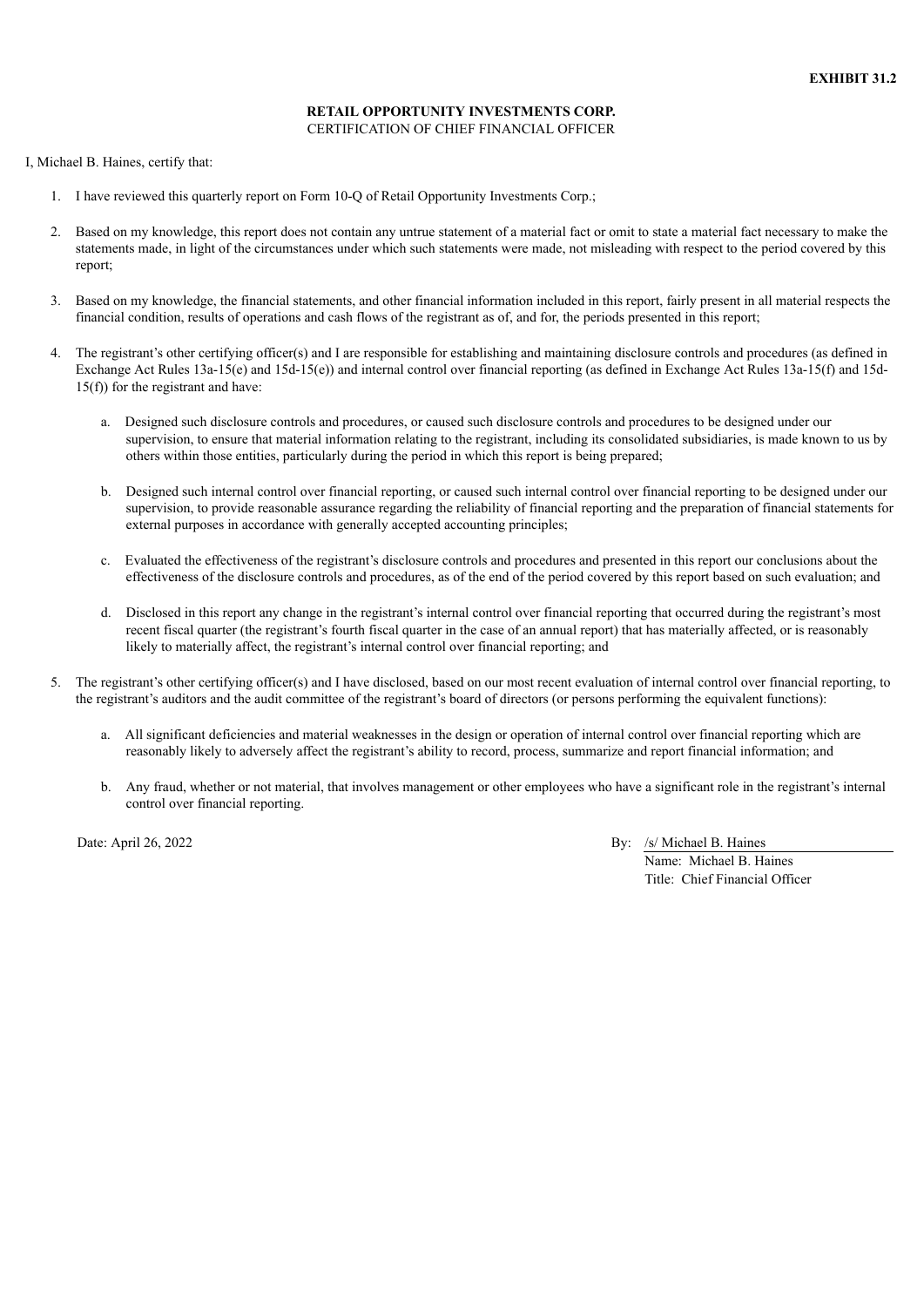**EXHIBIT 31.2**

**RETAIL OPPORTUNITY INVESTMENTS CORP.**
CERTIFICATION OF CHIEF FINANCIAL OFFICER

I, Michael B. Haines, certify that:

1. I have reviewed this quarterly report on Form 10-Q of Retail Opportunity Investments Corp.;

2. Based on my knowledge, this report does not contain any untrue statement of a material fact or omit to state a material fact necessary to make the statements made, in light of the circumstances under which such statements were made, not misleading with respect to the period covered by this report;

3. Based on my knowledge, the financial statements, and other financial information included in this report, fairly present in all material respects the financial condition, results of operations and cash flows of the registrant as of, and for, the periods presented in this report;

4. The registrant's other certifying officer(s) and I are responsible for establishing and maintaining disclosure controls and procedures (as defined in Exchange Act Rules 13a-15(e) and 15d-15(e)) and internal control over financial reporting (as defined in Exchange Act Rules 13a-15(f) and 15d-15(f)) for the registrant and have:

   a. Designed such disclosure controls and procedures, or caused such disclosure controls and procedures to be designed under our supervision, to ensure that material information relating to the registrant, including its consolidated subsidiaries, is made known to us by others within those entities, particularly during the period in which this report is being prepared;

   b. Designed such internal control over financial reporting, or caused such internal control over financial reporting to be designed under our supervision, to provide reasonable assurance regarding the reliability of financial reporting and the preparation of financial statements for external purposes in accordance with generally accepted accounting principles;

   c. Evaluated the effectiveness of the registrant's disclosure controls and procedures and presented in this report our conclusions about the effectiveness of the disclosure controls and procedures, as of the end of the period covered by this report based on such evaluation; and

   d. Disclosed in this report any change in the registrant's internal control over financial reporting that occurred during the registrant's most recent fiscal quarter (the registrant's fourth fiscal quarter in the case of an annual report) that has materially affected, or is reasonably likely to materially affect, the registrant's internal control over financial reporting; and

5. The registrant's other certifying officer(s) and I have disclosed, based on our most recent evaluation of internal control over financial reporting, to the registrant's auditors and the audit committee of the registrant's board of directors (or persons performing the equivalent functions):

   a. All significant deficiencies and material weaknesses in the design or operation of internal control over financial reporting which are reasonably likely to adversely affect the registrant's ability to record, process, summarize and report financial information; and

   b. Any fraud, whether or not material, that involves management or other employees who have a significant role in the registrant's internal control over financial reporting.

Date: April 26, 2022

By: /s/ Michael B. Haines
Name: Michael B. Haines
Title: Chief Financial Officer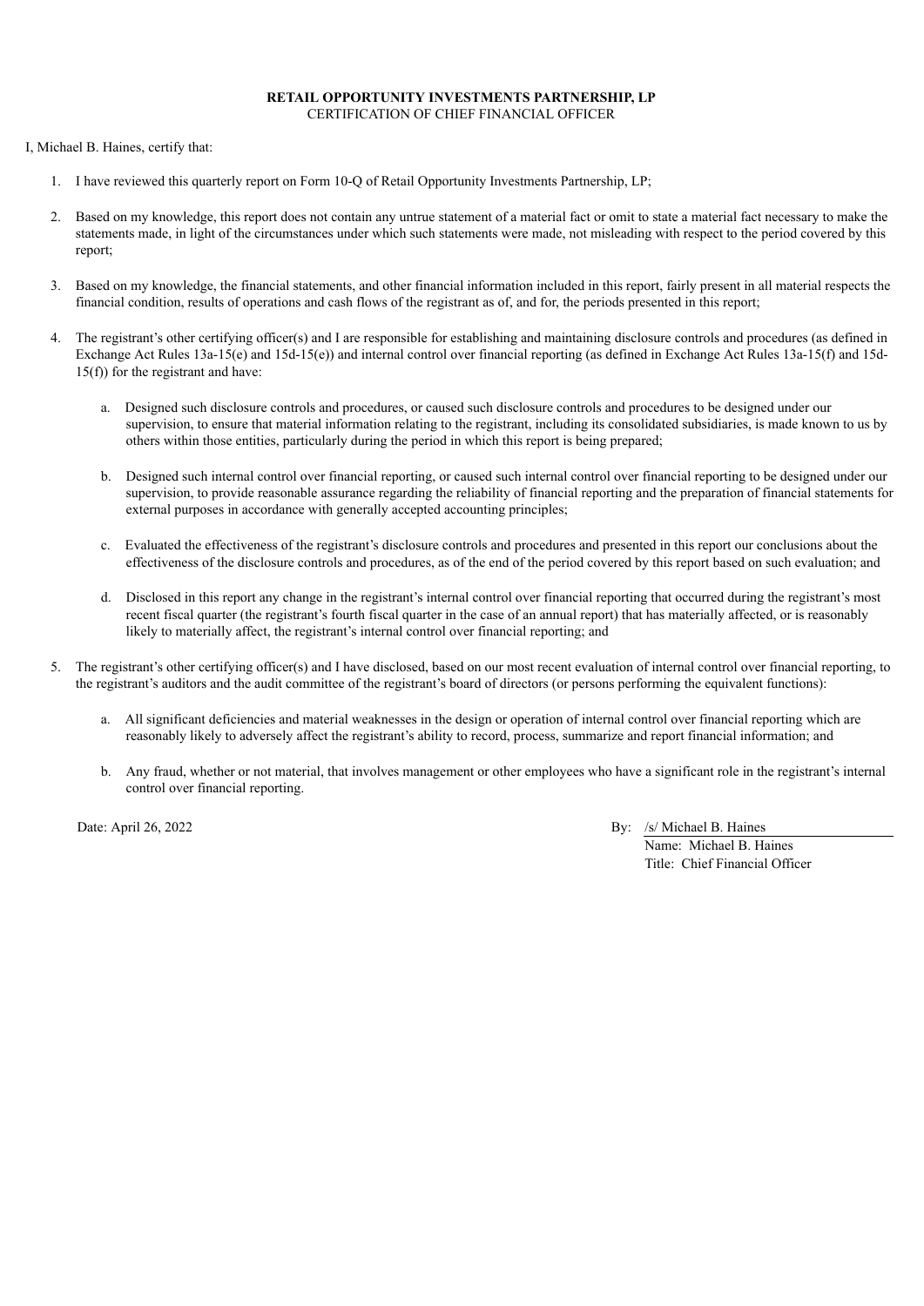**RETAIL OPPORTUNITY INVESTMENTS PARTNERSHIP, LP**
CERTIFICATION OF CHIEF FINANCIAL OFFICER

I, Michael B. Haines, certify that:

1. I have reviewed this quarterly report on Form 10-Q of Retail Opportunity Investments Partnership, LP;

2. Based on my knowledge, this report does not contain any untrue statement of a material fact or omit to state a material fact necessary to make the statements made, in light of the circumstances under which such statements were made, not misleading with respect to the period covered by this report;

3. Based on my knowledge, the financial statements, and other financial information included in this report, fairly present in all material respects the financial condition, results of operations and cash flows of the registrant as of, and for, the periods presented in this report;

4. The registrant's other certifying officer(s) and I are responsible for establishing and maintaining disclosure controls and procedures (as defined in Exchange Act Rules 13a-15(e) and 15d-15(e)) and internal control over financial reporting (as defined in Exchange Act Rules 13a-15(f) and 15d-15(f)) for the registrant and have:

   a. Designed such disclosure controls and procedures, or caused such disclosure controls and procedures to be designed under our supervision, to ensure that material information relating to the registrant, including its consolidated subsidiaries, is made known to us by others within those entities, particularly during the period in which this report is being prepared;

   b. Designed such internal control over financial reporting, or caused such internal control over financial reporting to be designed under our supervision, to provide reasonable assurance regarding the reliability of financial reporting and the preparation of financial statements for external purposes in accordance with generally accepted accounting principles;

   c. Evaluated the effectiveness of the registrant's disclosure controls and procedures and presented in this report our conclusions about the effectiveness of the disclosure controls and procedures, as of the end of the period covered by this report based on such evaluation; and

   d. Disclosed in this report any change in the registrant's internal control over financial reporting that occurred during the registrant's most recent fiscal quarter (the registrant's fourth fiscal quarter in the case of an annual report) that has materially affected, or is reasonably likely to materially affect, the registrant's internal control over financial reporting; and

5. The registrant's other certifying officer(s) and I have disclosed, based on our most recent evaluation of internal control over financial reporting, to the registrant's auditors and the audit committee of the registrant's board of directors (or persons performing the equivalent functions):

   a. All significant deficiencies and material weaknesses in the design or operation of internal control over financial reporting which are reasonably likely to adversely affect the registrant's ability to record, process, summarize and report financial information; and

   b. Any fraud, whether or not material, that involves management or other employees who have a significant role in the registrant's internal control over financial reporting.

Date: April 26, 2022

By: /s/ Michael B. Haines
Name: Michael B. Haines
Title: Chief Financial Officer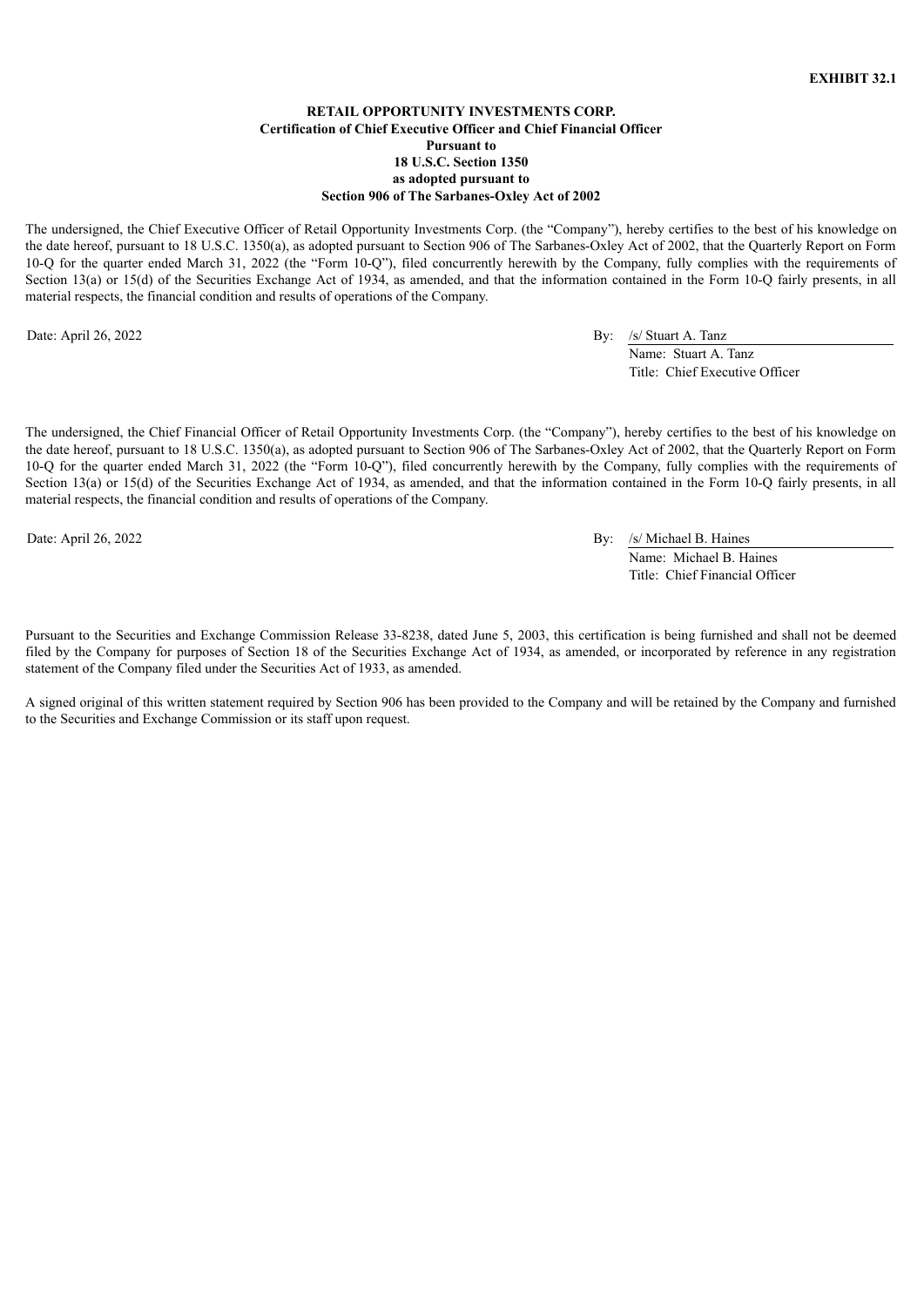**EXHIBIT 32.1**

**RETAIL OPPORTUNITY INVESTMENTS CORP.**
**Certification of Chief Executive Officer and Chief Financial Officer**
**Pursuant to**
**18 U.S.C. Section 1350**
**as adopted pursuant to**
**Section 906 of The Sarbanes-Oxley Act of 2002**

The undersigned, the Chief Executive Officer of Retail Opportunity Investments Corp. (the "Company"), hereby certifies to the best of his knowledge on the date hereof, pursuant to 18 U.S.C. 1350(a), as adopted pursuant to Section 906 of The Sarbanes-Oxley Act of 2002, that the Quarterly Report on Form 10-Q for the quarter ended March 31, 2022 (the "Form 10-Q"), filed concurrently herewith by the Company, fully complies with the requirements of Section 13(a) or 15(d) of the Securities Exchange Act of 1934, as amended, and that the information contained in the Form 10-Q fairly presents, in all material respects, the financial condition and results of operations of the Company.

Date: April 26, 2022

By: /s/ Stuart A. Tanz
Name: Stuart A. Tanz
Title: Chief Executive Officer

The undersigned, the Chief Financial Officer of Retail Opportunity Investments Corp. (the "Company"), hereby certifies to the best of his knowledge on the date hereof, pursuant to 18 U.S.C. 1350(a), as adopted pursuant to Section 906 of The Sarbanes-Oxley Act of 2002, that the Quarterly Report on Form 10-Q for the quarter ended March 31, 2022 (the "Form 10-Q"), filed concurrently herewith by the Company, fully complies with the requirements of Section 13(a) or 15(d) of the Securities Exchange Act of 1934, as amended, and that the information contained in the Form 10-Q fairly presents, in all material respects, the financial condition and results of operations of the Company.

Date: April 26, 2022

By: /s/ Michael B. Haines
Name: Michael B. Haines
Title: Chief Financial Officer

Pursuant to the Securities and Exchange Commission Release 33-8238, dated June 5, 2003, this certification is being furnished and shall not be deemed filed by the Company for purposes of Section 18 of the Securities Exchange Act of 1934, as amended, or incorporated by reference in any registration statement of the Company filed under the Securities Act of 1933, as amended.

A signed original of this written statement required by Section 906 has been provided to the Company and will be retained by the Company and furnished to the Securities and Exchange Commission or its staff upon request.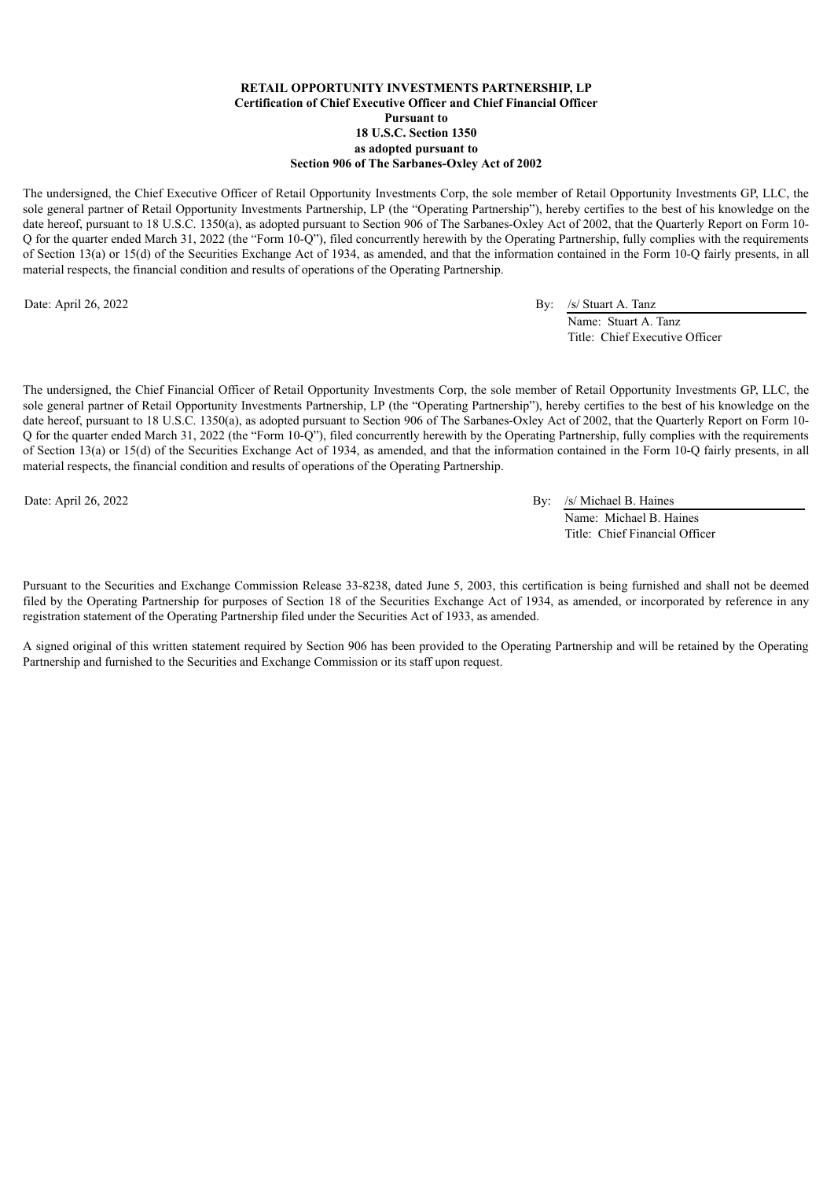**RETAIL OPPORTUNITY INVESTMENTS PARTNERSHIP, LP**
**Certification of Chief Executive Officer and Chief Financial Officer**
**Pursuant to**
**18 U.S.C. Section 1350**
**as adopted pursuant to**
**Section 906 of The Sarbanes-Oxley Act of 2002**

The undersigned, the Chief Executive Officer of Retail Opportunity Investments Corp, the sole member of Retail Opportunity Investments GP, LLC, the sole general partner of Retail Opportunity Investments Partnership, LP (the "Operating Partnership"), hereby certifies to the best of his knowledge on the date hereof, pursuant to 18 U.S.C. 1350(a), as adopted pursuant to Section 906 of The Sarbanes-Oxley Act of 2002, that the Quarterly Report on Form 10-Q for the quarter ended March 31, 2022 (the "Form 10-Q"), filed concurrently herewith by the Operating Partnership, fully complies with the requirements of Section 13(a) or 15(d) of the Securities Exchange Act of 1934, as amended, and that the information contained in the Form 10-Q fairly presents, in all material respects, the financial condition and results of operations of the Operating Partnership.

Date: April 26, 2022

By: /s/ Stuart A. Tanz
Name: Stuart A. Tanz
Title: Chief Executive Officer

The undersigned, the Chief Financial Officer of Retail Opportunity Investments Corp, the sole member of Retail Opportunity Investments GP, LLC, the sole general partner of Retail Opportunity Investments Partnership, LP (the "Operating Partnership"), hereby certifies to the best of his knowledge on the date hereof, pursuant to 18 U.S.C. 1350(a), as adopted pursuant to Section 906 of The Sarbanes-Oxley Act of 2002, that the Quarterly Report on Form 10-Q for the quarter ended March 31, 2022 (the "Form 10-Q"), filed concurrently herewith by the Operating Partnership, fully complies with the requirements of Section 13(a) or 15(d) of the Securities Exchange Act of 1934, as amended, and that the information contained in the Form 10-Q fairly presents, in all material respects, the financial condition and results of operations of the Operating Partnership.

Date: April 26, 2022

By: /s/ Michael B. Haines
Name: Michael B. Haines
Title: Chief Financial Officer

Pursuant to the Securities and Exchange Commission Release 33-8238, dated June 5, 2003, this certification is being furnished and shall not be deemed filed by the Operating Partnership for purposes of Section 18 of the Securities Exchange Act of 1934, as amended, or incorporated by reference in any registration statement of the Operating Partnership filed under the Securities Act of 1933, as amended.

A signed original of this written statement required by Section 906 has been provided to the Operating Partnership and will be retained by the Operating Partnership and furnished to the Securities and Exchange Commission or its staff upon request.